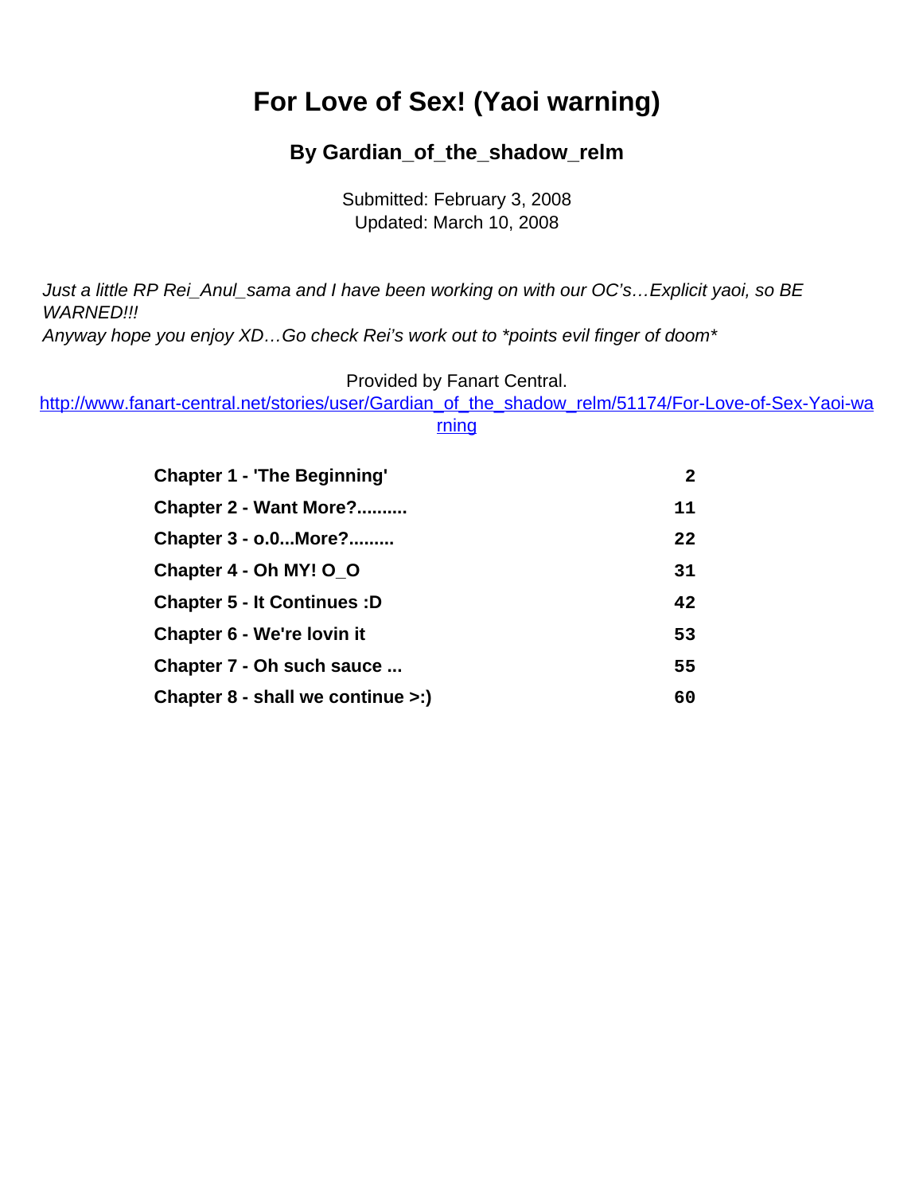# For Love of Sex! (Yaoi warning)

### By Gardian_of_the_shadow_relm

Submitted: February 3, 2008
Updated: March 10, 2008

*Just a little RP Rei_Anul_sama and I have been working on with our OC's…Explicit yaoi, so BE WARNED!!!*
*Anyway hope you enjoy XD…Go check Rei's work out to *points evil finger of doom**

Provided by Fanart Central.
[http://www.fanart-central.net/stories/user/Gardian_of_the_shadow_relm/51174/For-Love-of-Sex-Yaoi-warning](http://www.fanart-central.net/stories/user/Gardian_of_the_shadow_relm/51174/For-Love-of-Sex-Yaoi-warning)

| | |
|---|---|
| **Chapter 1 - 'The Beginning'** | **2** |
| **Chapter 2 - Want More?..........** | **11** |
| **Chapter 3 - o.0...More?.........** | **22** |
| **Chapter 4 - Oh MY! O_O** | **31** |
| **Chapter 5 - It Continues :D** | **42** |
| **Chapter 6 - We're lovin it** | **53** |
| **Chapter 7 - Oh such sauce ...** | **55** |
| **Chapter 8 - shall we continue >:)** | **60** |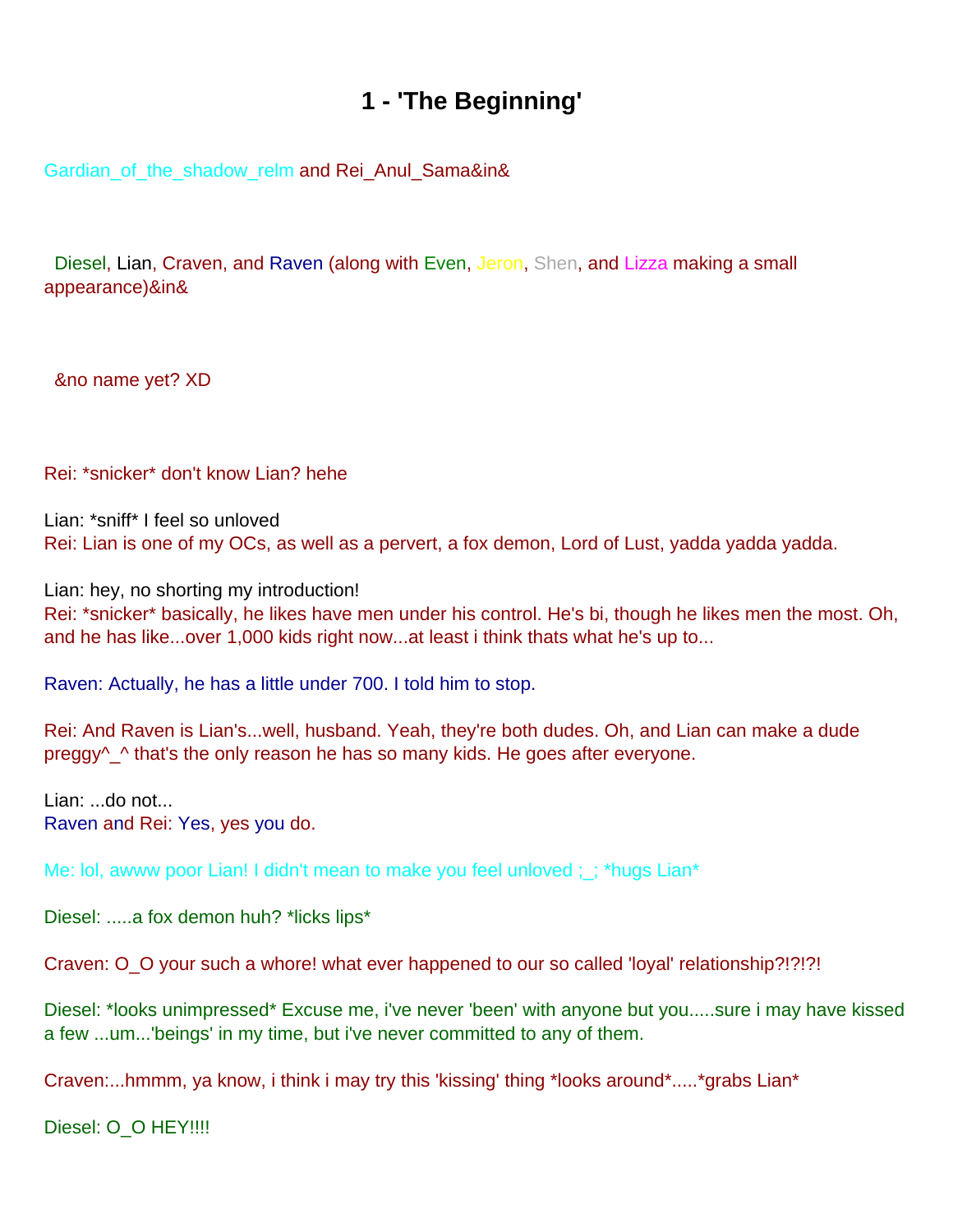# 1 - 'The Beginning'

Gardian_of_the_shadow_relm and Rei_Anul_Sama&in&

Diesel, Lian, Craven, and Raven (along with Even, Jeron, Shen, and Lizza making a small appearance)&in&

&no name yet? XD

Rei: *snicker* don't know Lian? hehe

Lian: *sniff* I feel so unloved

Rei: Lian is one of my OCs, as well as a pervert, a fox demon, Lord of Lust, yadda yadda yadda.

Lian: hey, no shorting my introduction!

Rei: *snicker* basically, he likes have men under his control. He's bi, though he likes men the most. Oh, and he has like...over 1,000 kids right now...at least i think thats what he's up to...

Raven: Actually, he has a little under 700. I told him to stop.

Rei: And Raven is Lian's...well, husband. Yeah, they're both dudes. Oh, and Lian can make a dude preggy^_^ that's the only reason he has so many kids. He goes after everyone.

Lian: ...do not...

Raven and Rei: Yes, yes you do.

Me: lol, awww poor Lian! I didn't mean to make you feel unloved ;_; *hugs Lian*

Diesel: .....a fox demon huh? *licks lips*

Craven: O_O your such a whore! what ever happened to our so called 'loyal' relationship?!?!?!

Diesel: *looks unimpressed* Excuse me, i've never 'been' with anyone but you.....sure i may have kissed a few ...um...'beings' in my time, but i've never committed to any of them.

Craven:...hmmm, ya know, i think i may try this 'kissing' thing *looks around*.....*grabs Lian*

Diesel: O_O HEY!!!!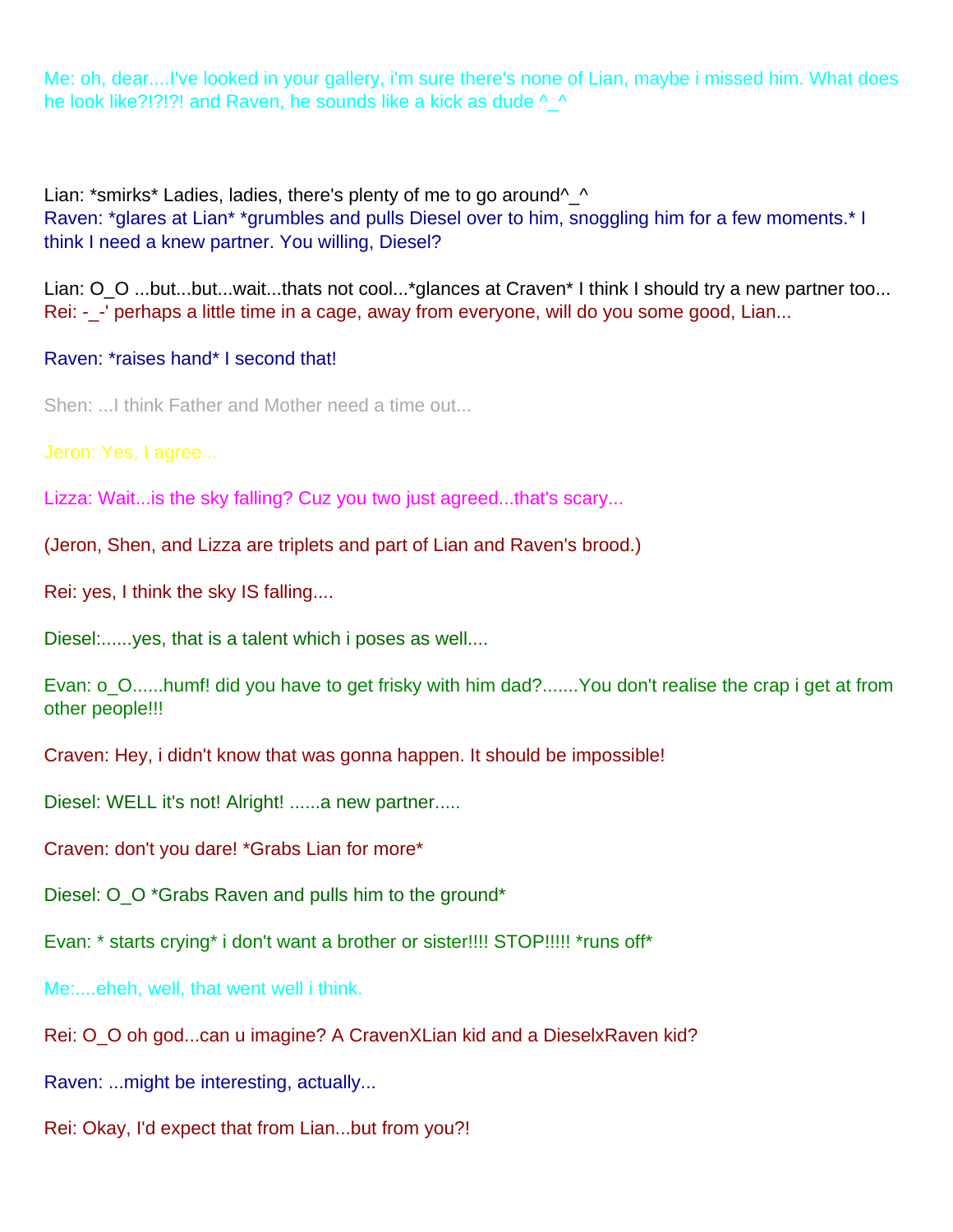Me: oh, dear....I've looked in your gallery, i'm sure there's none of Lian, maybe i missed him. What does he look like?!?!?! and Raven, he sounds like a kick as dude ^_^

Lian: *smirks* Ladies, ladies, there's plenty of me to go around^_^
Raven: *glares at Lian* *grumbles and pulls Diesel over to him, snoggling him for a few moments.* I think I need a knew partner. You willing, Diesel?

Lian: O_O ...but...but...wait...thats not cool...*glances at Craven* I think I should try a new partner too...
Rei: -_-' perhaps a little time in a cage, away from everyone, will do you some good, Lian...

Raven: *raises hand* I second that!

Shen: ...I think Father and Mother need a time out...

Jeron: Yes, I agree...

Lizza: Wait...is the sky falling? Cuz you two just agreed...that's scary...

(Jeron, Shen, and Lizza are triplets and part of Lian and Raven's brood.)

Rei: yes, I think the sky IS falling....

Diesel:......yes, that is a talent which i poses as well....

Evan: o_O......humf! did you have to get frisky with him dad?.......You don't realise the crap i get at from other people!!!

Craven: Hey, i didn't know that was gonna happen. It should be impossible!

Diesel: WELL it's not! Alright! ......a new partner.....

Craven: don't you dare! *Grabs Lian for more*

Diesel: O_O *Grabs Raven and pulls him to the ground*

Evan: * starts crying* i don't want a brother or sister!!!! STOP!!!!! *runs off*

Me:....eheh, well, that went well i think.

Rei: O_O oh god...can u imagine? A CravenXLian kid and a DieselxRaven kid?

Raven: ...might be interesting, actually...

Rei: Okay, I'd expect that from Lian...but from you?!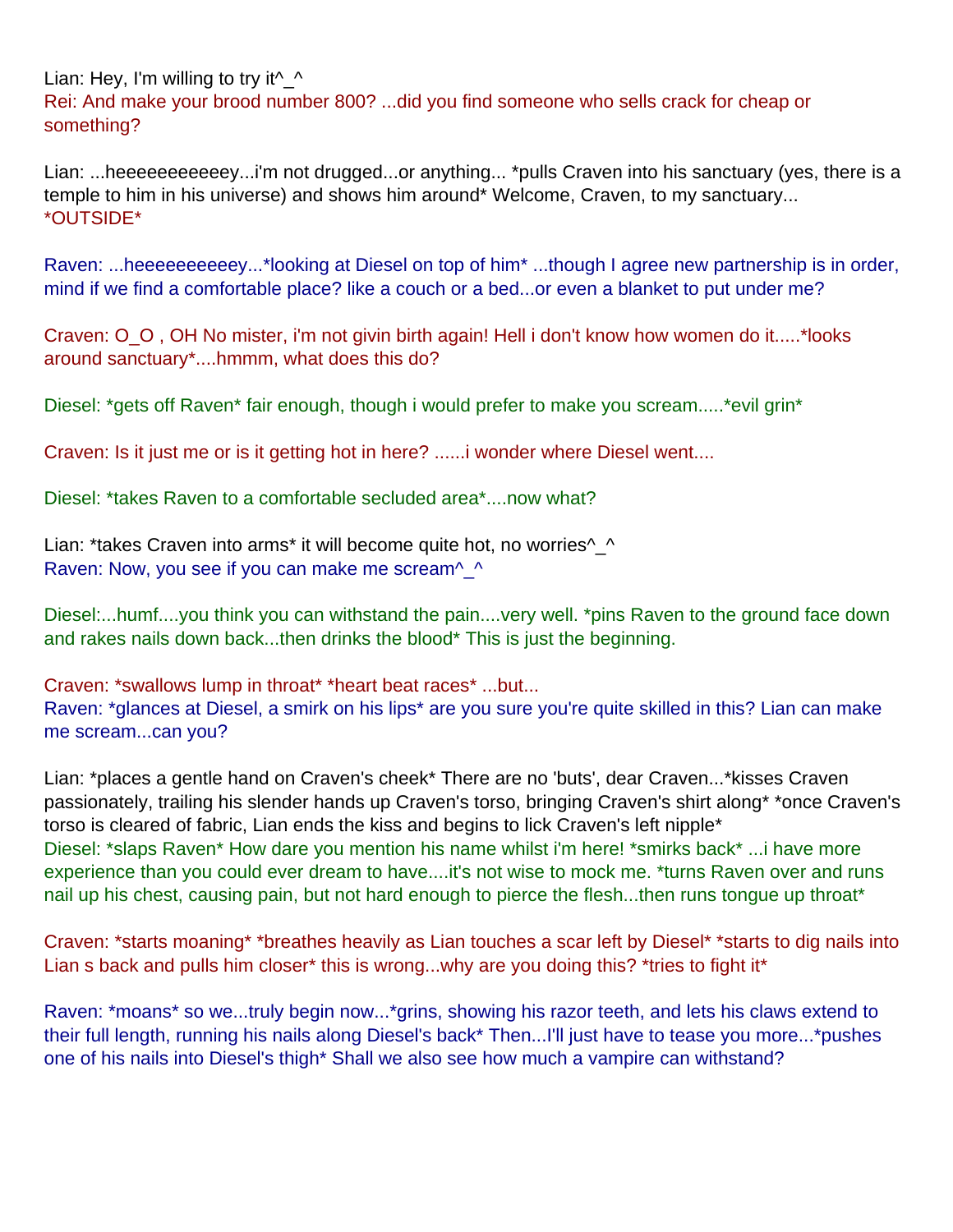Lian: Hey, I'm willing to try it^_^
Rei: And make your brood number 800? ...did you find someone who sells crack for cheap or something?

Lian: ...heeeeeeeeeeey...i'm not drugged...or anything... *pulls Craven into his sanctuary (yes, there is a temple to him in his universe) and shows him around* Welcome, Craven, to my sanctuary...
*OUTSIDE*

Raven: ...heeeeeeeeeey...*looking at Diesel on top of him* ...though I agree new partnership is in order, mind if we find a comfortable place? like a couch or a bed...or even a blanket to put under me?

Craven: O_O , OH No mister, i'm not givin birth again! Hell i don't know how women do it.....*looks around sanctuary*....hmmm, what does this do?

Diesel: *gets off Raven* fair enough, though i would prefer to make you scream.....*evil grin*

Craven: Is it just me or is it getting hot in here? ......i wonder where Diesel went....

Diesel: *takes Raven to a comfortable secluded area*....now what?

Lian: *takes Craven into arms* it will become quite hot, no worries^_^
Raven: Now, you see if you can make me scream^_^

Diesel:...humf....you think you can withstand the pain....very well. *pins Raven to the ground face down and rakes nails down back...then drinks the blood* This is just the beginning.

Craven: *swallows lump in throat* *heart beat races* ...but...
Raven: *glances at Diesel, a smirk on his lips* are you sure you're quite skilled in this? Lian can make me scream...can you?

Lian: *places a gentle hand on Craven's cheek* There are no 'buts', dear Craven...*kisses Craven passionately, trailing his slender hands up Craven's torso, bringing Craven's shirt along* *once Craven's torso is cleared of fabric, Lian ends the kiss and begins to lick Craven's left nipple*
Diesel: *slaps Raven* How dare you mention his name whilst i'm here! *smirks back* ...i have more experience than you could ever dream to have....it's not wise to mock me. *turns Raven over and runs nail up his chest, causing pain, but not hard enough to pierce the flesh...then runs tongue up throat*

Craven: *starts moaning* *breathes heavily as Lian touches a scar left by Diesel* *starts to dig nails into Lian s back and pulls him closer* this is wrong...why are you doing this? *tries to fight it*

Raven: *moans* so we...truly begin now...*grins, showing his razor teeth, and lets his claws extend to their full length, running his nails along Diesel's back* Then...I'll just have to tease you more...*pushes one of his nails into Diesel's thigh* Shall we also see how much a vampire can withstand?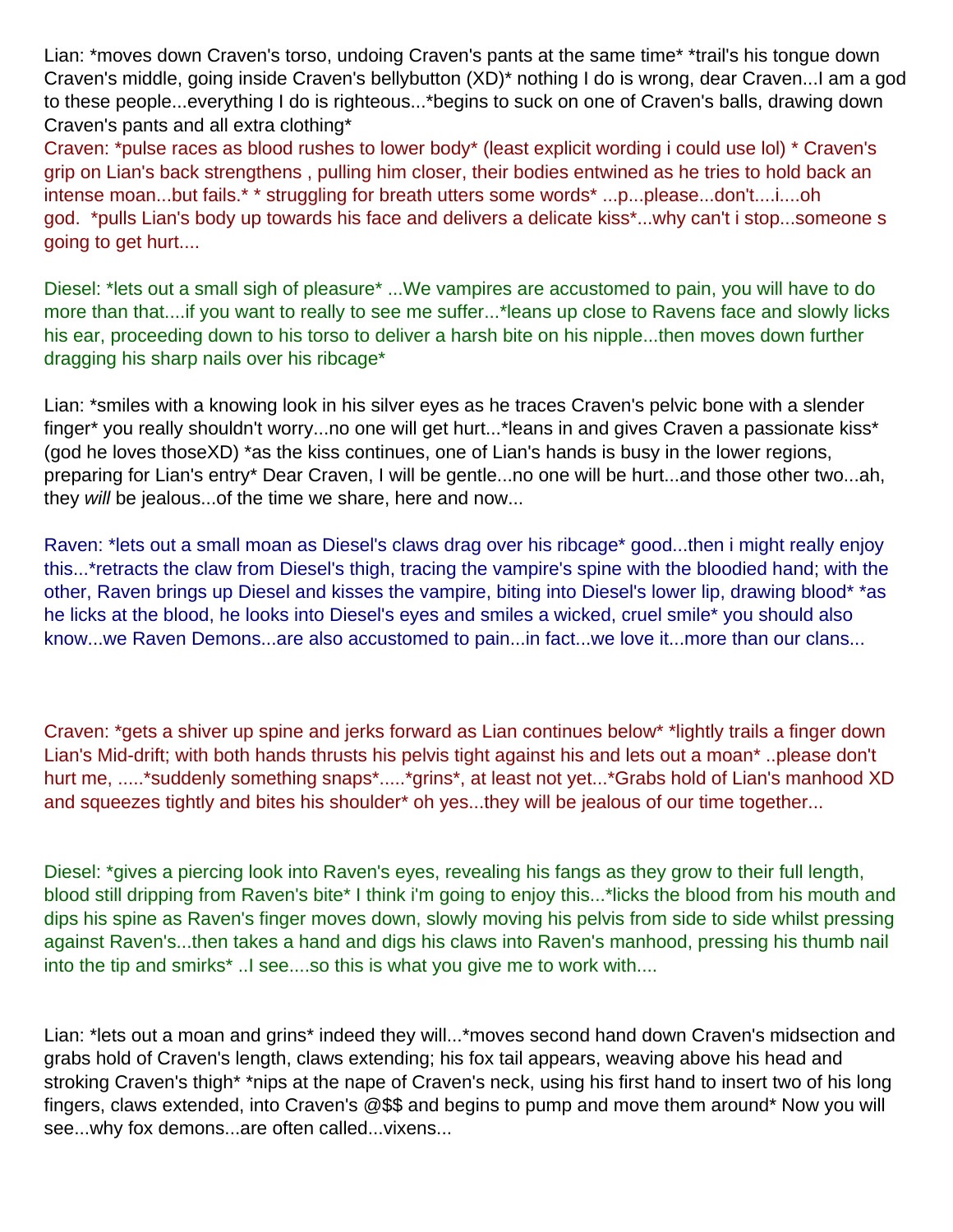Lian: *moves down Craven's torso, undoing Craven's pants at the same time* *trail's his tongue down Craven's middle, going inside Craven's bellybutton (XD)* nothing I do is wrong, dear Craven...I am a god to these people...everything I do is righteous...*begins to suck on one of Craven's balls, drawing down Craven's pants and all extra clothing*

Craven: *pulse races as blood rushes to lower body* (least explicit wording i could use lol) * Craven's grip on Lian's back strengthens , pulling him closer, their bodies entwined as he tries to hold back an intense moan...but fails.* * struggling for breath utters some words* ...p...please...don't....i....oh god. *pulls Lian's body up towards his face and delivers a delicate kiss*...why can't i stop...someone s going to get hurt....

Diesel: *lets out a small sigh of pleasure* ...We vampires are accustomed to pain, you will have to do more than that....if you want to really to see me suffer...*leans up close to Ravens face and slowly licks his ear, proceeding down to his torso to deliver a harsh bite on his nipple...then moves down further dragging his sharp nails over his ribcage*

Lian: *smiles with a knowing look in his silver eyes as he traces Craven's pelvic bone with a slender finger* you really shouldn't worry...no one will get hurt...*leans in and gives Craven a passionate kiss* (god he loves thoseXD) *as the kiss continues, one of Lian's hands is busy in the lower regions, preparing for Lian's entry* Dear Craven, I will be gentle...no one will be hurt...and those other two...ah, they *will* be jealous...of the time we share, here and now...

Raven: *lets out a small moan as Diesel's claws drag over his ribcage* good...then i might really enjoy this...*retracts the claw from Diesel's thigh, tracing the vampire's spine with the bloodied hand; with the other, Raven brings up Diesel and kisses the vampire, biting into Diesel's lower lip, drawing blood* *as he licks at the blood, he looks into Diesel's eyes and smiles a wicked, cruel smile* you should also know...we Raven Demons...are also accustomed to pain...in fact...we love it...more than our clans...

Craven: *gets a shiver up spine and jerks forward as Lian continues below* *lightly trails a finger down Lian's Mid-drift; with both hands thrusts his pelvis tight against his and lets out a moan* ..please don't hurt me, .....*suddenly something snaps*.....*grins*, at least not yet...*Grabs hold of Lian's manhood XD and squeezes tightly and bites his shoulder* oh yes...they will be jealous of our time together...

Diesel: *gives a piercing look into Raven's eyes, revealing his fangs as they grow to their full length, blood still dripping from Raven's bite* I think i'm going to enjoy this...*licks the blood from his mouth and dips his spine as Raven's finger moves down, slowly moving his pelvis from side to side whilst pressing against Raven's...then takes a hand and digs his claws into Raven's manhood, pressing his thumb nail into the tip and smirks* ..I see....so this is what you give me to work with....

Lian: *lets out a moan and grins* indeed they will...*moves second hand down Craven's midsection and grabs hold of Craven's length, claws extending; his fox tail appears, weaving above his head and stroking Craven's thigh* *nips at the nape of Craven's neck, using his first hand to insert two of his long fingers, claws extended, into Craven's @$$ and begins to pump and move them around* Now you will see...why fox demons...are often called...vixens...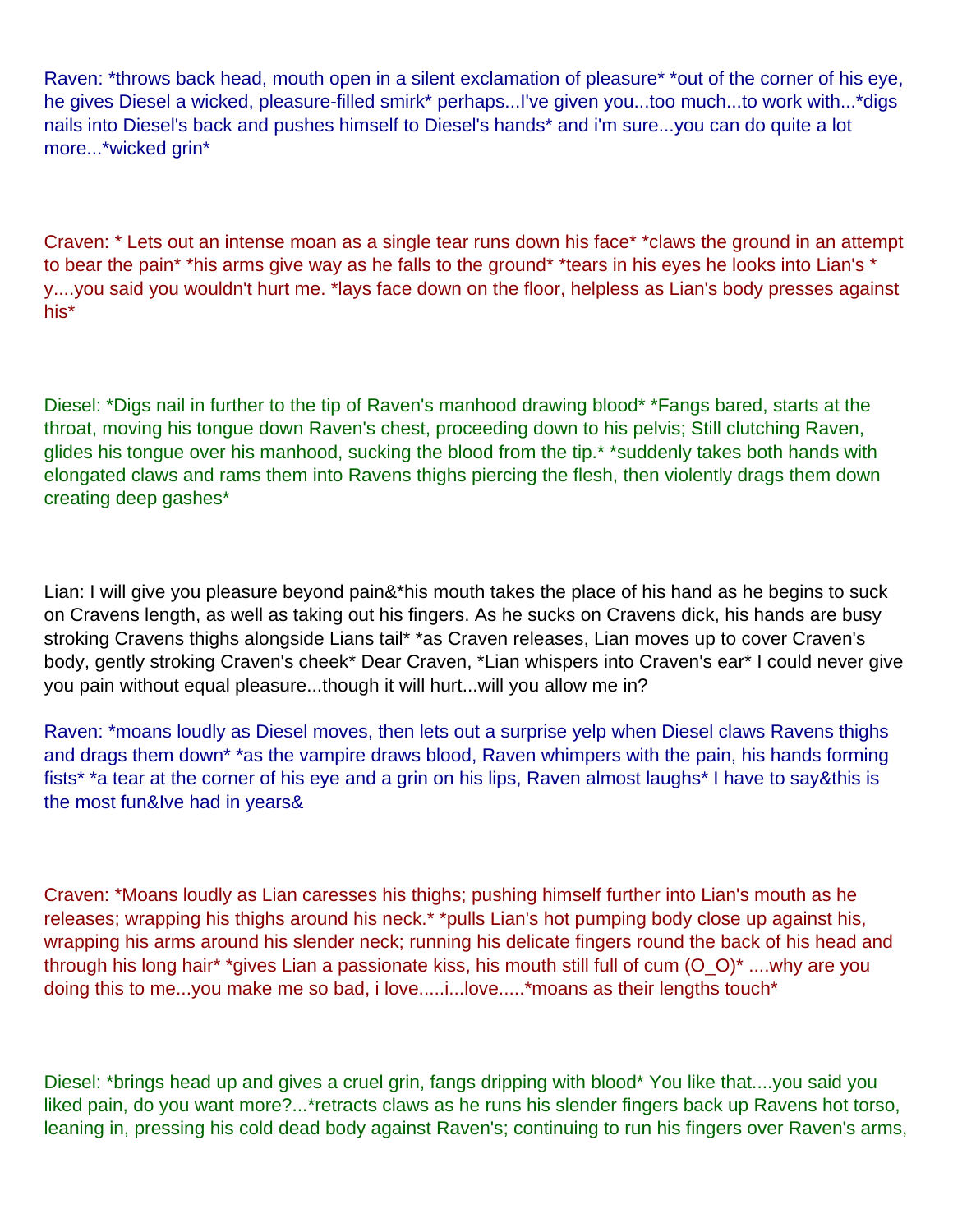Raven: *throws back head, mouth open in a silent exclamation of pleasure* *out of the corner of his eye, he gives Diesel a wicked, pleasure-filled smirk* perhaps...I've given you...too much...to work with...*digs nails into Diesel's back and pushes himself to Diesel's hands* and i'm sure...you can do quite a lot more...*wicked grin*

Craven: * Lets out an intense moan as a single tear runs down his face* *claws the ground in an attempt to bear the pain* *his arms give way as he falls to the ground* *tears in his eyes he looks into Lian's * y....you said you wouldn't hurt me. *lays face down on the floor, helpless as Lian's body presses against his*

Diesel: *Digs nail in further to the tip of Raven's manhood drawing blood* *Fangs bared, starts at the throat, moving his tongue down Raven's chest, proceeding down to his pelvis; Still clutching Raven, glides his tongue over his manhood, sucking the blood from the tip.* *suddenly takes both hands with elongated claws and rams them into Ravens thighs piercing the flesh, then violently drags them down creating deep gashes*

Lian: I will give you pleasure beyond pain&*his mouth takes the place of his hand as he begins to suck on Cravens length, as well as taking out his fingers. As he sucks on Cravens dick, his hands are busy stroking Cravens thighs alongside Lians tail* *as Craven releases, Lian moves up to cover Craven's body, gently stroking Craven's cheek* Dear Craven, *Lian whispers into Craven's ear* I could never give you pain without equal pleasure...though it will hurt...will you allow me in?

Raven: *moans loudly as Diesel moves, then lets out a surprise yelp when Diesel claws Ravens thighs and drags them down* *as the vampire draws blood, Raven whimpers with the pain, his hands forming fists* *a tear at the corner of his eye and a grin on his lips, Raven almost laughs* I have to say&this is the most fun&Ive had in years&

Craven: *Moans loudly as Lian caresses his thighs; pushing himself further into Lian's mouth as he releases; wrapping his thighs around his neck.* *pulls Lian's hot pumping body close up against his, wrapping his arms around his slender neck; running his delicate fingers round the back of his head and through his long hair* *gives Lian a passionate kiss, his mouth still full of cum (O_O)* ....why are you doing this to me...you make me so bad, i love.....i...love.....*moans as their lengths touch*

Diesel: *brings head up and gives a cruel grin, fangs dripping with blood* You like that....you said you liked pain, do you want more?...*retracts claws as he runs his slender fingers back up Ravens hot torso, leaning in, pressing his cold dead body against Raven's; continuing to run his fingers over Raven's arms,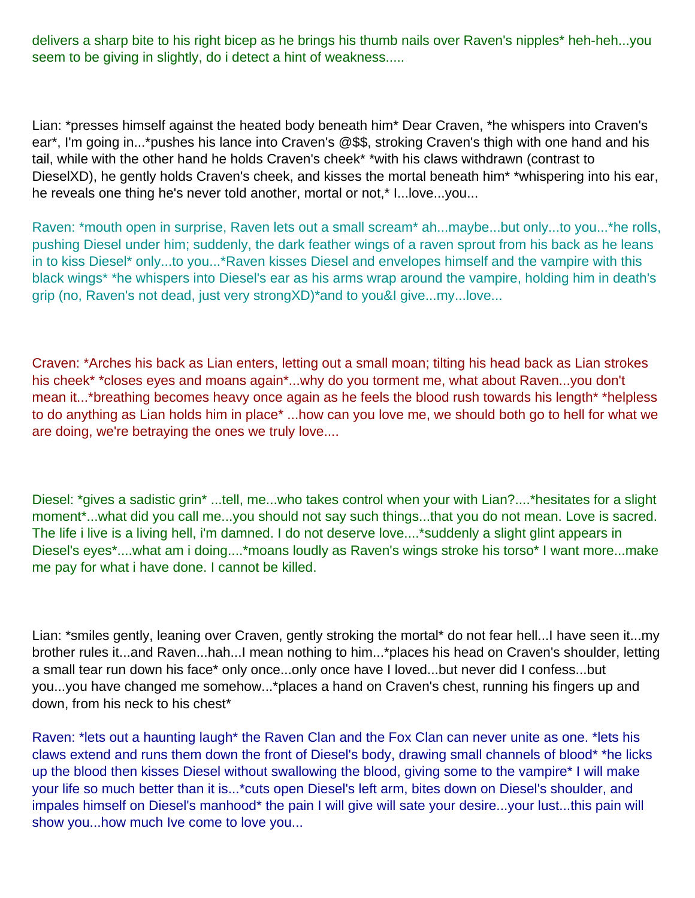delivers a sharp bite to his right bicep as he brings his thumb nails over Raven's nipples* heh-heh...you seem to be giving in slightly, do i detect a hint of weakness.....

Lian: *presses himself against the heated body beneath him* Dear Craven, *he whispers into Craven's ear*, I'm going in...*pushes his lance into Craven's @$$, stroking Craven's thigh with one hand and his tail, while with the other hand he holds Craven's cheek* *with his claws withdrawn (contrast to DieselXD), he gently holds Craven's cheek, and kisses the mortal beneath him* *whispering into his ear, he reveals one thing he's never told another, mortal or not,* I...love...you...

Raven: *mouth open in surprise, Raven lets out a small scream* ah...maybe...but only...to you...*he rolls, pushing Diesel under him; suddenly, the dark feather wings of a raven sprout from his back as he leans in to kiss Diesel* only...to you...*Raven kisses Diesel and envelopes himself and the vampire with this black wings* *he whispers into Diesel's ear as his arms wrap around the vampire, holding him in death's grip (no, Raven's not dead, just very strongXD)*and to you&I give...my...love...

Craven: *Arches his back as Lian enters, letting out a small moan; tilting his head back as Lian strokes his cheek* *closes eyes and moans again*...why do you torment me, what about Raven...you don't mean it...*breathing becomes heavy once again as he feels the blood rush towards his length* *helpless to do anything as Lian holds him in place* ...how can you love me, we should both go to hell for what we are doing, we're betraying the ones we truly love....

Diesel: *gives a sadistic grin* ...tell, me...who takes control when your with Lian?....*hesitates for a slight moment*...what did you call me...you should not say such things...that you do not mean. Love is sacred. The life i live is a living hell, i'm damned. I do not deserve love....*suddenly a slight glint appears in Diesel's eyes*....what am i doing....*moans loudly as Raven's wings stroke his torso* I want more...make me pay for what i have done. I cannot be killed.

Lian: *smiles gently, leaning over Craven, gently stroking the mortal* do not fear hell...I have seen it...my brother rules it...and Raven...hah...I mean nothing to him...*places his head on Craven's shoulder, letting a small tear run down his face* only once...only once have I loved...but never did I confess...but you...you have changed me somehow...*places a hand on Craven's chest, running his fingers up and down, from his neck to his chest*

Raven: *lets out a haunting laugh* the Raven Clan and the Fox Clan can never unite as one. *lets his claws extend and runs them down the front of Diesel's body, drawing small channels of blood* *he licks up the blood then kisses Diesel without swallowing the blood, giving some to the vampire* I will make your life so much better than it is...*cuts open Diesel's left arm, bites down on Diesel's shoulder, and impales himself on Diesel's manhood* the pain I will give will sate your desire...your lust...this pain will show you...how much Ive come to love you...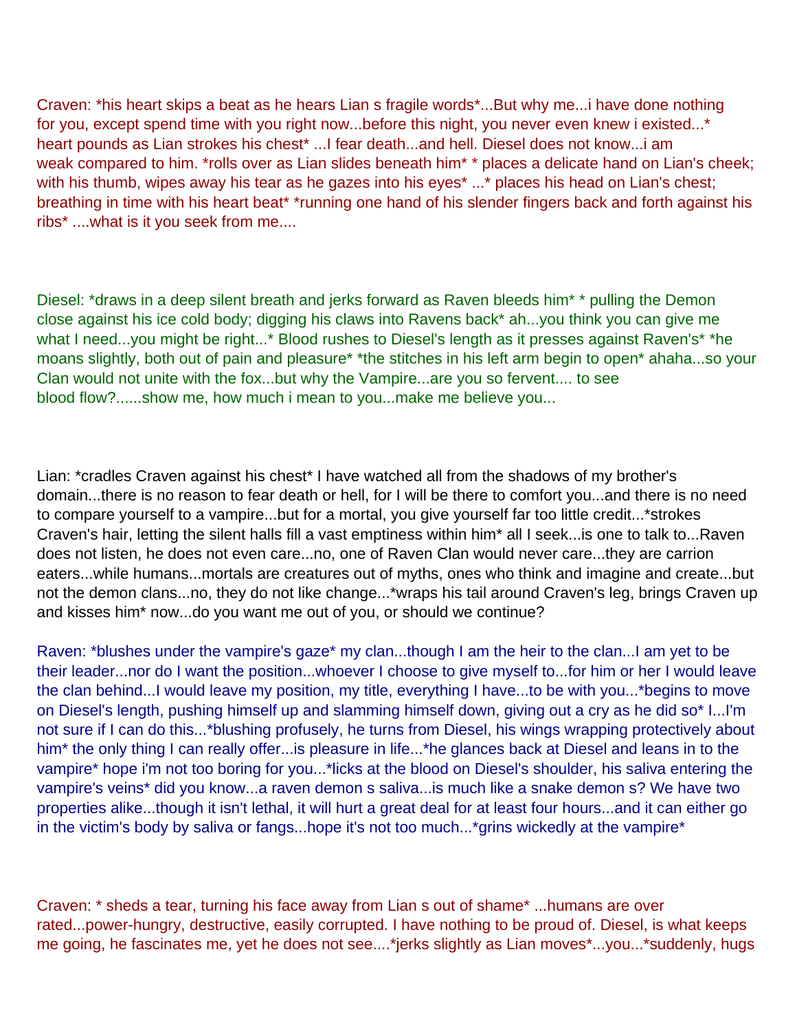Craven: *his heart skips a beat as he hears Lian s fragile words*...But why me...i have done nothing for you, except spend time with you right now...before this night, you never even knew i existed...* heart pounds as Lian strokes his chest* ...I fear death...and hell. Diesel does not know...i am weak compared to him. *rolls over as Lian slides beneath him* * places a delicate hand on Lian's cheek; with his thumb, wipes away his tear as he gazes into his eyes* ...* places his head on Lian's chest; breathing in time with his heart beat* *running one hand of his slender fingers back and forth against his ribs* ....what is it you seek from me....

Diesel: *draws in a deep silent breath and jerks forward as Raven bleeds him* * pulling the Demon close against his ice cold body; digging his claws into Ravens back* ah...you think you can give me what I need...you might be right...* Blood rushes to Diesel's length as it presses against Raven's* *he moans slightly, both out of pain and pleasure* *the stitches in his left arm begin to open* ahaha...so your Clan would not unite with the fox...but why the Vampire...are you so fervent.... to see blood flow?......show me, how much i mean to you...make me believe you...

Lian: *cradles Craven against his chest* I have watched all from the shadows of my brother's domain...there is no reason to fear death or hell, for I will be there to comfort you...and there is no need to compare yourself to a vampire...but for a mortal, you give yourself far too little credit...*strokes Craven's hair, letting the silent halls fill a vast emptiness within him* all I seek...is one to talk to...Raven does not listen, he does not even care...no, one of Raven Clan would never care...they are carrion eaters...while humans...mortals are creatures out of myths, ones who think and imagine and create...but not the demon clans...no, they do not like change...*wraps his tail around Craven's leg, brings Craven up and kisses him* now...do you want me out of you, or should we continue?

Raven: *blushes under the vampire's gaze* my clan...though I am the heir to the clan...I am yet to be their leader...nor do I want the position...whoever I choose to give myself to...for him or her I would leave the clan behind...I would leave my position, my title, everything I have...to be with you...*begins to move on Diesel's length, pushing himself up and slamming himself down, giving out a cry as he did so* I...I'm not sure if I can do this...*blushing profusely, he turns from Diesel, his wings wrapping protectively about him* the only thing I can really offer...is pleasure in life...*he glances back at Diesel and leans in to the vampire* hope i'm not too boring for you...*licks at the blood on Diesel's shoulder, his saliva entering the vampire's veins* did you know...a raven demon s saliva...is much like a snake demon s? We have two properties alike...though it isn't lethal, it will hurt a great deal for at least four hours...and it can either go in the victim's body by saliva or fangs...hope it's not too much...*grins wickedly at the vampire*

Craven: * sheds a tear, turning his face away from Lian s out of shame* ...humans are over rated...power-hungry, destructive, easily corrupted. I have nothing to be proud of. Diesel, is what keeps me going, he fascinates me, yet he does not see....*jerks slightly as Lian moves*...you...*suddenly, hugs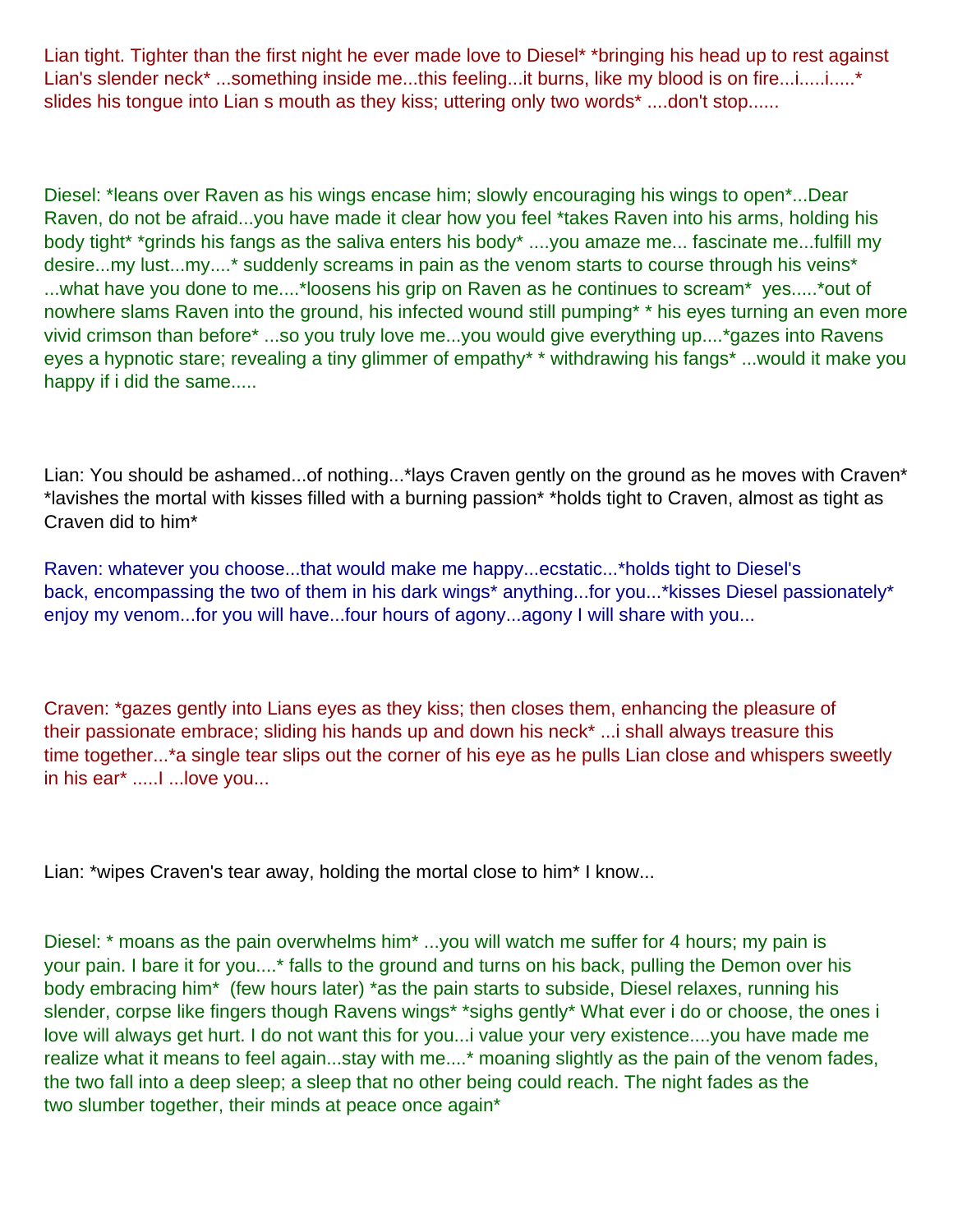Lian tight. Tighter than the first night he ever made love to Diesel* *bringing his head up to rest against Lian's slender neck* ...something inside me...this feeling...it burns, like my blood is on fire...i.....i.....* slides his tongue into Lian s mouth as they kiss; uttering only two words* ....don't stop......

Diesel: *leans over Raven as his wings encase him; slowly encouraging his wings to open*...Dear Raven, do not be afraid...you have made it clear how you feel *takes Raven into his arms, holding his body tight* *grinds his fangs as the saliva enters his body* ....you amaze me... fascinate me...fulfill my desire...my lust...my....* suddenly screams in pain as the venom starts to course through his veins* ...what have you done to me....*loosens his grip on Raven as he continues to scream* yes.....*out of nowhere slams Raven into the ground, his infected wound still pumping* * his eyes turning an even more vivid crimson than before* ...so you truly love me...you would give everything up....*gazes into Ravens eyes a hypnotic stare; revealing a tiny glimmer of empathy* * withdrawing his fangs* ...would it make you happy if i did the same.....

Lian: You should be ashamed...of nothing...*lays Craven gently on the ground as he moves with Craven* *lavishes the mortal with kisses filled with a burning passion* *holds tight to Craven, almost as tight as Craven did to him*

Raven: whatever you choose...that would make me happy...ecstatic...*holds tight to Diesel's back, encompassing the two of them in his dark wings* anything...for you...*kisses Diesel passionately* enjoy my venom...for you will have...four hours of agony...agony I will share with you...

Craven: *gazes gently into Lians eyes as they kiss; then closes them, enhancing the pleasure of their passionate embrace; sliding his hands up and down his neck* ...i shall always treasure this time together...*a single tear slips out the corner of his eye as he pulls Lian close and whispers sweetly in his ear* .....I ...love you...

Lian: *wipes Craven's tear away, holding the mortal close to him* I know...

Diesel: * moans as the pain overwhelms him* ...you will watch me suffer for 4 hours; my pain is your pain. I bare it for you....* falls to the ground and turns on his back, pulling the Demon over his body embracing him* (few hours later) *as the pain starts to subside, Diesel relaxes, running his slender, corpse like fingers though Ravens wings* *sighs gently* What ever i do or choose, the ones i love will always get hurt. I do not want this for you...i value your very existence....you have made me realize what it means to feel again...stay with me....* moaning slightly as the pain of the venom fades, the two fall into a deep sleep; a sleep that no other being could reach. The night fades as the two slumber together, their minds at peace once again*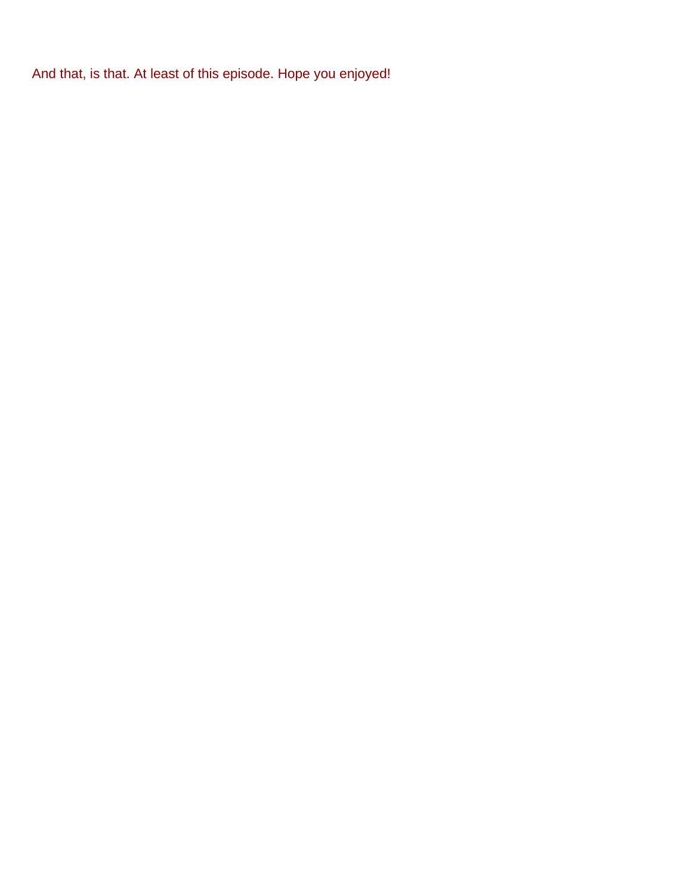And that, is that. At least of this episode. Hope you enjoyed!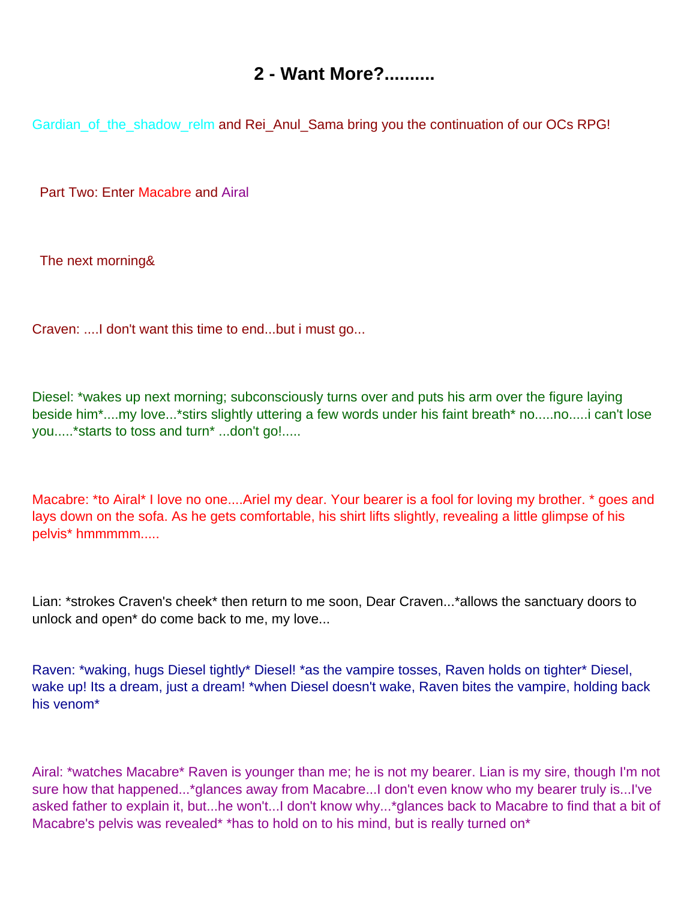# 2 - Want More?..........

Gardian_of_the_shadow_relm and Rei_Anul_Sama bring you the continuation of our OCs RPG!

Part Two: Enter Macabre and Airal

The next morning&

Craven: ....I don't want this time to end...but i must go...

Diesel: *wakes up next morning; subconsciously turns over and puts his arm over the figure laying beside him*....my love...*stirs slightly uttering a few words under his faint breath* no.....no.....i can't lose you.....*starts to toss and turn* ...don't go!.....

Macabre: *to Airal* I love no one....Ariel my dear. Your bearer is a fool for loving my brother. * goes and lays down on the sofa. As he gets comfortable, his shirt lifts slightly, revealing a little glimpse of his pelvis* hmmmmm.....

Lian: *strokes Craven's cheek* then return to me soon, Dear Craven...*allows the sanctuary doors to unlock and open* do come back to me, my love...

Raven: *waking, hugs Diesel tightly* Diesel! *as the vampire tosses, Raven holds on tighter* Diesel, wake up! Its a dream, just a dream! *when Diesel doesn't wake, Raven bites the vampire, holding back his venom*

Airal: *watches Macabre* Raven is younger than me; he is not my bearer. Lian is my sire, though I'm not sure how that happened...*glances away from Macabre...I don't even know who my bearer truly is...I've asked father to explain it, but...he won't...I don't know why...*glances back to Macabre to find that a bit of Macabre's pelvis was revealed* *has to hold on to his mind, but is really turned on*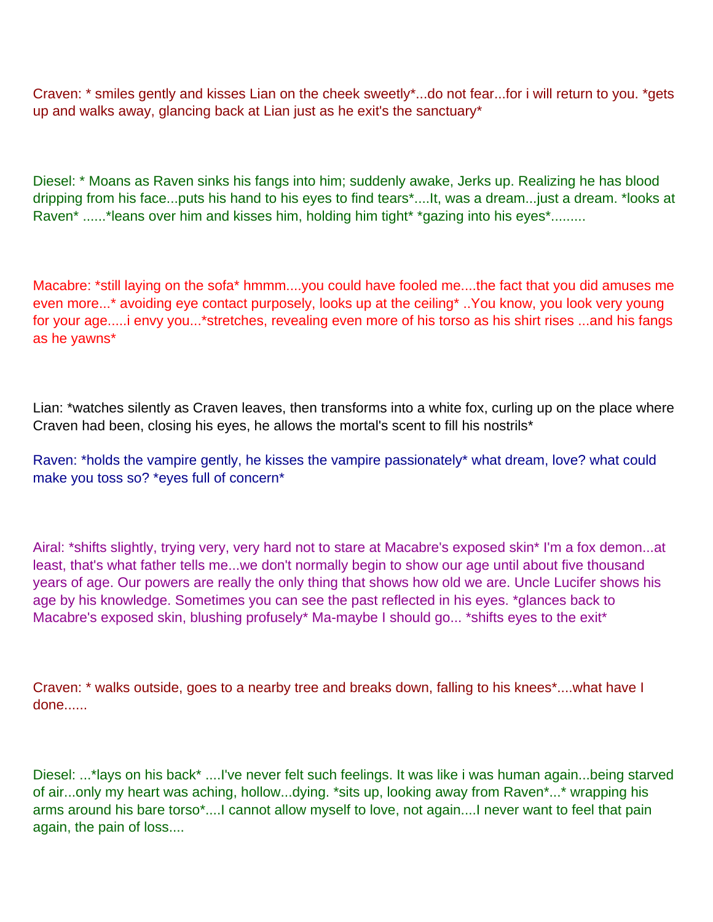Craven: * smiles gently and kisses Lian on the cheek sweetly*...do not fear...for i will return to you. *gets up and walks away, glancing back at Lian just as he exit's the sanctuary*

Diesel: * Moans as Raven sinks his fangs into him; suddenly awake, Jerks up. Realizing he has blood dripping from his face...puts his hand to his eyes to find tears*....It, was a dream...just a dream. *looks at Raven* ......*leans over him and kisses him, holding him tight* *gazing into his eyes*.........

Macabre: *still laying on the sofa* hmmm....you could have fooled me....the fact that you did amuses me even more...* avoiding eye contact purposely, looks up at the ceiling* ..You know, you look very young for your age.....i envy you...*stretches, revealing even more of his torso as his shirt rises ...and his fangs as he yawns*

Lian: *watches silently as Craven leaves, then transforms into a white fox, curling up on the place where Craven had been, closing his eyes, he allows the mortal's scent to fill his nostrils*

Raven: *holds the vampire gently, he kisses the vampire passionately* what dream, love? what could make you toss so? *eyes full of concern*

Airal: *shifts slightly, trying very, very hard not to stare at Macabre's exposed skin* I'm a fox demon...at least, that's what father tells me...we don't normally begin to show our age until about five thousand years of age. Our powers are really the only thing that shows how old we are. Uncle Lucifer shows his age by his knowledge. Sometimes you can see the past reflected in his eyes. *glances back to Macabre's exposed skin, blushing profusely* Ma-maybe I should go... *shifts eyes to the exit*

Craven: * walks outside, goes to a nearby tree and breaks down, falling to his knees*....what have I done......

Diesel: ...*lays on his back* ....I've never felt such feelings. It was like i was human again...being starved of air...only my heart was aching, hollow...dying. *sits up, looking away from Raven*...* wrapping his arms around his bare torso*....I cannot allow myself to love, not again....I never want to feel that pain again, the pain of loss....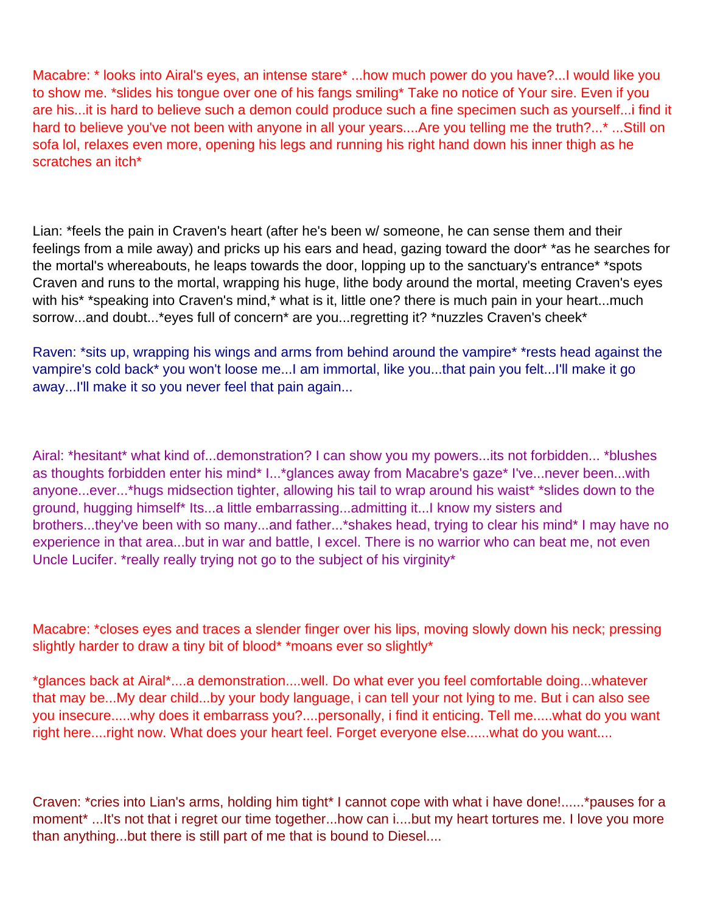Macabre: * looks into Airal's eyes, an intense stare* ...how much power do you have?...I would like you to show me. *slides his tongue over one of his fangs smiling* Take no notice of Your sire. Even if you are his...it is hard to believe such a demon could produce such a fine specimen such as yourself...i find it hard to believe you've not been with anyone in all your years....Are you telling me the truth?...* ...Still on sofa lol, relaxes even more, opening his legs and running his right hand down his inner thigh as he scratches an itch*

Lian: *feels the pain in Craven's heart (after he's been w/ someone, he can sense them and their feelings from a mile away) and pricks up his ears and head, gazing toward the door* *as he searches for the mortal's whereabouts, he leaps towards the door, lopping up to the sanctuary's entrance* *spots Craven and runs to the mortal, wrapping his huge, lithe body around the mortal, meeting Craven's eyes with his* *speaking into Craven's mind,* what is it, little one? there is much pain in your heart...much sorrow...and doubt...*eyes full of concern* are you...regretting it? *nuzzles Craven's cheek*

Raven: *sits up, wrapping his wings and arms from behind around the vampire* *rests head against the vampire's cold back* you won't loose me...I am immortal, like you...that pain you felt...I'll make it go away...I'll make it so you never feel that pain again...

Airal: *hesitant* what kind of...demonstration? I can show you my powers...its not forbidden... *blushes as thoughts forbidden enter his mind* I...*glances away from Macabre's gaze* I've...never been...with anyone...ever...*hugs midsection tighter, allowing his tail to wrap around his waist* *slides down to the ground, hugging himself* Its...a little embarrassing...admitting it...I know my sisters and brothers...they've been with so many...and father...*shakes head, trying to clear his mind* I may have no experience in that area...but in war and battle, I excel. There is no warrior who can beat me, not even Uncle Lucifer. *really really trying not go to the subject of his virginity*

Macabre: *closes eyes and traces a slender finger over his lips, moving slowly down his neck; pressing slightly harder to draw a tiny bit of blood* *moans ever so slightly*

*glances back at Airal*....a demonstration....well. Do what ever you feel comfortable doing...whatever that may be...My dear child...by your body language, i can tell your not lying to me. But i can also see you insecure.....why does it embarrass you?....personally, i find it enticing. Tell me.....what do you want right here....right now. What does your heart feel. Forget everyone else......what do you want....

Craven: *cries into Lian's arms, holding him tight* I cannot cope with what i have done!......*pauses for a moment* ...It's not that i regret our time together...how can i....but my heart tortures me. I love you more than anything...but there is still part of me that is bound to Diesel....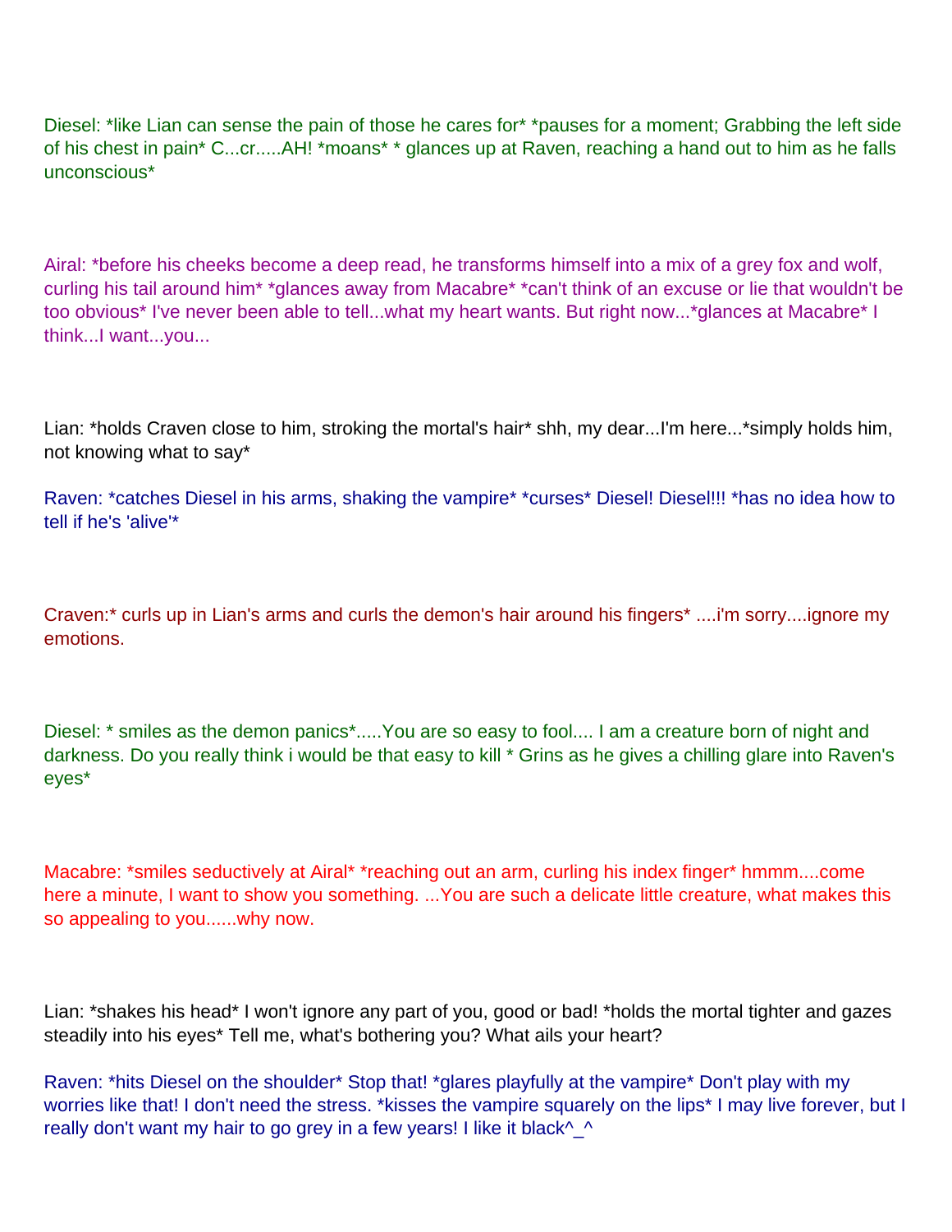Diesel: *like Lian can sense the pain of those he cares for* *pauses for a moment; Grabbing the left side of his chest in pain* C...cr.....AH! *moans* * glances up at Raven, reaching a hand out to him as he falls unconscious*

Airal: *before his cheeks become a deep read, he transforms himself into a mix of a grey fox and wolf, curling his tail around him* *glances away from Macabre* *can't think of an excuse or lie that wouldn't be too obvious* I've never been able to tell...what my heart wants. But right now...*glances at Macabre* I think...I want...you...

Lian: *holds Craven close to him, stroking the mortal's hair* shh, my dear...I'm here...*simply holds him, not knowing what to say*

Raven: *catches Diesel in his arms, shaking the vampire* *curses* Diesel! Diesel!!! *has no idea how to tell if he's 'alive'*

Craven:* curls up in Lian's arms and curls the demon's hair around his fingers* ....i'm sorry....ignore my emotions.

Diesel: * smiles as the demon panics*.....You are so easy to fool.... I am a creature born of night and darkness. Do you really think i would be that easy to kill * Grins as he gives a chilling glare into Raven's eyes*

Macabre: *smiles seductively at Airal* *reaching out an arm, curling his index finger* hmmm....come here a minute, I want to show you something. ...You are such a delicate little creature, what makes this so appealing to you......why now.

Lian: *shakes his head* I won't ignore any part of you, good or bad! *holds the mortal tighter and gazes steadily into his eyes* Tell me, what's bothering you? What ails your heart?

Raven: *hits Diesel on the shoulder* Stop that! *glares playfully at the vampire* Don't play with my worries like that! I don't need the stress. *kisses the vampire squarely on the lips* I may live forever, but I really don't want my hair to go grey in a few years! I like it black^_^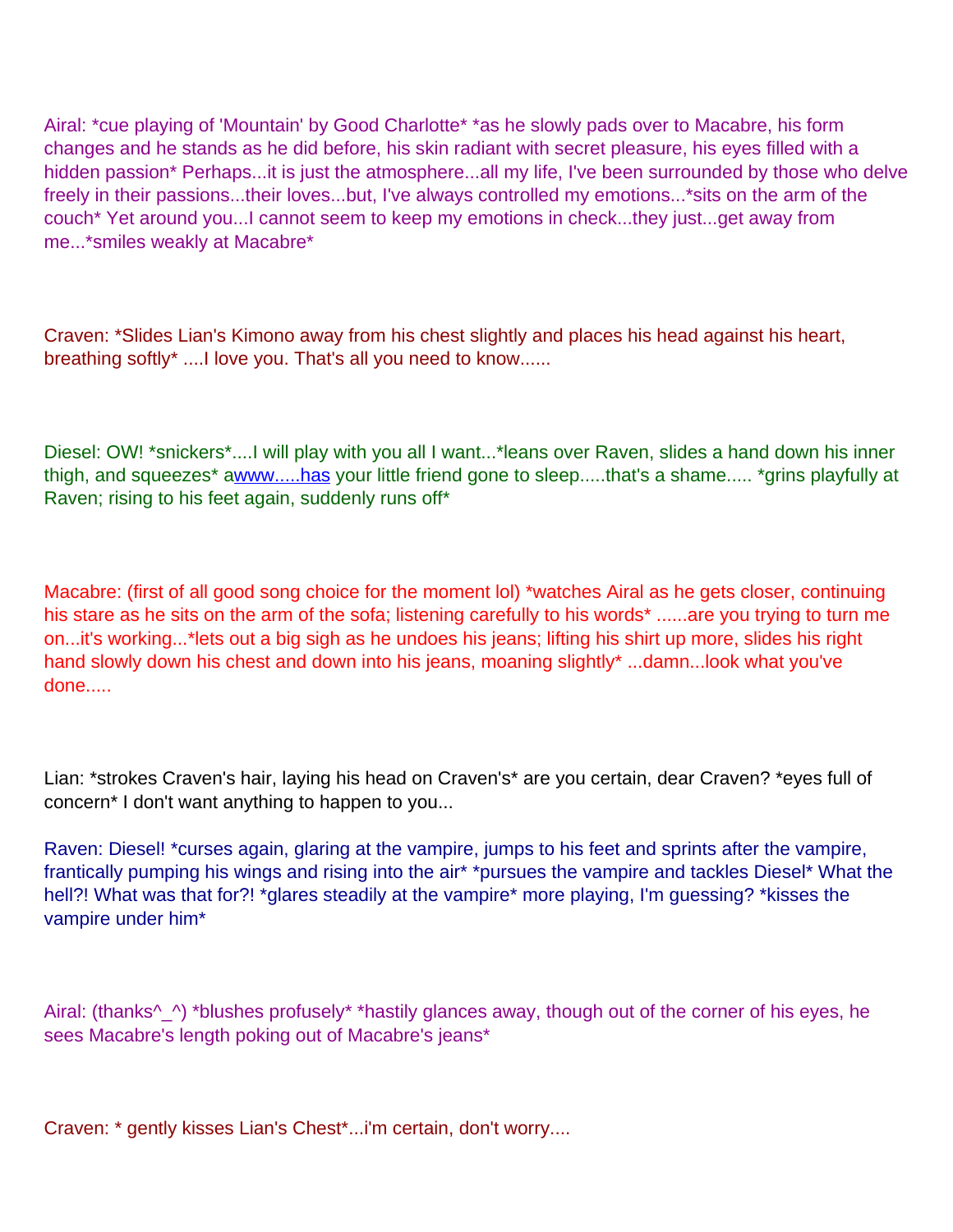Airal: *cue playing of 'Mountain' by Good Charlotte* *as he slowly pads over to Macabre, his form changes and he stands as he did before, his skin radiant with secret pleasure, his eyes filled with a hidden passion* Perhaps...it is just the atmosphere...all my life, I've been surrounded by those who delve freely in their passions...their loves...but, I've always controlled my emotions...*sits on the arm of the couch* Yet around you...I cannot seem to keep my emotions in check...they just...get away from me...*smiles weakly at Macabre*

Craven: *Slides Lian's Kimono away from his chest slightly and places his head against his heart, breathing softly* ....I love you. That's all you need to know......

Diesel: OW! *snickers*....I will play with you all I want...*leans over Raven, slides a hand down his inner thigh, and squeezes* awww.....has your little friend gone to sleep.....that's a shame..... *grins playfully at Raven; rising to his feet again, suddenly runs off*

Macabre: (first of all good song choice for the moment lol) *watches Airal as he gets closer, continuing his stare as he sits on the arm of the sofa; listening carefully to his words* ......are you trying to turn me on...it's working...*lets out a big sigh as he undoes his jeans; lifting his shirt up more, slides his right hand slowly down his chest and down into his jeans, moaning slightly* ...damn...look what you've done.....

Lian: *strokes Craven's hair, laying his head on Craven's* are you certain, dear Craven? *eyes full of concern* I don't want anything to happen to you...

Raven: Diesel! *curses again, glaring at the vampire, jumps to his feet and sprints after the vampire, frantically pumping his wings and rising into the air* *pursues the vampire and tackles Diesel* What the hell?! What was that for?! *glares steadily at the vampire* more playing, I'm guessing? *kisses the vampire under him*

Airal: (thanks^_^) *blushes profusely* *hastily glances away, though out of the corner of his eyes, he sees Macabre's length poking out of Macabre's jeans*

Craven: * gently kisses Lian's Chest*...i'm certain, don't worry....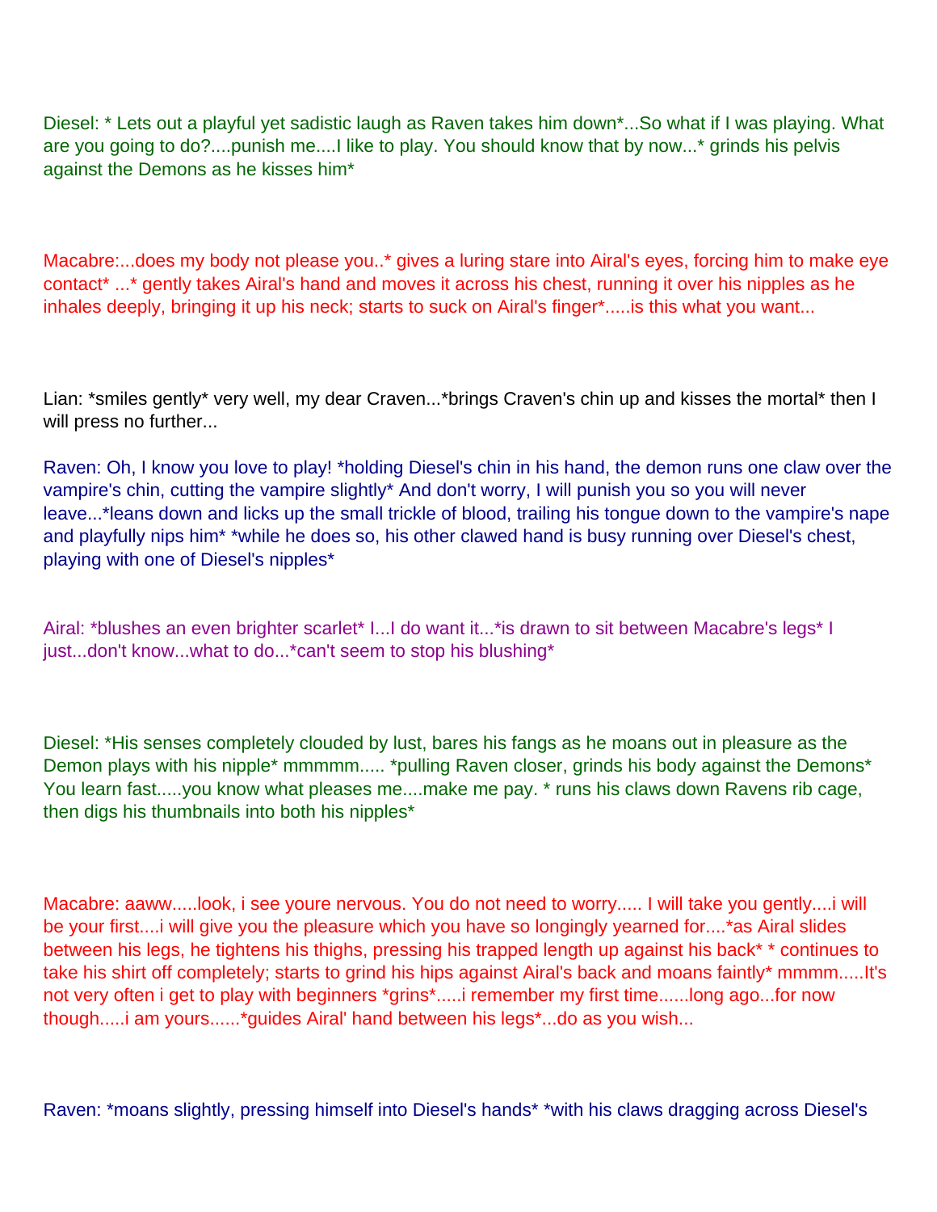Diesel: * Lets out a playful yet sadistic laugh as Raven takes him down*...So what if I was playing. What are you going to do?....punish me....I like to play. You should know that by now...* grinds his pelvis against the Demons as he kisses him*

Macabre:...does my body not please you..* gives a luring stare into Airal's eyes, forcing him to make eye contact* ...* gently takes Airal's hand and moves it across his chest, running it over his nipples as he inhales deeply, bringing it up his neck; starts to suck on Airal's finger*.....is this what you want...

Lian: *smiles gently* very well, my dear Craven...*brings Craven's chin up and kisses the mortal* then I will press no further...

Raven: Oh, I know you love to play! *holding Diesel's chin in his hand, the demon runs one claw over the vampire's chin, cutting the vampire slightly* And don't worry, I will punish you so you will never leave...*leans down and licks up the small trickle of blood, trailing his tongue down to the vampire's nape and playfully nips him* *while he does so, his other clawed hand is busy running over Diesel's chest, playing with one of Diesel's nipples*

Airal: *blushes an even brighter scarlet* I...I do want it...*is drawn to sit between Macabre's legs* I just...don't know...what to do...*can't seem to stop his blushing*

Diesel: *His senses completely clouded by lust, bares his fangs as he moans out in pleasure as the Demon plays with his nipple* mmmmm..... *pulling Raven closer, grinds his body against the Demons* You learn fast.....you know what pleases me....make me pay. * runs his claws down Ravens rib cage, then digs his thumbnails into both his nipples*

Macabre: aaww.....look, i see youre nervous. You do not need to worry..... I will take you gently....i will be your first....i will give you the pleasure which you have so longingly yearned for....*as Airal slides between his legs, he tightens his thighs, pressing his trapped length up against his back* * continues to take his shirt off completely; starts to grind his hips against Airal's back and moans faintly* mmmm.....It's not very often i get to play with beginners *grins*.....i remember my first time......long ago...for now though.....i am yours......*guides Airal' hand between his legs*...do as you wish...

Raven: *moans slightly, pressing himself into Diesel's hands* *with his claws dragging across Diesel's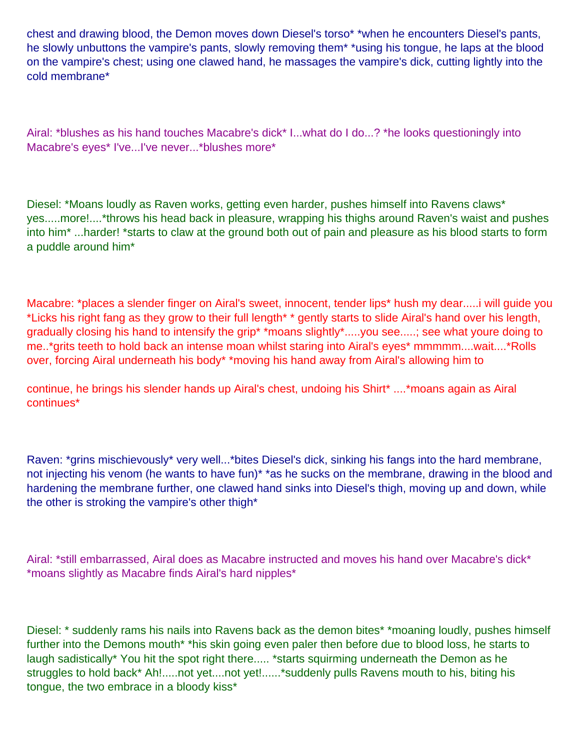chest and drawing blood, the Demon moves down Diesel's torso* *when he encounters Diesel's pants, he slowly unbuttons the vampire's pants, slowly removing them* *using his tongue, he laps at the blood on the vampire's chest; using one clawed hand, he massages the vampire's dick, cutting lightly into the cold membrane*

Airal: *blushes as his hand touches Macabre's dick* I...what do I do...? *he looks questioningly into Macabre's eyes* I've...I've never...*blushes more*

Diesel: *Moans loudly as Raven works, getting even harder, pushes himself into Ravens claws* yes.....more!....*throws his head back in pleasure, wrapping his thighs around Raven's waist and pushes into him* ...harder! *starts to claw at the ground both out of pain and pleasure as his blood starts to form a puddle around him*

Macabre: *places a slender finger on Airal's sweet, innocent, tender lips* hush my dear.....i will guide you *Licks his right fang as they grow to their full length* * gently starts to slide Airal's hand over his length, gradually closing his hand to intensify the grip* *moans slightly*.....you see.....; see what youre doing to me..*grits teeth to hold back an intense moan whilst staring into Airal's eyes* mmmmm....wait....*Rolls over, forcing Airal underneath his body* *moving his hand away from Airal's allowing him to continue, he brings his slender hands up Airal's chest, undoing his Shirt* ....*moans again as Airal continues*

Raven: *grins mischievously* very well...*bites Diesel's dick, sinking his fangs into the hard membrane, not injecting his venom (he wants to have fun)* *as he sucks on the membrane, drawing in the blood and hardening the membrane further, one clawed hand sinks into Diesel's thigh, moving up and down, while the other is stroking the vampire's other thigh*

Airal: *still embarrassed, Airal does as Macabre instructed and moves his hand over Macabre's dick* *moans slightly as Macabre finds Airal's hard nipples*

Diesel: * suddenly rams his nails into Ravens back as the demon bites* *moaning loudly, pushes himself further into the Demons mouth* *his skin going even paler then before due to blood loss, he starts to laugh sadistically* You hit the spot right there..... *starts squirming underneath the Demon as he struggles to hold back* Ah!.....not yet....not yet!......*suddenly pulls Ravens mouth to his, biting his tongue, the two embrace in a bloody kiss*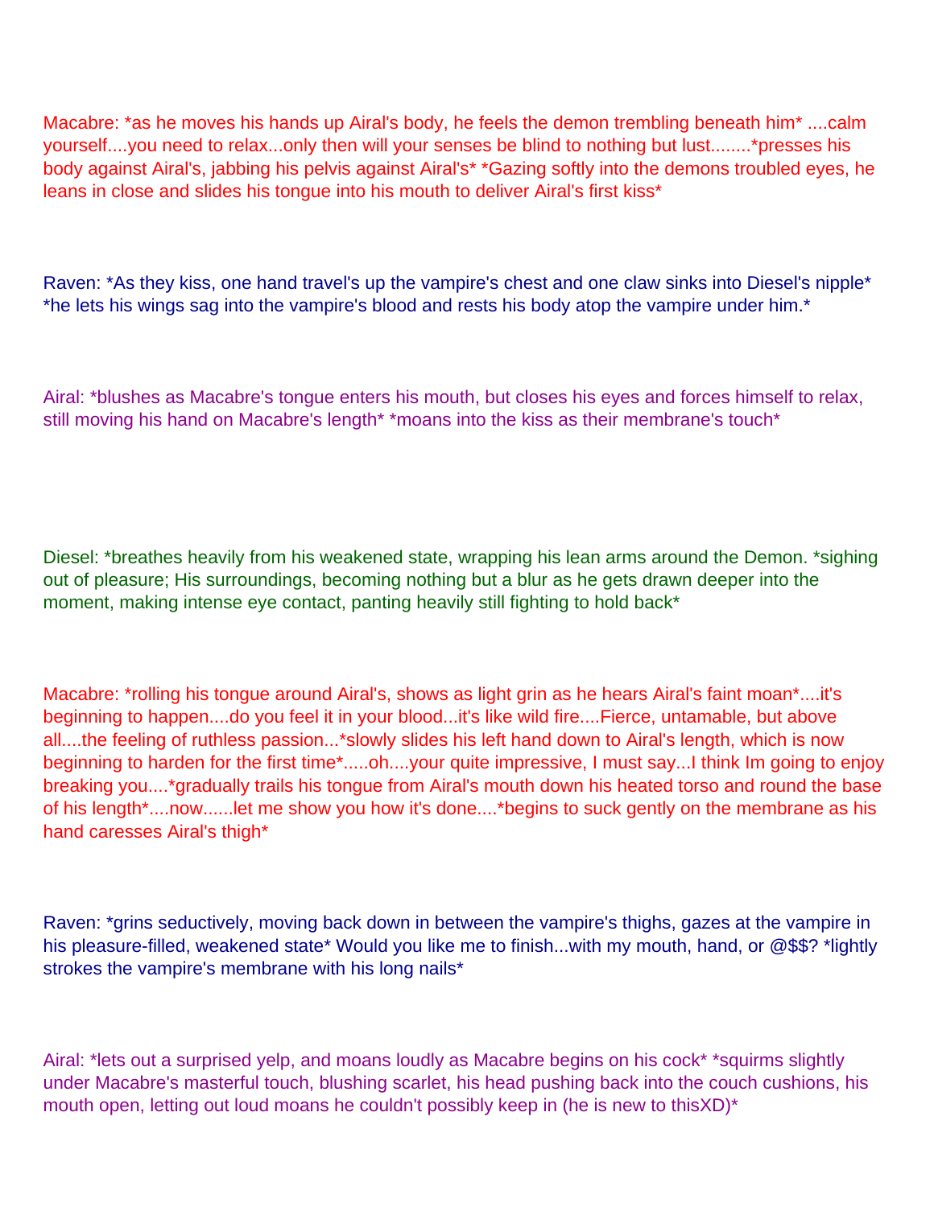Macabre: *as he moves his hands up Airal's body, he feels the demon trembling beneath him* ....calm yourself....you need to relax...only then will your senses be blind to nothing but lust........*presses his body against Airal's, jabbing his pelvis against Airal's* *Gazing softly into the demons troubled eyes, he leans in close and slides his tongue into his mouth to deliver Airal's first kiss*

Raven: *As they kiss, one hand travel's up the vampire's chest and one claw sinks into Diesel's nipple* *he lets his wings sag into the vampire's blood and rests his body atop the vampire under him.*

Airal: *blushes as Macabre's tongue enters his mouth, but closes his eyes and forces himself to relax, still moving his hand on Macabre's length* *moans into the kiss as their membrane's touch*

Diesel: *breathes heavily from his weakened state, wrapping his lean arms around the Demon. *sighing out of pleasure; His surroundings, becoming nothing but a blur as he gets drawn deeper into the moment, making intense eye contact, panting heavily still fighting to hold back*

Macabre: *rolling his tongue around Airal's, shows as light grin as he hears Airal's faint moan*....it's beginning to happen....do you feel it in your blood...it's like wild fire....Fierce, untamable, but above all....the feeling of ruthless passion...*slowly slides his left hand down to Airal's length, which is now beginning to harden for the first time*.....oh....your quite impressive, I must say...I think Im going to enjoy breaking you....*gradually trails his tongue from Airal's mouth down his heated torso and round the base of his length*....now......let me show you how it's done....*begins to suck gently on the membrane as his hand caresses Airal's thigh*

Raven: *grins seductively, moving back down in between the vampire's thighs, gazes at the vampire in his pleasure-filled, weakened state* Would you like me to finish...with my mouth, hand, or @$$? *lightly strokes the vampire's membrane with his long nails*

Airal: *lets out a surprised yelp, and moans loudly as Macabre begins on his cock* *squirms slightly under Macabre's masterful touch, blushing scarlet, his head pushing back into the couch cushions, his mouth open, letting out loud moans he couldn't possibly keep in (he is new to thisXD)*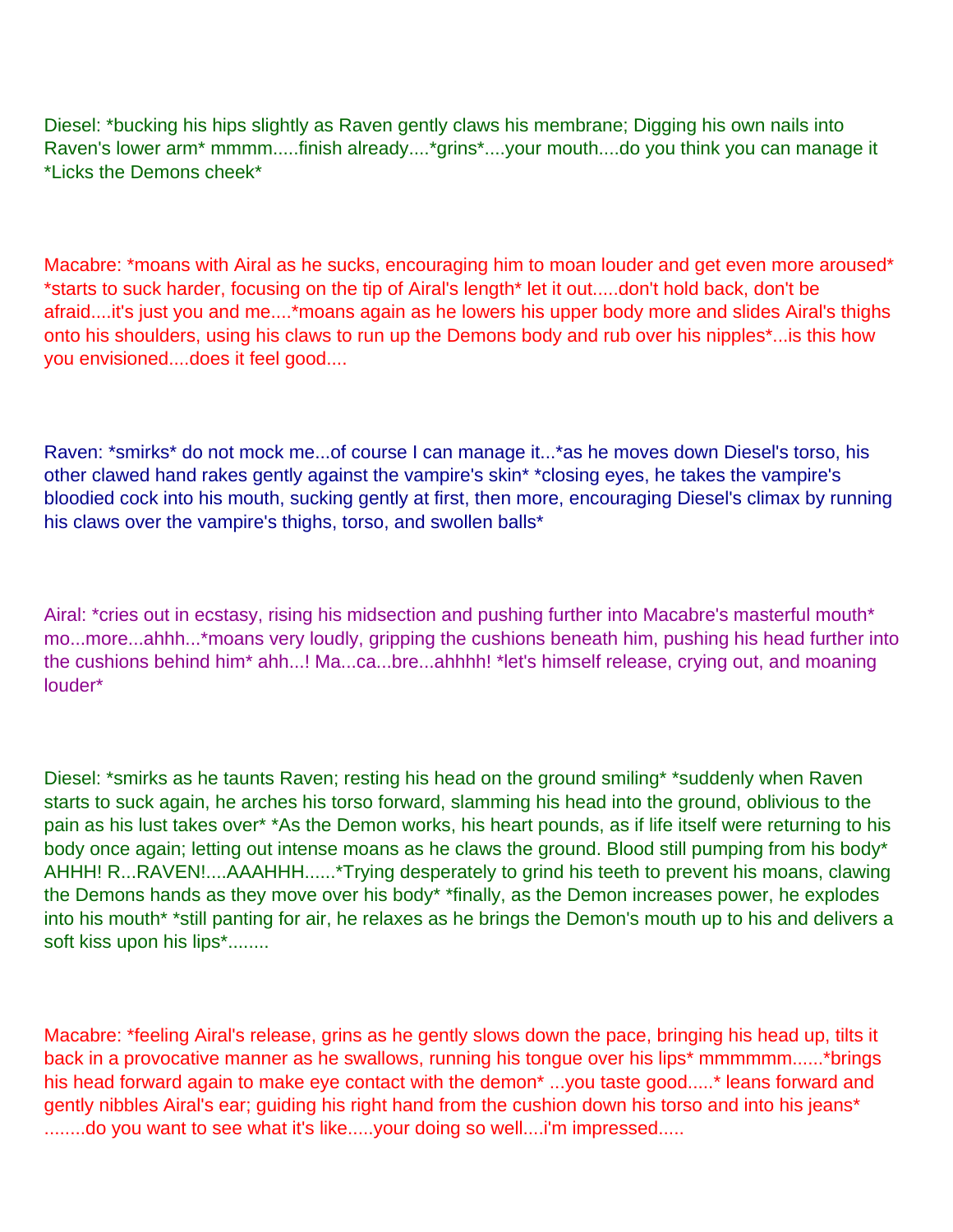Diesel: *bucking his hips slightly as Raven gently claws his membrane; Digging his own nails into Raven's lower arm* mmmm.....finish already....*grins*....your mouth....do you think you can manage it *Licks the Demons cheek*

Macabre: *moans with Airal as he sucks, encouraging him to moan louder and get even more aroused* *starts to suck harder, focusing on the tip of Airal's length* let it out.....don't hold back, don't be afraid....it's just you and me....*moans again as he lowers his upper body more and slides Airal's thighs onto his shoulders, using his claws to run up the Demons body and rub over his nipples*...is this how you envisioned....does it feel good....

Raven: *smirks* do not mock me...of course I can manage it...*as he moves down Diesel's torso, his other clawed hand rakes gently against the vampire's skin* *closing eyes, he takes the vampire's bloodied cock into his mouth, sucking gently at first, then more, encouraging Diesel's climax by running his claws over the vampire's thighs, torso, and swollen balls*

Airal: *cries out in ecstasy, rising his midsection and pushing further into Macabre's masterful mouth* mo...more...ahhh...*moans very loudly, gripping the cushions beneath him, pushing his head further into the cushions behind him* ahh...! Ma...ca...bre...ahhhh! *let's himself release, crying out, and moaning louder*

Diesel: *smirks as he taunts Raven; resting his head on the ground smiling* *suddenly when Raven starts to suck again, he arches his torso forward, slamming his head into the ground, oblivious to the pain as his lust takes over* *As the Demon works, his heart pounds, as if life itself were returning to his body once again; letting out intense moans as he claws the ground. Blood still pumping from his body* AHHH! R...RAVEN!....AAAHHH......*Trying desperately to grind his teeth to prevent his moans, clawing the Demons hands as they move over his body* *finally, as the Demon increases power, he explodes into his mouth* *still panting for air, he relaxes as he brings the Demon's mouth up to his and delivers a soft kiss upon his lips*........

Macabre: *feeling Airal's release, grins as he gently slows down the pace, bringing his head up, tilts it back in a provocative manner as he swallows, running his tongue over his lips* mmmmmm......*brings his head forward again to make eye contact with the demon* ...you taste good.....* leans forward and gently nibbles Airal's ear; guiding his right hand from the cushion down his torso and into his jeans* ........do you want to see what it's like.....your doing so well....i'm impressed.....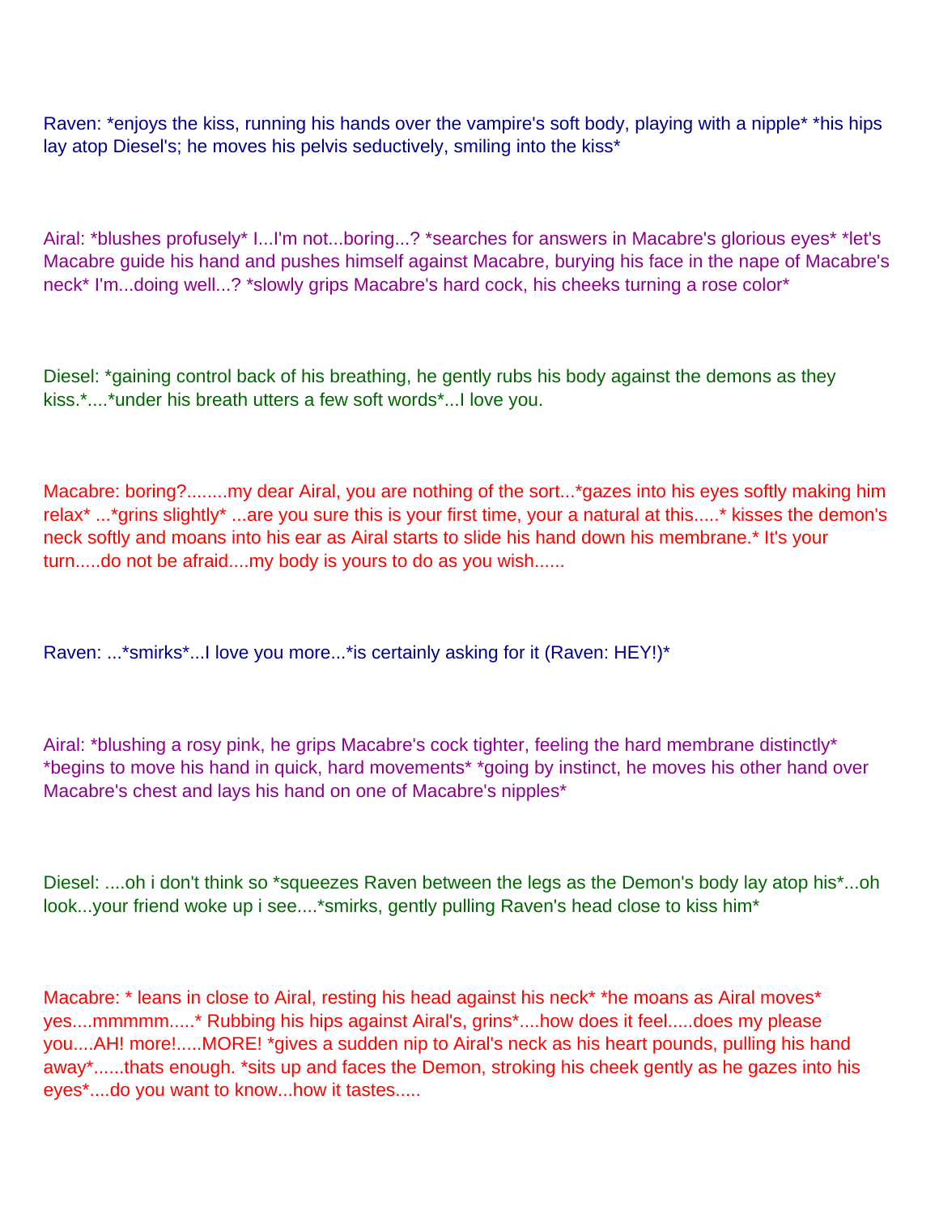Raven: *enjoys the kiss, running his hands over the vampire's soft body, playing with a nipple* *his hips lay atop Diesel's; he moves his pelvis seductively, smiling into the kiss*

Airal: *blushes profusely* I...I'm not...boring...? *searches for answers in Macabre's glorious eyes* *let's Macabre guide his hand and pushes himself against Macabre, burying his face in the nape of Macabre's neck* I'm...doing well...? *slowly grips Macabre's hard cock, his cheeks turning a rose color*

Diesel: *gaining control back of his breathing, he gently rubs his body against the demons as they kiss.*....*under his breath utters a few soft words*...I love you.

Macabre: boring?........my dear Airal, you are nothing of the sort...*gazes into his eyes softly making him relax* ...*grins slightly* ...are you sure this is your first time, your a natural at this.....* kisses the demon's neck softly and moans into his ear as Airal starts to slide his hand down his membrane.* It's your turn.....do not be afraid....my body is yours to do as you wish......

Raven: ...*smirks*...I love you more...*is certainly asking for it (Raven: HEY!)*

Airal: *blushing a rosy pink, he grips Macabre's cock tighter, feeling the hard membrane distinctly* *begins to move his hand in quick, hard movements* *going by instinct, he moves his other hand over Macabre's chest and lays his hand on one of Macabre's nipples*

Diesel: ....oh i don't think so *squeezes Raven between the legs as the Demon's body lay atop his*...oh look...your friend woke up i see....*smirks, gently pulling Raven's head close to kiss him*

Macabre: * leans in close to Airal, resting his head against his neck* *he moans as Airal moves* yes....mmmmm.....* Rubbing his hips against Airal's, grins*....how does it feel.....does my please you....AH! more!.....MORE! *gives a sudden nip to Airal's neck as his heart pounds, pulling his hand away*......thats enough. *sits up and faces the Demon, stroking his cheek gently as he gazes into his eyes*....do you want to know...how it tastes.....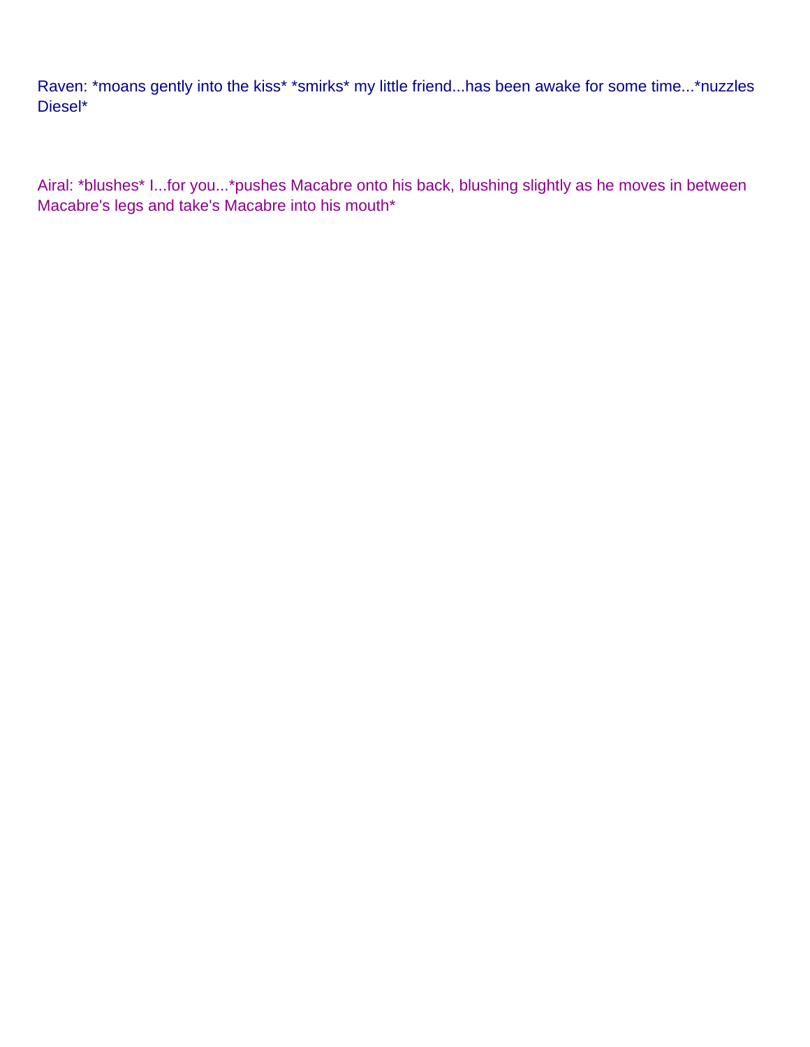Raven: *moans gently into the kiss* *smirks* my little friend...has been awake for some time...*nuzzles Diesel*

Airal: *blushes* I...for you...*pushes Macabre onto his back, blushing slightly as he moves in between Macabre's legs and take's Macabre into his mouth*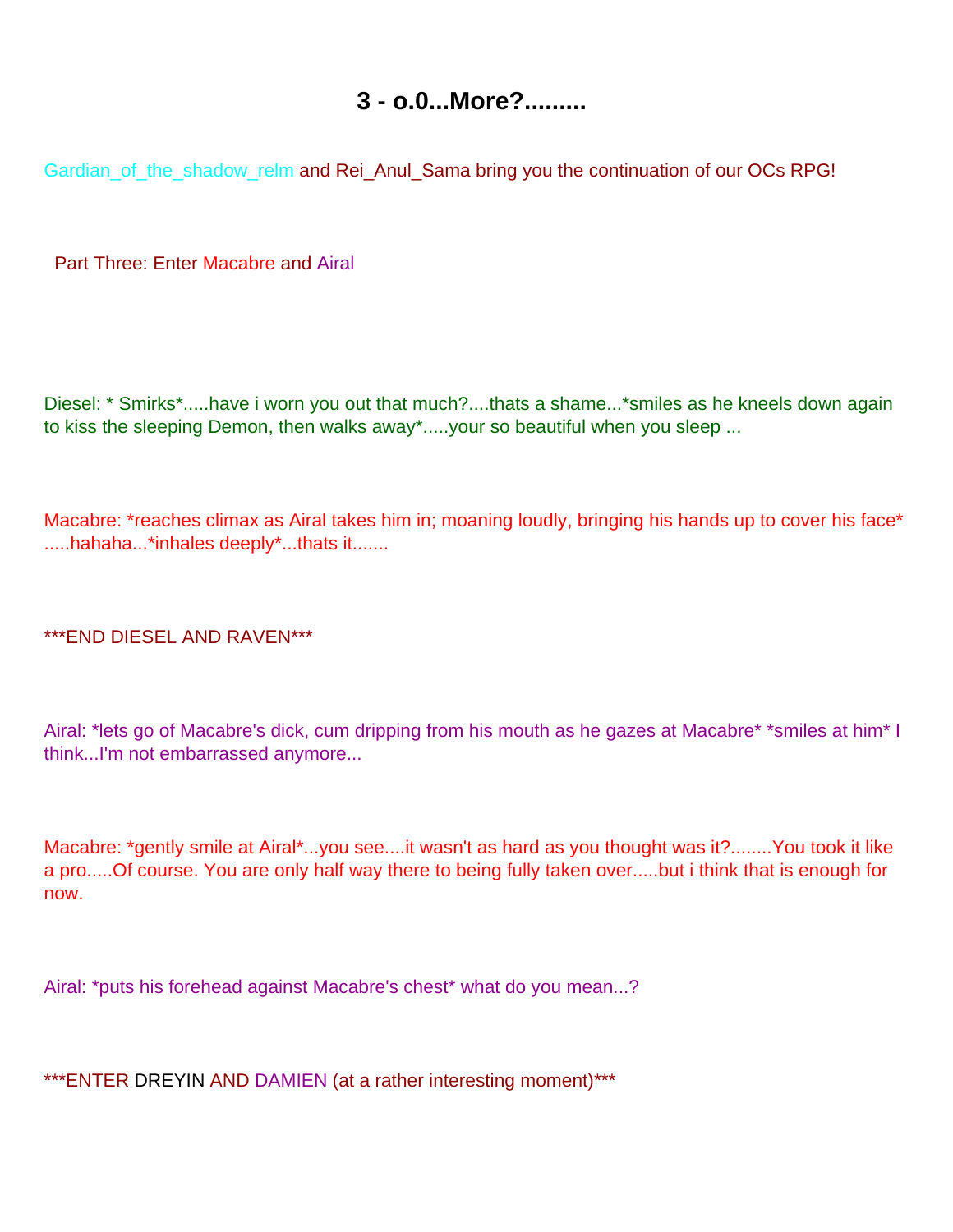# 3 - o.0...More?.........

Gardian_of_the_shadow_relm and Rei_Anul_Sama bring you the continuation of our OCs RPG!

Part Three: Enter Macabre and Airal

Diesel: * Smirks*.....have i worn you out that much?....thats a shame...*smiles as he kneels down again to kiss the sleeping Demon, then walks away*.....your so beautiful when you sleep ...

Macabre: *reaches climax as Airal takes him in; moaning loudly, bringing his hands up to cover his face* .....hahaha...*inhales deeply*...thats it.......

***END DIESEL AND RAVEN***

Airal: *lets go of Macabre's dick, cum dripping from his mouth as he gazes at Macabre* *smiles at him* I think...I'm not embarrassed anymore...

Macabre: *gently smile at Airal*...you see....it wasn't as hard as you thought was it?........You took it like a pro.....Of course. You are only half way there to being fully taken over.....but i think that is enough for now.

Airal: *puts his forehead against Macabre's chest* what do you mean...?

***ENTER DREYIN AND DAMIEN (at a rather interesting moment)***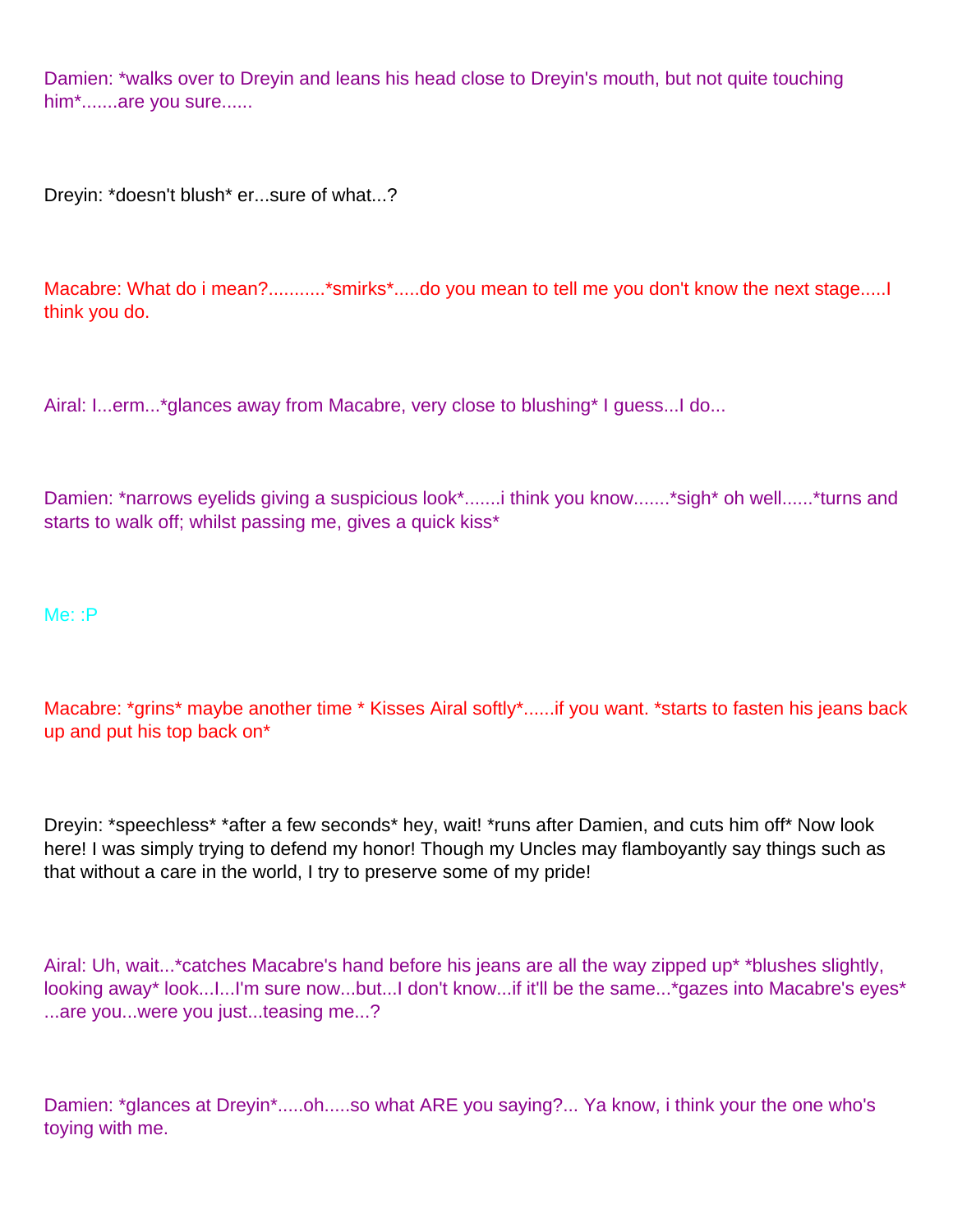Damien: *walks over to Dreyin and leans his head close to Dreyin's mouth, but not quite touching him*.......are you sure......

Dreyin: *doesn't blush* er...sure of what...?

Macabre: What do i mean?...........*smirks*.....do you mean to tell me you don't know the next stage.....I think you do.

Airal: I...erm...*glances away from Macabre, very close to blushing* I guess...I do...

Damien: *narrows eyelids giving a suspicious look*.......i think you know.......*sigh* oh well......*turns and starts to walk off; whilst passing me, gives a quick kiss*

Me: :P

Macabre: *grins* maybe another time * Kisses Airal softly*......if you want. *starts to fasten his jeans back up and put his top back on*

Dreyin: *speechless* *after a few seconds* hey, wait! *runs after Damien, and cuts him off* Now look here! I was simply trying to defend my honor! Though my Uncles may flamboyantly say things such as that without a care in the world, I try to preserve some of my pride!

Airal: Uh, wait...*catches Macabre's hand before his jeans are all the way zipped up* *blushes slightly, looking away* look...I...I'm sure now...but...I don't know...if it'll be the same...*gazes into Macabre's eyes* ...are you...were you just...teasing me...?

Damien: *glances at Dreyin*.....oh.....so what ARE you saying?... Ya know, i think your the one who's toying with me.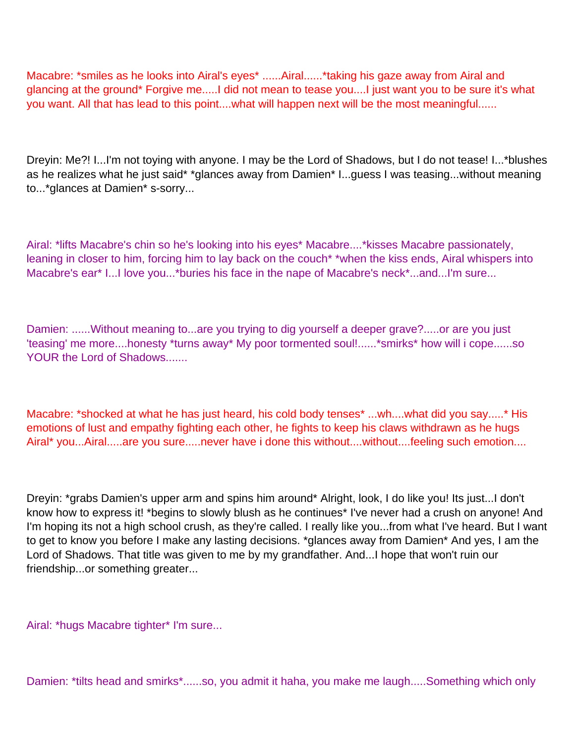Macabre: *smiles as he looks into Airal's eyes* ......Airal......*taking his gaze away from Airal and glancing at the ground* Forgive me.....I did not mean to tease you....I just want you to be sure it's what you want. All that has lead to this point....what will happen next will be the most meaningful......

Dreyin: Me?! I...I'm not toying with anyone. I may be the Lord of Shadows, but I do not tease! I...*blushes as he realizes what he just said* *glances away from Damien* I...guess I was teasing...without meaning to...*glances at Damien* s-sorry...

Airal: *lifts Macabre's chin so he's looking into his eyes* Macabre....*kisses Macabre passionately, leaning in closer to him, forcing him to lay back on the couch* *when the kiss ends, Airal whispers into Macabre's ear* I...I love you...*buries his face in the nape of Macabre's neck*...and...I'm sure...

Damien: ......Without meaning to...are you trying to dig yourself a deeper grave?.....or are you just 'teasing' me more....honesty *turns away* My poor tormented soul!......*smirks* how will i cope......so YOUR the Lord of Shadows.......

Macabre: *shocked at what he has just heard, his cold body tenses* ...wh....what did you say.....* His emotions of lust and empathy fighting each other, he fights to keep his claws withdrawn as he hugs Airal* you...Airal.....are you sure.....never have i done this without....without....feeling such emotion....

Dreyin: *grabs Damien's upper arm and spins him around* Alright, look, I do like you! Its just...I don't know how to express it! *begins to slowly blush as he continues* I've never had a crush on anyone! And I'm hoping its not a high school crush, as they're called. I really like you...from what I've heard. But I want to get to know you before I make any lasting decisions. *glances away from Damien* And yes, I am the Lord of Shadows. That title was given to me by my grandfather. And...I hope that won't ruin our friendship...or something greater...

Airal: *hugs Macabre tighter* I'm sure...

Damien: *tilts head and smirks*......so, you admit it haha, you make me laugh.....Something which only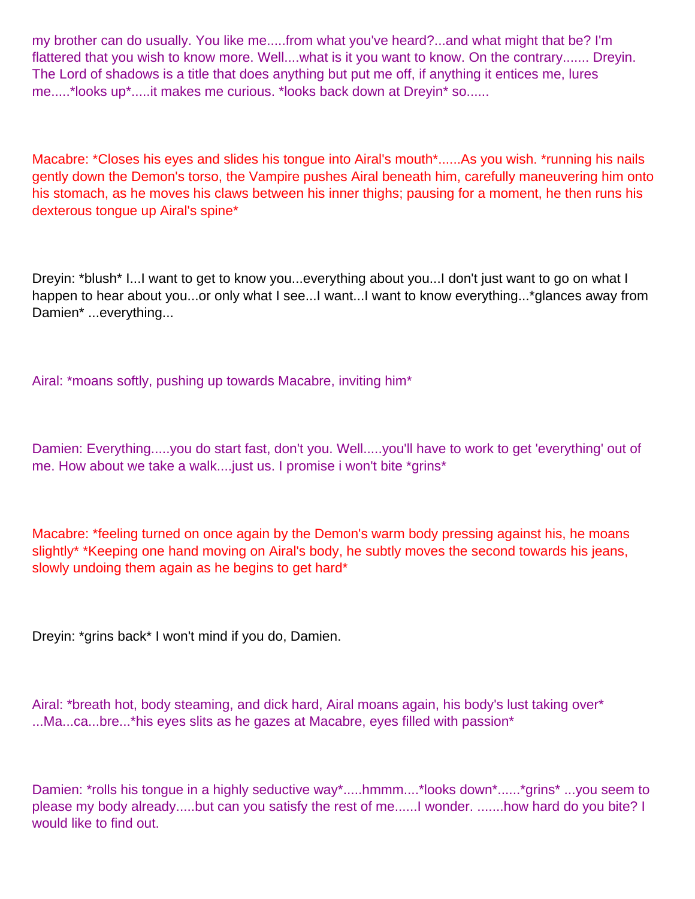my brother can do usually. You like me.....from what you've heard?...and what might that be? I'm flattered that you wish to know more. Well....what is it you want to know. On the contrary....... Dreyin. The Lord of shadows is a title that does anything but put me off, if anything it entices me, lures me.....*looks up*.....it makes me curious. *looks back down at Dreyin* so......

Macabre: *Closes his eyes and slides his tongue into Airal's mouth*......As you wish. *running his nails gently down the Demon's torso, the Vampire pushes Airal beneath him, carefully maneuvering him onto his stomach, as he moves his claws between his inner thighs; pausing for a moment, he then runs his dexterous tongue up Airal's spine*

Dreyin: *blush* I...I want to get to know you...everything about you...I don't just want to go on what I happen to hear about you...or only what I see...I want...I want to know everything...*glances away from Damien* ...everything...

Airal: *moans softly, pushing up towards Macabre, inviting him*

Damien: Everything.....you do start fast, don't you. Well.....you'll have to work to get 'everything' out of me. How about we take a walk....just us. I promise i won't bite *grins*

Macabre: *feeling turned on once again by the Demon's warm body pressing against his, he moans slightly* *Keeping one hand moving on Airal's body, he subtly moves the second towards his jeans, slowly undoing them again as he begins to get hard*

Dreyin: *grins back* I won't mind if you do, Damien.

Airal: *breath hot, body steaming, and dick hard, Airal moans again, his body's lust taking over* ...Ma...ca...bre...*his eyes slits as he gazes at Macabre, eyes filled with passion*

Damien: *rolls his tongue in a highly seductive way*.....hmmm....*looks down*......*grins* ...you seem to please my body already.....but can you satisfy the rest of me......I wonder. .......how hard do you bite? I would like to find out.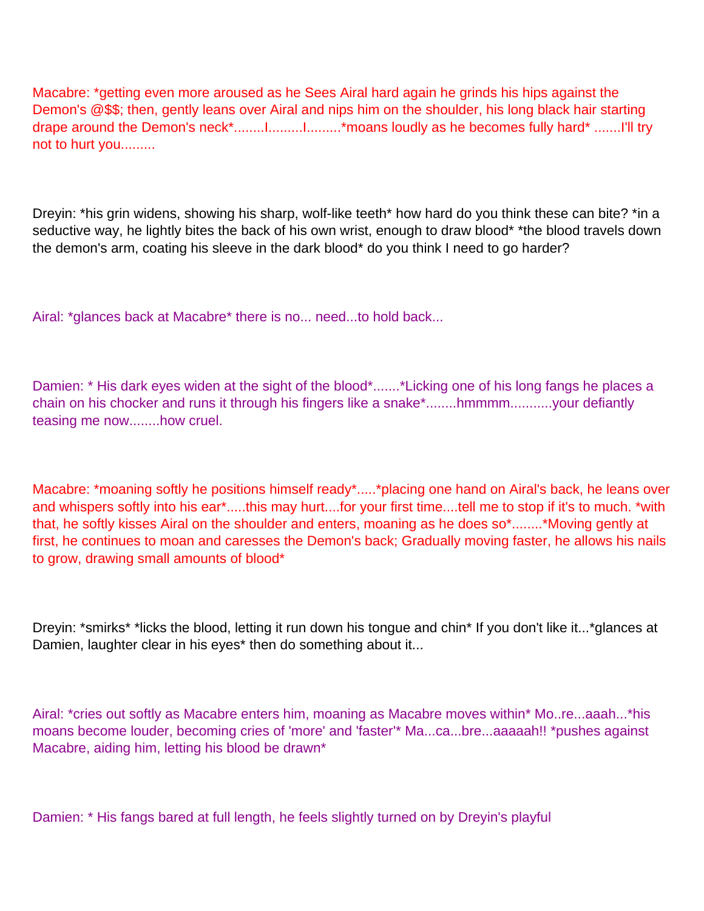Macabre: *getting even more aroused as he Sees Airal hard again he grinds his hips against the Demon's @$$; then, gently leans over Airal and nips him on the shoulder, his long black hair starting drape around the Demon's neck*........I.........I.........*moans loudly as he becomes fully hard* .......I'll try not to hurt you.........

Dreyin: *his grin widens, showing his sharp, wolf-like teeth* how hard do you think these can bite? *in a seductive way, he lightly bites the back of his own wrist, enough to draw blood* *the blood travels down the demon's arm, coating his sleeve in the dark blood* do you think I need to go harder?

Airal: *glances back at Macabre* there is no... need...to hold back...

Damien: * His dark eyes widen at the sight of the blood*.......*Licking one of his long fangs he places a chain on his chocker and runs it through his fingers like a snake*........hmmmm...........your defiantly teasing me now........how cruel.

Macabre: *moaning softly he positions himself ready*.....*placing one hand on Airal's back, he leans over and whispers softly into his ear*.....this may hurt....for your first time....tell me to stop if it's to much. *with that, he softly kisses Airal on the shoulder and enters, moaning as he does so*........*Moving gently at first, he continues to moan and caresses the Demon's back; Gradually moving faster, he allows his nails to grow, drawing small amounts of blood*

Dreyin: *smirks* *licks the blood, letting it run down his tongue and chin* If you don't like it...*glances at Damien, laughter clear in his eyes* then do something about it...

Airal: *cries out softly as Macabre enters him, moaning as Macabre moves within* Mo..re...aaah...*his moans become louder, becoming cries of 'more' and 'faster'* Ma...ca...bre...aaaaah!! *pushes against Macabre, aiding him, letting his blood be drawn*

Damien: * His fangs bared at full length, he feels slightly turned on by Dreyin's playful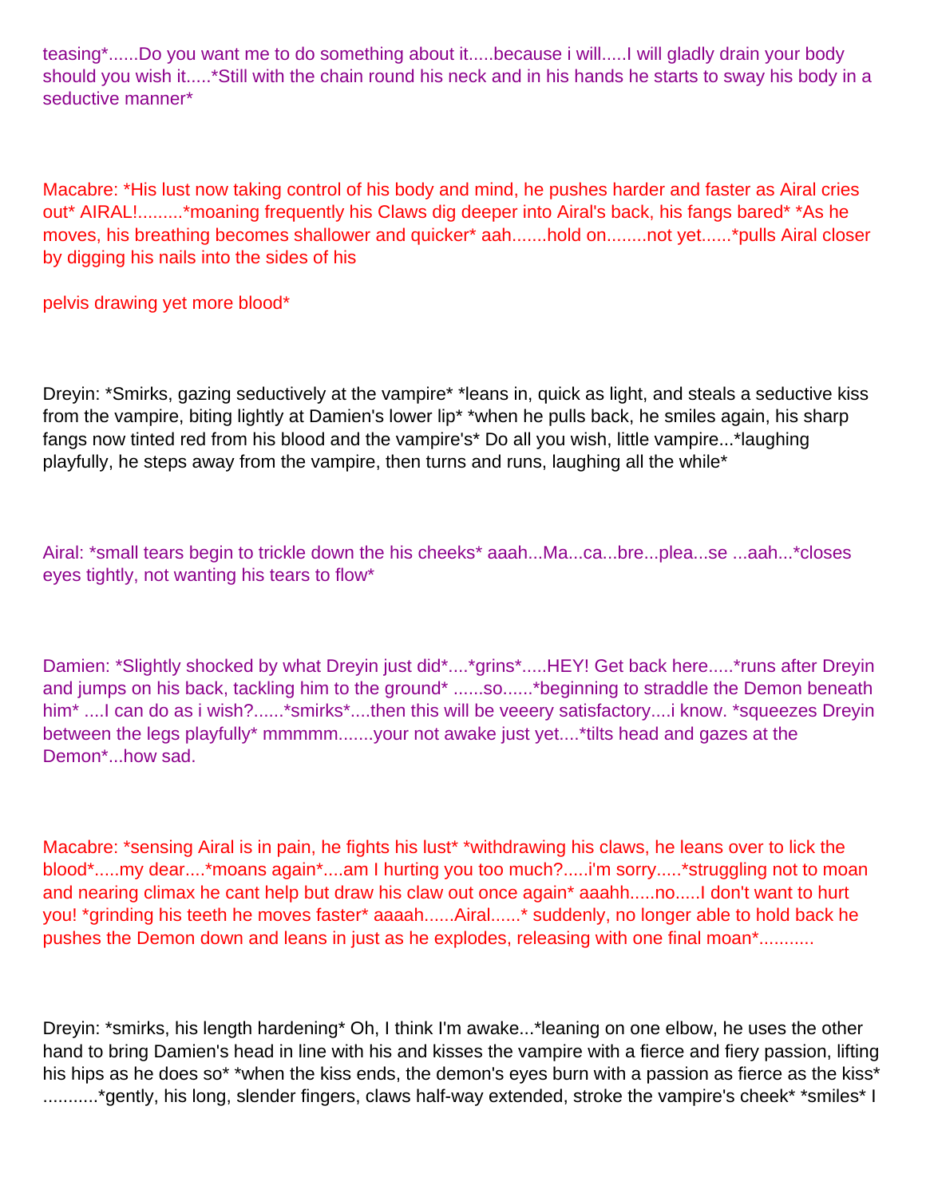teasing*......Do you want me to do something about it.....because i will.....I will gladly drain your body should you wish it.....*Still with the chain round his neck and in his hands he starts to sway his body in a seductive manner*

Macabre: *His lust now taking control of his body and mind, he pushes harder and faster as Airal cries out* AIRAL!.........*moaning frequently his Claws dig deeper into Airal's back, his fangs bared* *As he moves, his breathing becomes shallower and quicker* aah.......hold on........not yet......*pulls Airal closer by digging his nails into the sides of his

pelvis drawing yet more blood*

Dreyin: *Smirks, gazing seductively at the vampire* *leans in, quick as light, and steals a seductive kiss from the vampire, biting lightly at Damien's lower lip* *when he pulls back, he smiles again, his sharp fangs now tinted red from his blood and the vampire's* Do all you wish, little vampire...*laughing playfully, he steps away from the vampire, then turns and runs, laughing all the while*

Airal: *small tears begin to trickle down the his cheeks* aaah...Ma...ca...bre...plea...se ...aah...*closes eyes tightly, not wanting his tears to flow*

Damien: *Slightly shocked by what Dreyin just did*....*grins*.....HEY! Get back here.....*runs after Dreyin and jumps on his back, tackling him to the ground* ......so......*beginning to straddle the Demon beneath him* ....I can do as i wish?......*smirks*....then this will be veeery satisfactory....i know. *squeezes Dreyin between the legs playfully* mmmmm.......your not awake just yet....*tilts head and gazes at the Demon*...how sad.

Macabre: *sensing Airal is in pain, he fights his lust* *withdrawing his claws, he leans over to lick the blood*.....my dear....*moans again*....am I hurting you too much?.....i'm sorry.....*struggling not to moan and nearing climax he cant help but draw his claw out once again* aaahh.....no.....I don't want to hurt you! *grinding his teeth he moves faster* aaaah......Airal......* suddenly, no longer able to hold back he pushes the Demon down and leans in just as he explodes, releasing with one final moan*...........

Dreyin: *smirks, his length hardening* Oh, I think I'm awake...*leaning on one elbow, he uses the other hand to bring Damien's head in line with his and kisses the vampire with a fierce and fiery passion, lifting his hips as he does so* *when the kiss ends, the demon's eyes burn with a passion as fierce as the kiss* ...........*gently, his long, slender fingers, claws half-way extended, stroke the vampire's cheek* *smiles* I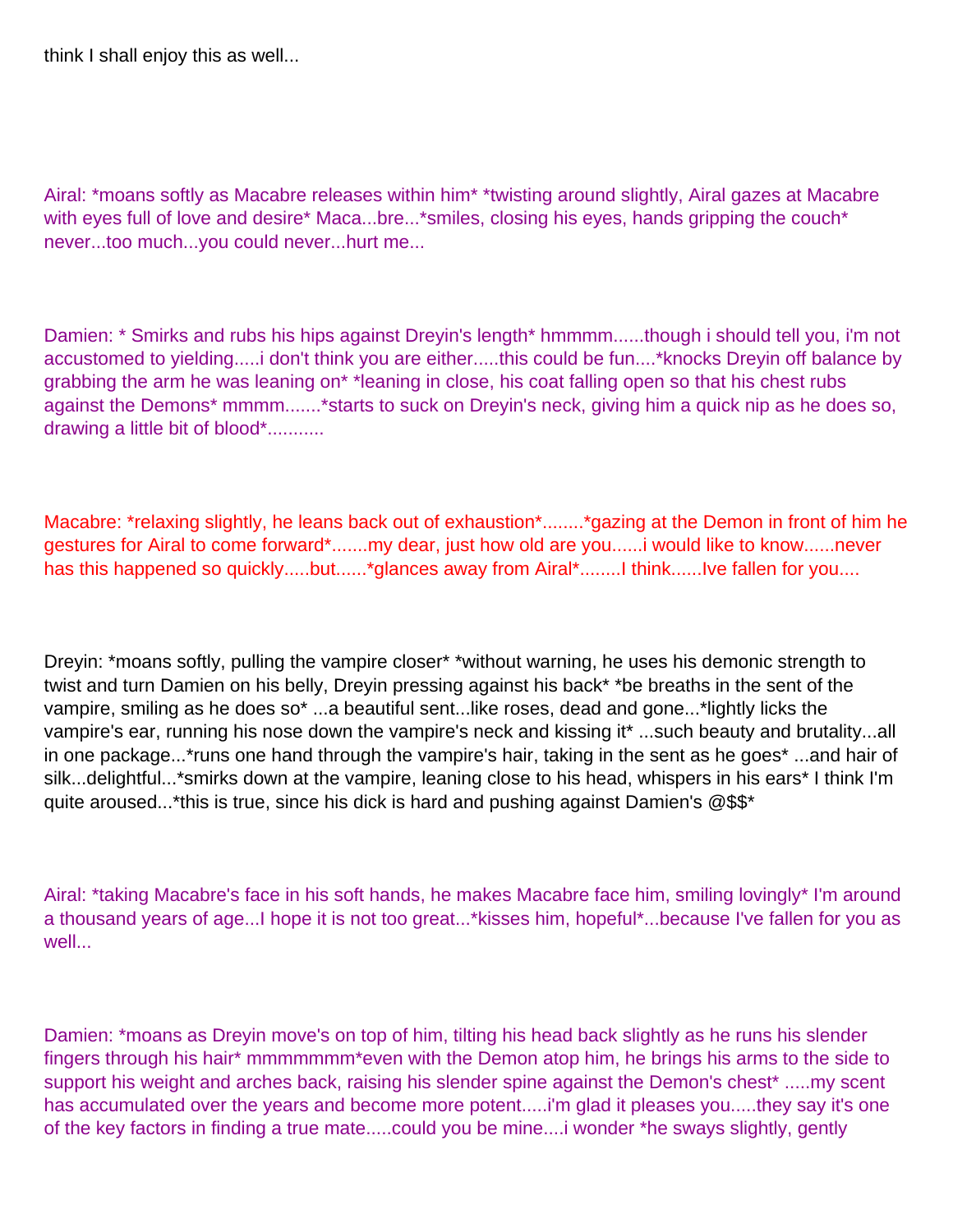think I shall enjoy this as well...

Airal: *moans softly as Macabre releases within him* *twisting around slightly, Airal gazes at Macabre with eyes full of love and desire* Maca...bre...*smiles, closing his eyes, hands gripping the couch* never...too much...you could never...hurt me...

Damien: * Smirks and rubs his hips against Dreyin's length* hmmmm......though i should tell you, i'm not accustomed to yielding.....i don't think you are either.....this could be fun....*knocks Dreyin off balance by grabbing the arm he was leaning on* *leaning in close, his coat falling open so that his chest rubs against the Demons* mmmm.......*starts to suck on Dreyin's neck, giving him a quick nip as he does so, drawing a little bit of blood*...........

Macabre: *relaxing slightly, he leans back out of exhaustion*........*gazing at the Demon in front of him he gestures for Airal to come forward*.......my dear, just how old are you......i would like to know......never has this happened so quickly.....but......*glances away from Airal*........I think......Ive fallen for you....

Dreyin: *moans softly, pulling the vampire closer* *without warning, he uses his demonic strength to twist and turn Damien on his belly, Dreyin pressing against his back* *be breaths in the sent of the vampire, smiling as he does so* ...a beautiful sent...like roses, dead and gone...*lightly licks the vampire's ear, running his nose down the vampire's neck and kissing it* ...such beauty and brutality...all in one package...*runs one hand through the vampire's hair, taking in the sent as he goes* ...and hair of silk...delightful...*smirks down at the vampire, leaning close to his head, whispers in his ears* I think I'm quite aroused...*this is true, since his dick is hard and pushing against Damien's @$$*

Airal: *taking Macabre's face in his soft hands, he makes Macabre face him, smiling lovingly* I'm around a thousand years of age...I hope it is not too great...*kisses him, hopeful*...because I've fallen for you as well...

Damien: *moans as Dreyin move's on top of him, tilting his head back slightly as he runs his slender fingers through his hair* mmmmmmm*even with the Demon atop him, he brings his arms to the side to support his weight and arches back, raising his slender spine against the Demon's chest* .....my scent has accumulated over the years and become more potent.....i'm glad it pleases you.....they say it's one of the key factors in finding a true mate.....could you be mine....i wonder *he sways slightly, gently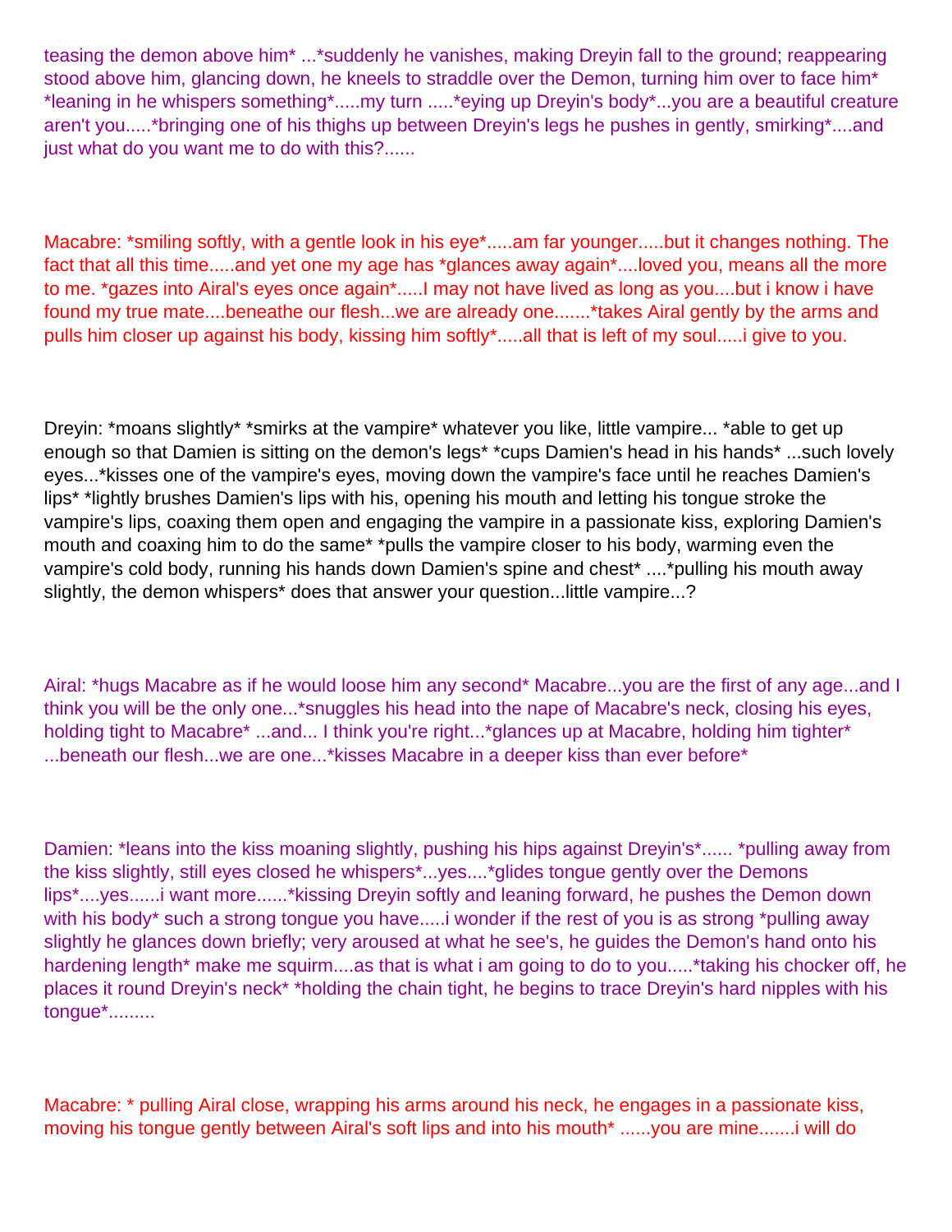teasing the demon above him* ...*suddenly he vanishes, making Dreyin fall to the ground; reappearing stood above him, glancing down, he kneels to straddle over the Demon, turning him over to face him* *leaning in he whispers something*.....my turn .....*eying up Dreyin's body*...you are a beautiful creature aren't you.....*bringing one of his thighs up between Dreyin's legs he pushes in gently, smirking*....and just what do you want me to do with this?......

Macabre: *smiling softly, with a gentle look in his eye*.....am far younger.....but it changes nothing. The fact that all this time.....and yet one my age has *glances away again*....loved you, means all the more to me. *gazes into Airal's eyes once again*.....I may not have lived as long as you....but i know i have found my true mate....beneathe our flesh...we are already one.......*takes Airal gently by the arms and pulls him closer up against his body, kissing him softly*.....all that is left of my soul.....i give to you.

Dreyin: *moans slightly* *smirks at the vampire* whatever you like, little vampire... *able to get up enough so that Damien is sitting on the demon's legs* *cups Damien's head in his hands* ...such lovely eyes...*kisses one of the vampire's eyes, moving down the vampire's face until he reaches Damien's lips* *lightly brushes Damien's lips with his, opening his mouth and letting his tongue stroke the vampire's lips, coaxing them open and engaging the vampire in a passionate kiss, exploring Damien's mouth and coaxing him to do the same* *pulls the vampire closer to his body, warming even the vampire's cold body, running his hands down Damien's spine and chest* ....*pulling his mouth away slightly, the demon whispers* does that answer your question...little vampire...?

Airal: *hugs Macabre as if he would loose him any second* Macabre...you are the first of any age...and I think you will be the only one...*snuggles his head into the nape of Macabre's neck, closing his eyes, holding tight to Macabre* ...and... I think you're right...*glances up at Macabre, holding him tighter* ...beneath our flesh...we are one...*kisses Macabre in a deeper kiss than ever before*

Damien: *leans into the kiss moaning slightly, pushing his hips against Dreyin's*...... *pulling away from the kiss slightly, still eyes closed he whispers*...yes....*glides tongue gently over the Demons lips*....yes......i want more......*kissing Dreyin softly and leaning forward, he pushes the Demon down with his body* such a strong tongue you have.....i wonder if the rest of you is as strong *pulling away slightly he glances down briefly; very aroused at what he see's, he guides the Demon's hand onto his hardening length* make me squirm....as that is what i am going to do to you.....*taking his chocker off, he places it round Dreyin's neck* *holding the chain tight, he begins to trace Dreyin's hard nipples with his tongue*.........

Macabre: * pulling Airal close, wrapping his arms around his neck, he engages in a passionate kiss, moving his tongue gently between Airal's soft lips and into his mouth* ......you are mine.......i will do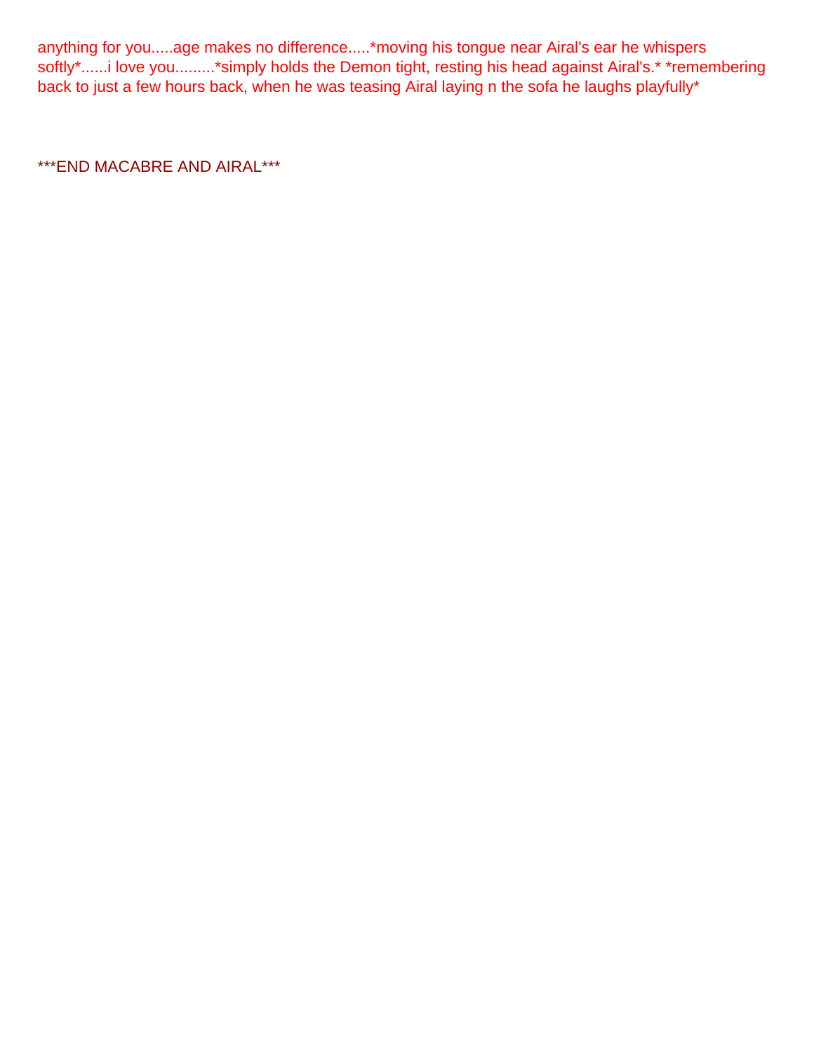anything for you.....age makes no difference.....*moving his tongue near Airal's ear he whispers softly*......i love you.........*simply holds the Demon tight, resting his head against Airal's.* *remembering back to just a few hours back, when he was teasing Airal laying n the sofa he laughs playfully*

***END MACABRE AND AIRAL***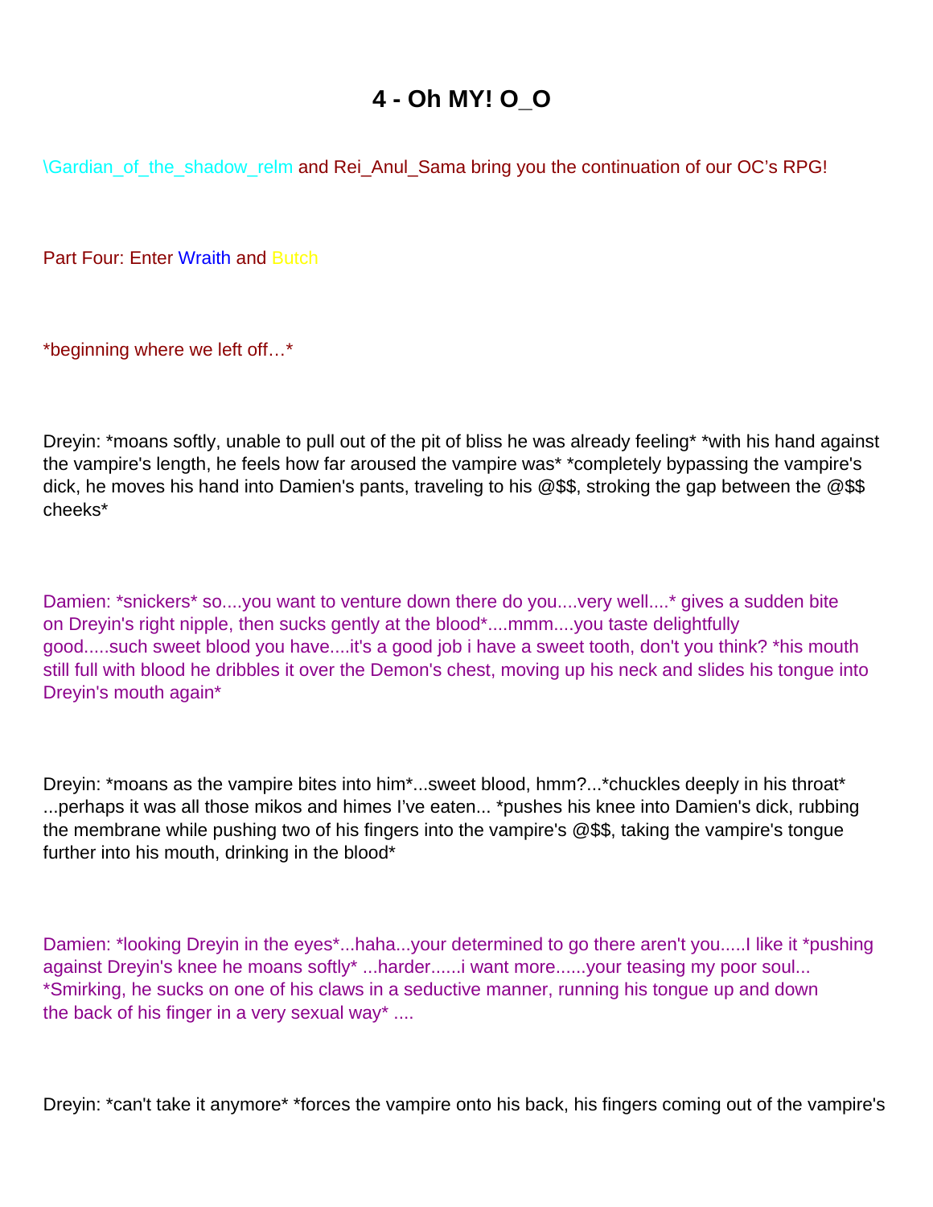# 4 - Oh MY! O_O

\Gardian_of_the_shadow_relm and Rei_Anul_Sama bring you the continuation of our OC's RPG!

Part Four: Enter Wraith and Butch

*beginning where we left off…*

Dreyin: *moans softly, unable to pull out of the pit of bliss he was already feeling* *with his hand against the vampire's length, he feels how far aroused the vampire was* *completely bypassing the vampire's dick, he moves his hand into Damien's pants, traveling to his @$$, stroking the gap between the @$$ cheeks*

Damien: *snickers* so....you want to venture down there do you....very well....* gives a sudden bite on Dreyin's right nipple, then sucks gently at the blood*....mmm....you taste delightfully good.....such sweet blood you have....it's a good job i have a sweet tooth, don't you think? *his mouth still full with blood he dribbles it over the Demon's chest, moving up his neck and slides his tongue into Dreyin's mouth again*

Dreyin: *moans as the vampire bites into him*...sweet blood, hmm?...*chuckles deeply in his throat* ...perhaps it was all those mikos and himes I've eaten... *pushes his knee into Damien's dick, rubbing the membrane while pushing two of his fingers into the vampire's @$$, taking the vampire's tongue further into his mouth, drinking in the blood*

Damien: *looking Dreyin in the eyes*...haha...your determined to go there aren't you.....I like it *pushing against Dreyin's knee he moans softly* ...harder......i want more......your teasing my poor soul... *Smirking, he sucks on one of his claws in a seductive manner, running his tongue up and down the back of his finger in a very sexual way* ....

Dreyin: *can't take it anymore* *forces the vampire onto his back, his fingers coming out of the vampire's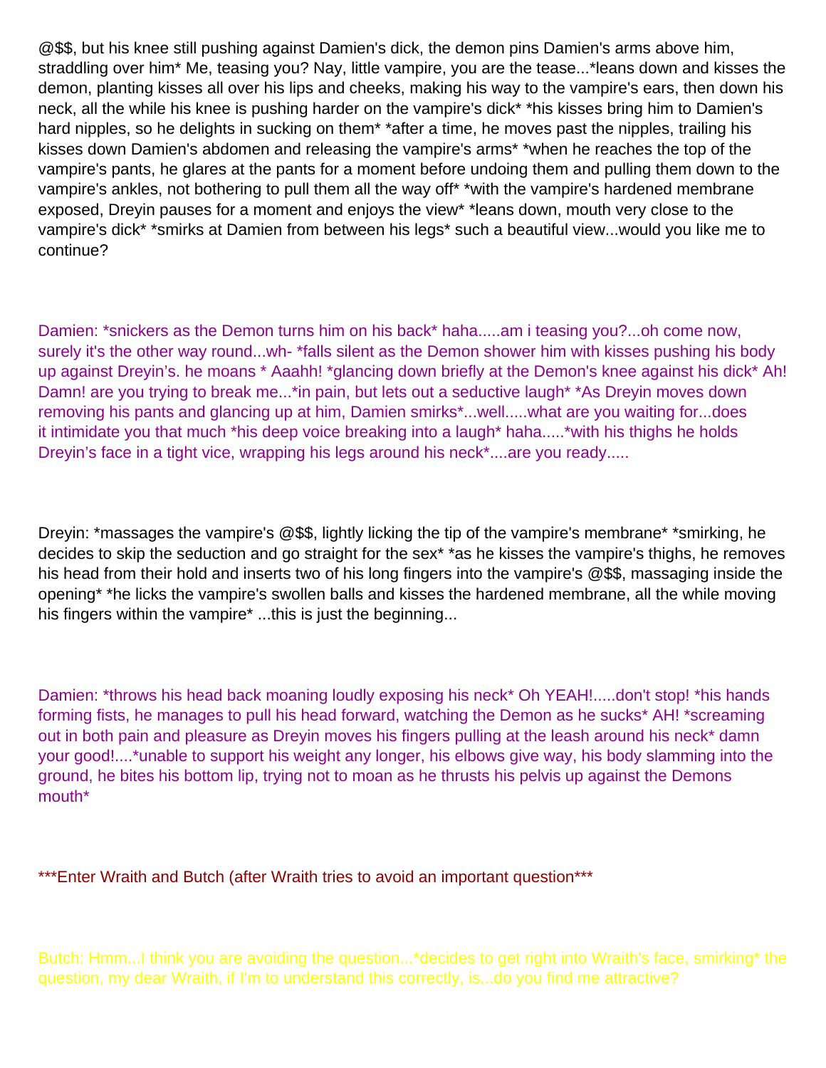@$$, but his knee still pushing against Damien's dick, the demon pins Damien's arms above him, straddling over him* Me, teasing you? Nay, little vampire, you are the tease...*leans down and kisses the demon, planting kisses all over his lips and cheeks, making his way to the vampire's ears, then down his neck, all the while his knee is pushing harder on the vampire's dick* *his kisses bring him to Damien's hard nipples, so he delights in sucking on them* *after a time, he moves past the nipples, trailing his kisses down Damien's abdomen and releasing the vampire's arms* *when he reaches the top of the vampire's pants, he glares at the pants for a moment before undoing them and pulling them down to the vampire's ankles, not bothering to pull them all the way off* *with the vampire's hardened membrane exposed, Dreyin pauses for a moment and enjoys the view* *leans down, mouth very close to the vampire's dick* *smirks at Damien from between his legs* such a beautiful view...would you like me to continue?

Damien: *snickers as the Demon turns him on his back* haha.....am i teasing you?...oh come now, surely it's the other way round...wh- *falls silent as the Demon shower him with kisses pushing his body up against Dreyin's. he moans * Aaahh! *glancing down briefly at the Demon's knee against his dick* Ah! Damn! are you trying to break me...*in pain, but lets out a seductive laugh* *As Dreyin moves down removing his pants and glancing up at him, Damien smirks*...well.....what are you waiting for...does it intimidate you that much *his deep voice breaking into a laugh* haha.....*with his thighs he holds Dreyin's face in a tight vice, wrapping his legs around his neck*....are you ready.....

Dreyin: *massages the vampire's @$$, lightly licking the tip of the vampire's membrane* *smirking, he decides to skip the seduction and go straight for the sex* *as he kisses the vampire's thighs, he removes his head from their hold and inserts two of his long fingers into the vampire's @$$, massaging inside the opening* *he licks the vampire's swollen balls and kisses the hardened membrane, all the while moving his fingers within the vampire* ...this is just the beginning...

Damien: *throws his head back moaning loudly exposing his neck* Oh YEAH!.....don't stop! *his hands forming fists, he manages to pull his head forward, watching the Demon as he sucks* AH! *screaming out in both pain and pleasure as Dreyin moves his fingers pulling at the leash around his neck* damn your good!....*unable to support his weight any longer, his elbows give way, his body slamming into the ground, he bites his bottom lip, trying not to moan as he thrusts his pelvis up against the Demons mouth*

***Enter Wraith and Butch (after Wraith tries to avoid an important question***

Butch: Hmm...I think you are avoiding the question...*decides to get right into Wraith's face, smirking* the question, my dear Wraith, if I'm to understand this correctly, is...do you find me attractive?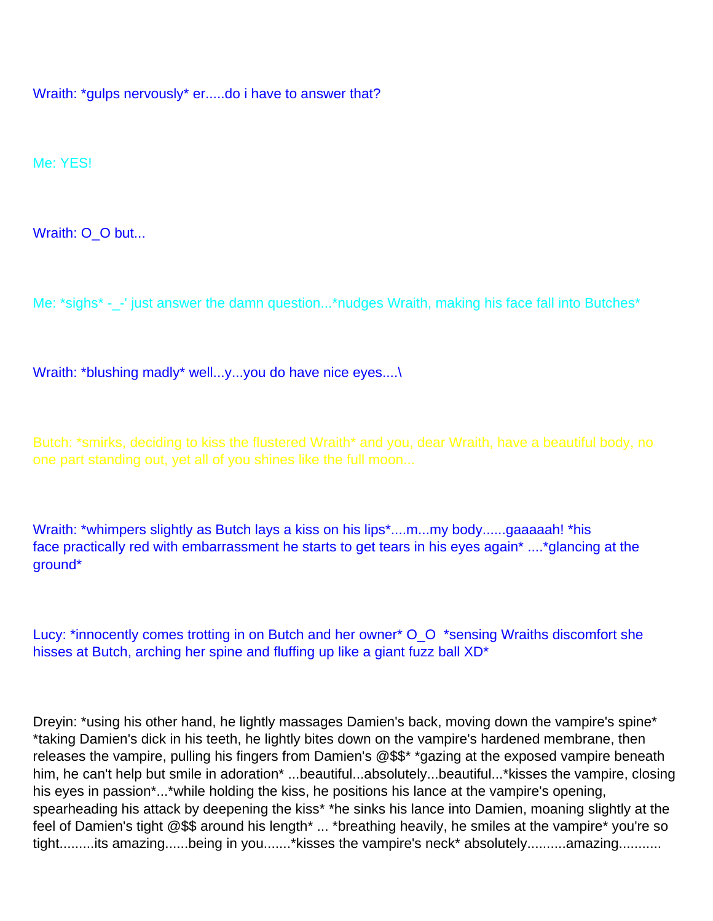Wraith: *gulps nervously* er.....do i have to answer that?

Me: YES!

Wraith: O_O but...

Me: *sighs* -_-' just answer the damn question...*nudges Wraith, making his face fall into Butches*

Wraith: *blushing madly* well...y...you do have nice eyes....\

Butch: *smirks, deciding to kiss the flustered Wraith* and you, dear Wraith, have a beautiful body, no one part standing out, yet all of you shines like the full moon...

Wraith: *whimpers slightly as Butch lays a kiss on his lips*....m...my body......gaaaaah! *his face practically red with embarrassment he starts to get tears in his eyes again* ....*glancing at the ground*

Lucy: *innocently comes trotting in on Butch and her owner* O_O *sensing Wraiths discomfort she hisses at Butch, arching her spine and fluffing up like a giant fuzz ball XD*

Dreyin: *using his other hand, he lightly massages Damien's back, moving down the vampire's spine* *taking Damien's dick in his teeth, he lightly bites down on the vampire's hardened membrane, then releases the vampire, pulling his fingers from Damien's @$$* *gazing at the exposed vampire beneath him, he can't help but smile in adoration* ...beautiful...absolutely...beautiful...*kisses the vampire, closing his eyes in passion*...*while holding the kiss, he positions his lance at the vampire's opening, spearheading his attack by deepening the kiss* *he sinks his lance into Damien, moaning slightly at the feel of Damien's tight @$$ around his length* ... *breathing heavily, he smiles at the vampire* you're so tight.........its amazing......being in you.......*kisses the vampire's neck* absolutely..........amazing...........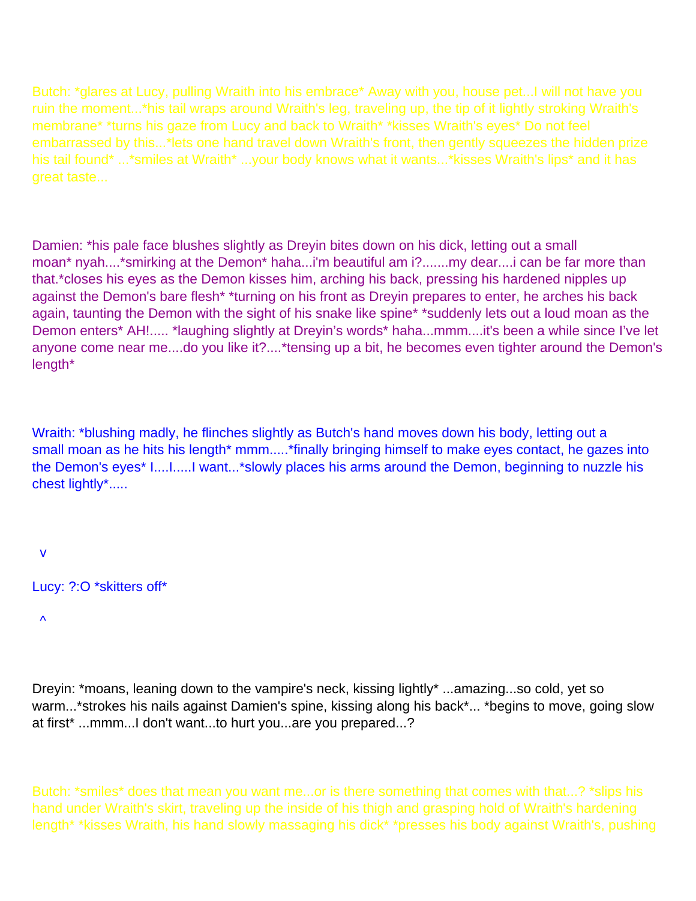Butch: *glares at Lucy, pulling Wraith into his embrace* Away with you, house pet...I will not have you ruin the moment...*his tail wraps around Wraith's leg, traveling up, the tip of it lightly stroking Wraith's membrane* *turns his gaze from Lucy and back to Wraith* *kisses Wraith's eyes* Do not feel embarrassed by this...*lets one hand travel down Wraith's front, then gently squeezes the hidden prize his tail found* ...*smiles at Wraith* ...your body knows what it wants...*kisses Wraith's lips* and it has great taste...

Damien: *his pale face blushes slightly as Dreyin bites down on his dick, letting out a small moan* nyah....*smirking at the Demon* haha...i'm beautiful am i?.......my dear....i can be far more than that.*closes his eyes as the Demon kisses him, arching his back, pressing his hardened nipples up against the Demon's bare flesh* *turning on his front as Dreyin prepares to enter, he arches his back again, taunting the Demon with the sight of his snake like spine* *suddenly lets out a loud moan as the Demon enters* AH!..... *laughing slightly at Dreyin's words* haha...mmm....it's been a while since I've let anyone come near me....do you like it?....*tensing up a bit, he becomes even tighter around the Demon's length*

Wraith: *blushing madly, he flinches slightly as Butch's hand moves down his body, letting out a small moan as he hits his length* mmm.....*finally bringing himself to make eyes contact, he gazes into the Demon's eyes* I....I.....I want...*slowly places his arms around the Demon, beginning to nuzzle his chest lightly*.....

v

Lucy: ?:O *skitters off*

^

Dreyin: *moans, leaning down to the vampire's neck, kissing lightly* ...amazing...so cold, yet so warm...*strokes his nails against Damien's spine, kissing along his back*... *begins to move, going slow at first* ...mmm...I don't want...to hurt you...are you prepared...?

Butch: *smiles* does that mean you want me...or is there something that comes with that...? *slips his hand under Wraith's skirt, traveling up the inside of his thigh and grasping hold of Wraith's hardening length* *kisses Wraith, his hand slowly massaging his dick* *presses his body against Wraith's, pushing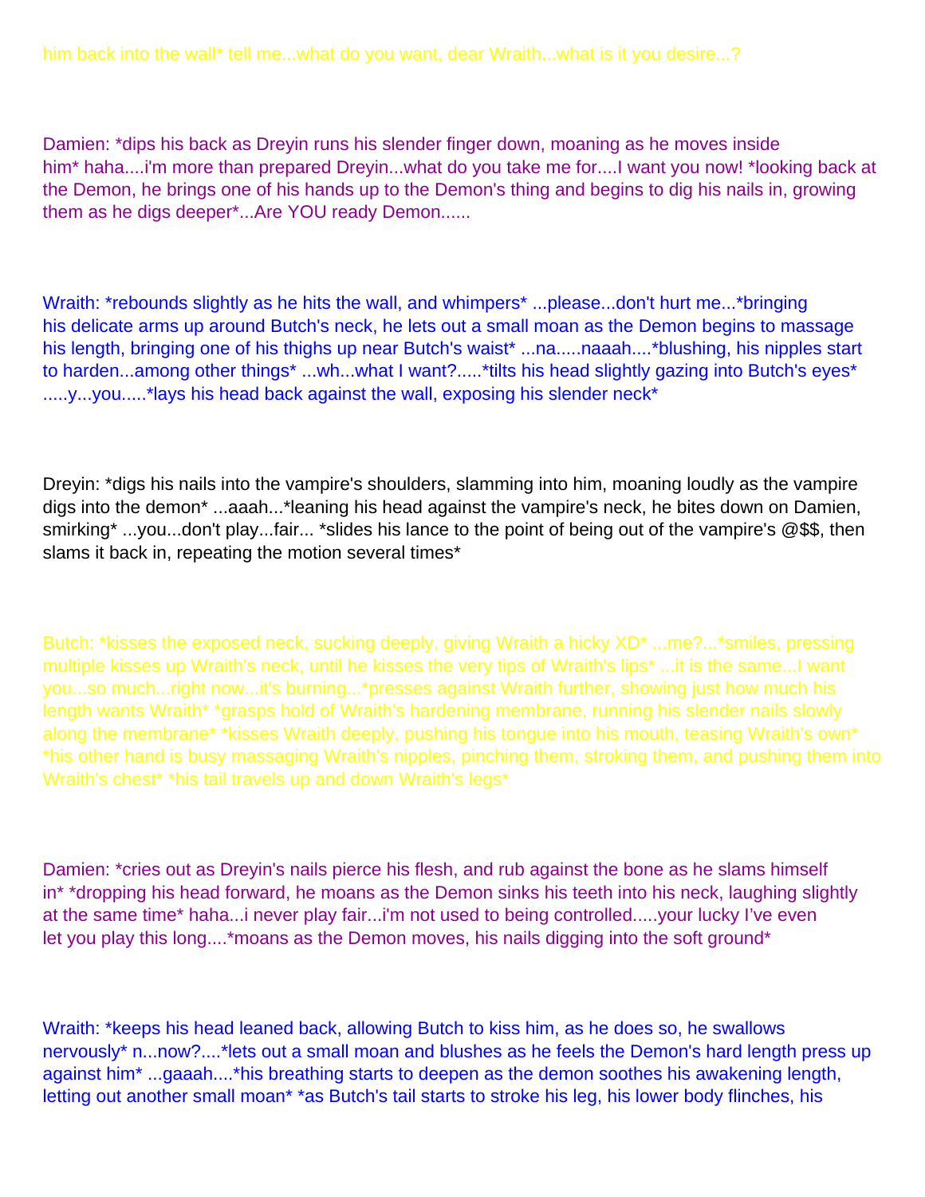him back into the wall* tell me...what do you want, dear Wraith...what is it you desire...?

Damien: *dips his back as Dreyin runs his slender finger down, moaning as he moves inside him* haha....i'm more than prepared Dreyin...what do you take me for....I want you now! *looking back at the Demon, he brings one of his hands up to the Demon's thing and begins to dig his nails in, growing them as he digs deeper*...Are YOU ready Demon......

Wraith: *rebounds slightly as he hits the wall, and whimpers* ...please...don't hurt me...*bringing his delicate arms up around Butch's neck, he lets out a small moan as the Demon begins to massage his length, bringing one of his thighs up near Butch's waist* ...na.....naaah....*blushing, his nipples start to harden...among other things* ...wh...what I want?.....*tilts his head slightly gazing into Butch's eyes* .....y...you.....*lays his head back against the wall, exposing his slender neck*

Dreyin: *digs his nails into the vampire's shoulders, slamming into him, moaning loudly as the vampire digs into the demon* ...aaah...*leaning his head against the vampire's neck, he bites down on Damien, smirking* ...you...don't play...fair... *slides his lance to the point of being out of the vampire's @$$, then slams it back in, repeating the motion several times*

Butch: *kisses the exposed neck, sucking deeply, giving Wraith a hicky XD* ...me?...*smiles, pressing multiple kisses up Wraith's neck, until he kisses the very tips of Wraith's lips* ...it is the same...I want you...so much...right now...it's burning...*presses against Wraith further, showing just how much his length wants Wraith* *grasps hold of Wraith's hardening membrane, running his slender nails slowly along the membrane* *kisses Wraith deeply, pushing his tongue into his mouth, teasing Wraith's own* *his other hand is busy massaging Wraith's nipples, pinching them, stroking them, and pushing them into Wraith's chest* *his tail travels up and down Wraith's legs*

Damien: *cries out as Dreyin's nails pierce his flesh, and rub against the bone as he slams himself in* *dropping his head forward, he moans as the Demon sinks his teeth into his neck, laughing slightly at the same time* haha...i never play fair...i'm not used to being controlled.....your lucky I've even let you play this long....*moans as the Demon moves, his nails digging into the soft ground*

Wraith: *keeps his head leaned back, allowing Butch to kiss him, as he does so, he swallows nervously* n...now?....*lets out a small moan and blushes as he feels the Demon's hard length press up against him* ...gaaah....*his breathing starts to deepen as the demon soothes his awakening length, letting out another small moan* *as Butch's tail starts to stroke his leg, his lower body flinches, his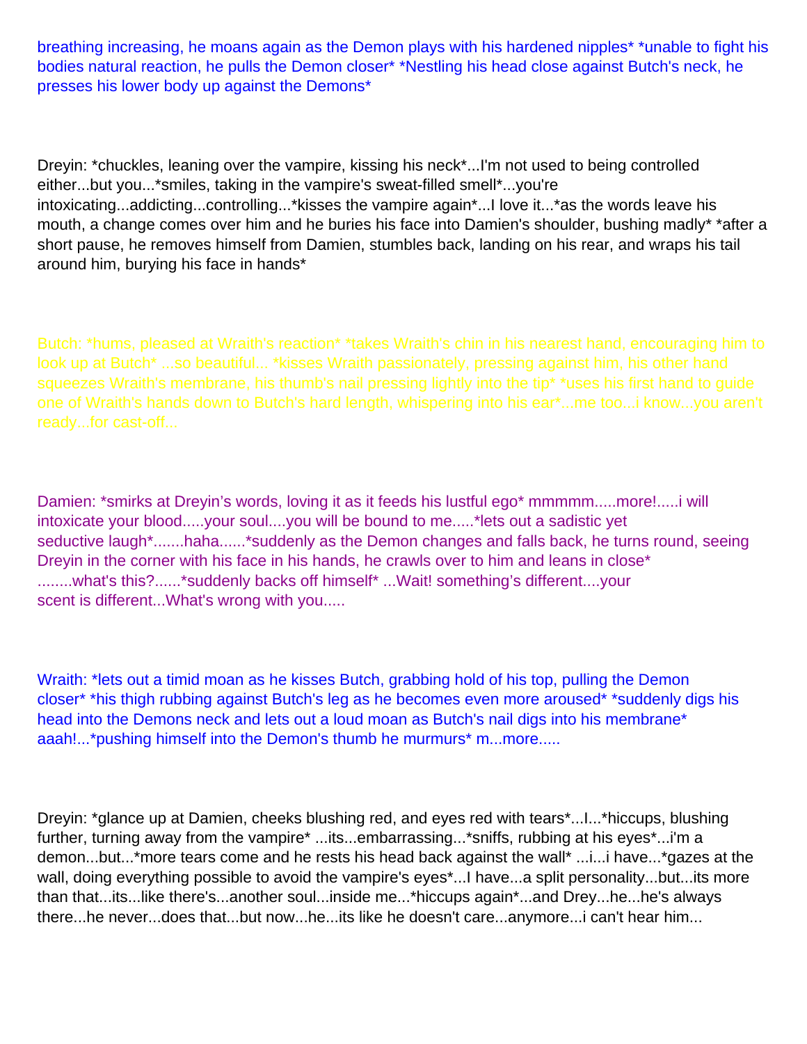breathing increasing, he moans again as the Demon plays with his hardened nipples* *unable to fight his bodies natural reaction, he pulls the Demon closer* *Nestling his head close against Butch's neck, he presses his lower body up against the Demons*

Dreyin: *chuckles, leaning over the vampire, kissing his neck*...I'm not used to being controlled either...but you...*smiles, taking in the vampire's sweat-filled smell*...you're intoxicating...addicting...controlling...*kisses the vampire again*...I love it...*as the words leave his mouth, a change comes over him and he buries his face into Damien's shoulder, bushing madly* *after a short pause, he removes himself from Damien, stumbles back, landing on his rear, and wraps his tail around him, burying his face in hands*

Butch: *hums, pleased at Wraith's reaction* *takes Wraith's chin in his nearest hand, encouraging him to look up at Butch* ...so beautiful... *kisses Wraith passionately, pressing against him, his other hand squeezes Wraith's membrane, his thumb's nail pressing lightly into the tip* *uses his first hand to guide one of Wraith's hands down to Butch's hard length, whispering into his ear*...me too...i know...you aren't ready...for cast-off...

Damien: *smirks at Dreyin's words, loving it as it feeds his lustful ego* mmmmm.....more!.....i will intoxicate your blood.....your soul....you will be bound to me.....*lets out a sadistic yet seductive laugh*.......haha......*suddenly as the Demon changes and falls back, he turns round, seeing Dreyin in the corner with his face in his hands, he crawls over to him and leans in close* ........what's this?......*suddenly backs off himself* ...Wait! something's different....your scent is different...What's wrong with you.....

Wraith: *lets out a timid moan as he kisses Butch, grabbing hold of his top, pulling the Demon closer* *his thigh rubbing against Butch's leg as he becomes even more aroused* *suddenly digs his head into the Demons neck and lets out a loud moan as Butch's nail digs into his membrane* aaah!...*pushing himself into the Demon's thumb he murmurs* m...more.....

Dreyin: *glance up at Damien, cheeks blushing red, and eyes red with tears*...I...*hiccups, blushing further, turning away from the vampire* ...its...embarrassing...*sniffs, rubbing at his eyes*...i'm a demon...but...*more tears come and he rests his head back against the wall* ...i...i have...*gazes at the wall, doing everything possible to avoid the vampire's eyes*...I have...a split personality...but...its more than that...its...like there's...another soul...inside me...*hiccups again*...and Drey...he...he's always there...he never...does that...but now...he...its like he doesn't care...anymore...i can't hear him...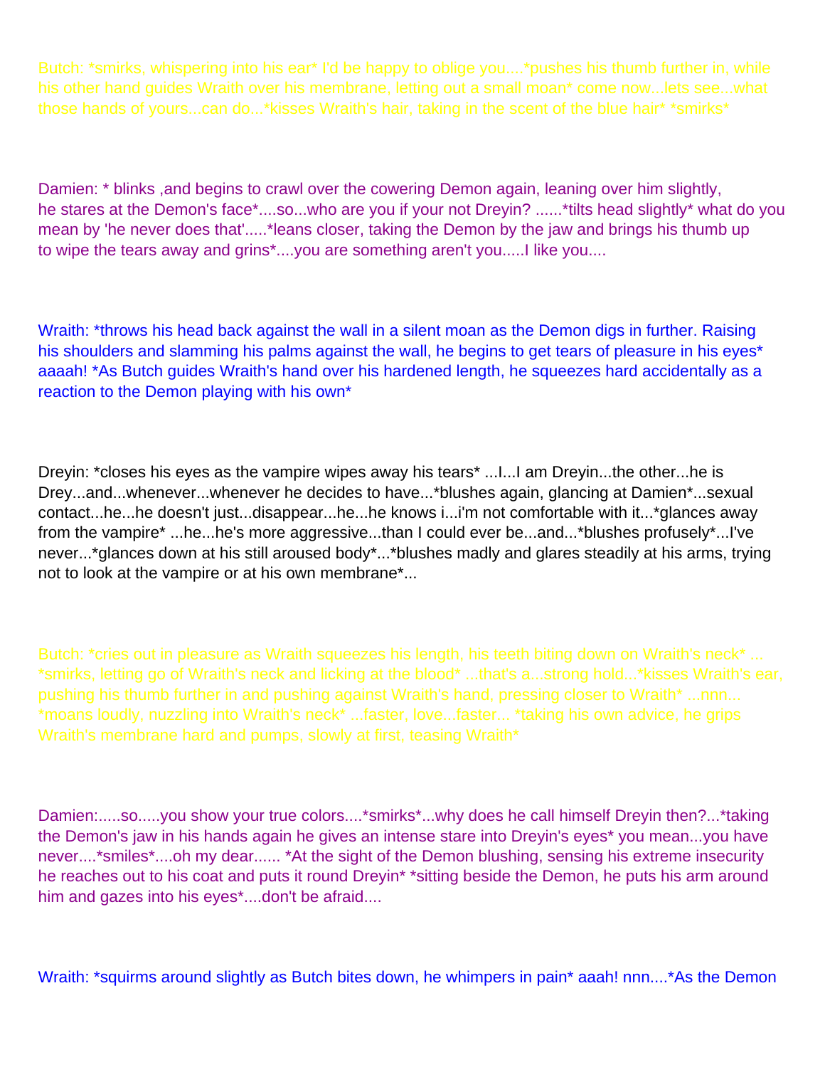Butch: *smirks, whispering into his ear* I'd be happy to oblige you....*pushes his thumb further in, while his other hand guides Wraith over his membrane, letting out a small moan* come now...lets see...what those hands of yours...can do...*kisses Wraith's hair, taking in the scent of the blue hair* *smirks*

Damien: * blinks ,and begins to crawl over the cowering Demon again, leaning over him slightly, he stares at the Demon's face*....so...who are you if your not Dreyin? ......*tilts head slightly* what do you mean by 'he never does that'.....*leans closer, taking the Demon by the jaw and brings his thumb up to wipe the tears away and grins*....you are something aren't you.....I like you....

Wraith: *throws his head back against the wall in a silent moan as the Demon digs in further. Raising his shoulders and slamming his palms against the wall, he begins to get tears of pleasure in his eyes* aaaah! *As Butch guides Wraith's hand over his hardened length, he squeezes hard accidentally as a reaction to the Demon playing with his own*

Dreyin: *closes his eyes as the vampire wipes away his tears* ...I...I am Dreyin...the other...he is Drey...and...whenever...whenever he decides to have...*blushes again, glancing at Damien*...sexual contact...he...he doesn't just...disappear...he...he knows i...i'm not comfortable with it...*glances away from the vampire* ...he...he's more aggressive...than I could ever be...and...*blushes profusely*...I've never...*glances down at his still aroused body*...*blushes madly and glares steadily at his arms, trying not to look at the vampire or at his own membrane*...

Butch: *cries out in pleasure as Wraith squeezes his length, his teeth biting down on Wraith's neck* ... *smirks, letting go of Wraith's neck and licking at the blood* ...that's a...strong hold...*kisses Wraith's ear, pushing his thumb further in and pushing against Wraith's hand, pressing closer to Wraith* ...nnn... *moans loudly, nuzzling into Wraith's neck* ...faster, love...faster... *taking his own advice, he grips Wraith's membrane hard and pumps, slowly at first, teasing Wraith*

Damien:.....so.....you show your true colors....*smirks*...why does he call himself Dreyin then?...*taking the Demon's jaw in his hands again he gives an intense stare into Dreyin's eyes* you mean...you have never....*smiles*....oh my dear...... *At the sight of the Demon blushing, sensing his extreme insecurity he reaches out to his coat and puts it round Dreyin* *sitting beside the Demon, he puts his arm around him and gazes into his eyes*....don't be afraid....

Wraith: *squirms around slightly as Butch bites down, he whimpers in pain* aaah! nnn....*As the Demon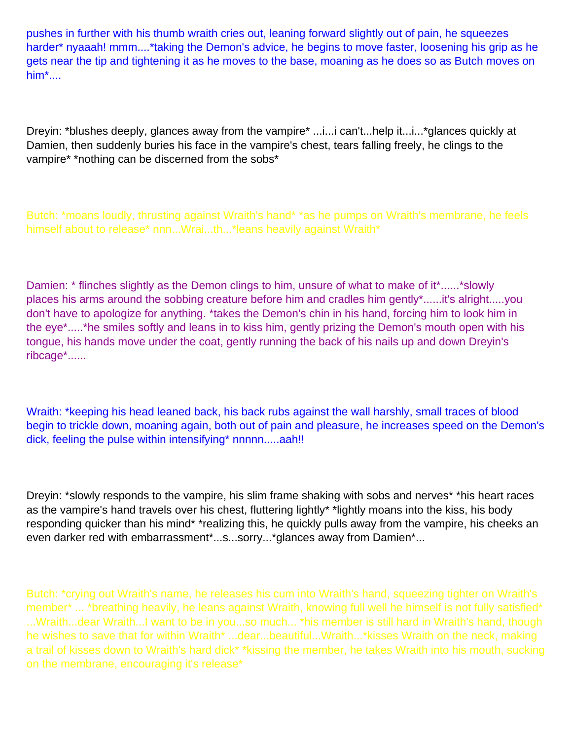pushes in further with his thumb wraith cries out, leaning forward slightly out of pain, he squeezes harder* nyaaah! mmm....*taking the Demon's advice, he begins to move faster, loosening his grip as he gets near the tip and tightening it as he moves to the base, moaning as he does so as Butch moves on him*....

Dreyin: *blushes deeply, glances away from the vampire* ...i...i can't...help it...i...*glances quickly at Damien, then suddenly buries his face in the vampire's chest, tears falling freely, he clings to the vampire* *nothing can be discerned from the sobs*

Butch: *moans loudly, thrusting against Wraith's hand* *as he pumps on Wraith's membrane, he feels himself about to release* nnn...Wrai...th...*leans heavily against Wraith*

Damien: * flinches slightly as the Demon clings to him, unsure of what to make of it*......*slowly places his arms around the sobbing creature before him and cradles him gently*......it's alright.....you don't have to apologize for anything. *takes the Demon's chin in his hand, forcing him to look him in the eye*.....*he smiles softly and leans in to kiss him, gently prizing the Demon's mouth open with his tongue, his hands move under the coat, gently running the back of his nails up and down Dreyin's ribcage*......

Wraith: *keeping his head leaned back, his back rubs against the wall harshly, small traces of blood begin to trickle down, moaning again, both out of pain and pleasure, he increases speed on the Demon's dick, feeling the pulse within intensifying* nnnnn.....aah!!

Dreyin: *slowly responds to the vampire, his slim frame shaking with sobs and nerves* *his heart races as the vampire's hand travels over his chest, fluttering lightly* *lightly moans into the kiss, his body responding quicker than his mind* *realizing this, he quickly pulls away from the vampire, his cheeks an even darker red with embarrassment*...s...sorry...*glances away from Damien*...

Butch: *crying out Wraith's name, he releases his cum into Wraith's hand, squeezing tighter on Wraith's member* ... *breathing heavily, he leans against Wraith, knowing full well he himself is not fully satisfied* ...Wraith...dear Wraith...I want to be in you...so much... *his member is still hard in Wraith's hand, though he wishes to save that for within Wraith* ...dear...beautiful...Wraith...*kisses Wraith on the neck, making a trail of kisses down to Wraith's hard dick* *kissing the member, he takes Wraith into his mouth, sucking on the membrane, encouraging it's release*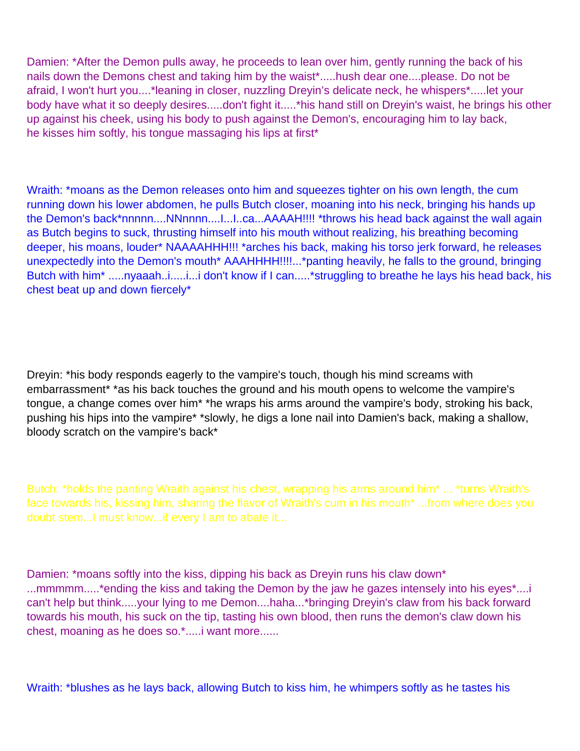Damien: *After the Demon pulls away, he proceeds to lean over him, gently running the back of his nails down the Demons chest and taking him by the waist*.....hush dear one....please. Do not be afraid, I won't hurt you....*leaning in closer, nuzzling Dreyin's delicate neck, he whispers*.....let your body have what it so deeply desires.....don't fight it.....*his hand still on Dreyin's waist, he brings his other up against his cheek, using his body to push against the Demon's, encouraging him to lay back, he kisses him softly, his tongue massaging his lips at first*

Wraith: *moans as the Demon releases onto him and squeezes tighter on his own length, the cum running down his lower abdomen, he pulls Butch closer, moaning into his neck, bringing his hands up the Demon's back*nnnnn....NNnnnn....I...I..ca...AAAAH!!!! *throws his head back against the wall again as Butch begins to suck, thrusting himself into his mouth without realizing, his breathing becoming deeper, his moans, louder* NAAAAHHH!!! *arches his back, making his torso jerk forward, he releases unexpectedly into the Demon's mouth* AAAHHHH!!!!...*panting heavily, he falls to the ground, bringing Butch with him* .....nyaaah..i.....i...i don't know if I can.....*struggling to breathe he lays his head back, his chest beat up and down fiercely*

Dreyin: *his body responds eagerly to the vampire's touch, though his mind screams with embarrassment* *as his back touches the ground and his mouth opens to welcome the vampire's tongue, a change comes over him* *he wraps his arms around the vampire's body, stroking his back, pushing his hips into the vampire* *slowly, he digs a lone nail into Damien's back, making a shallow, bloody scratch on the vampire's back*

Butch: *holds the panting Wraith against his chest, wrapping his arms around him* ... *turns Wraith's face towards his, kissing him, sharing the flavor of Wraith's cum in his mouth* ...from where does you doubt stem...I must know...if every I am to abate it...

Damien: *moans softly into the kiss, dipping his back as Dreyin runs his claw down* ...mmmmm.....*ending the kiss and taking the Demon by the jaw he gazes intensely into his eyes*....i can't help but think.....your lying to me Demon....haha...*bringing Dreyin's claw from his back forward towards his mouth, his suck on the tip, tasting his own blood, then runs the demon's claw down his chest, moaning as he does so.*.....i want more......

Wraith: *blushes as he lays back, allowing Butch to kiss him, he whimpers softly as he tastes his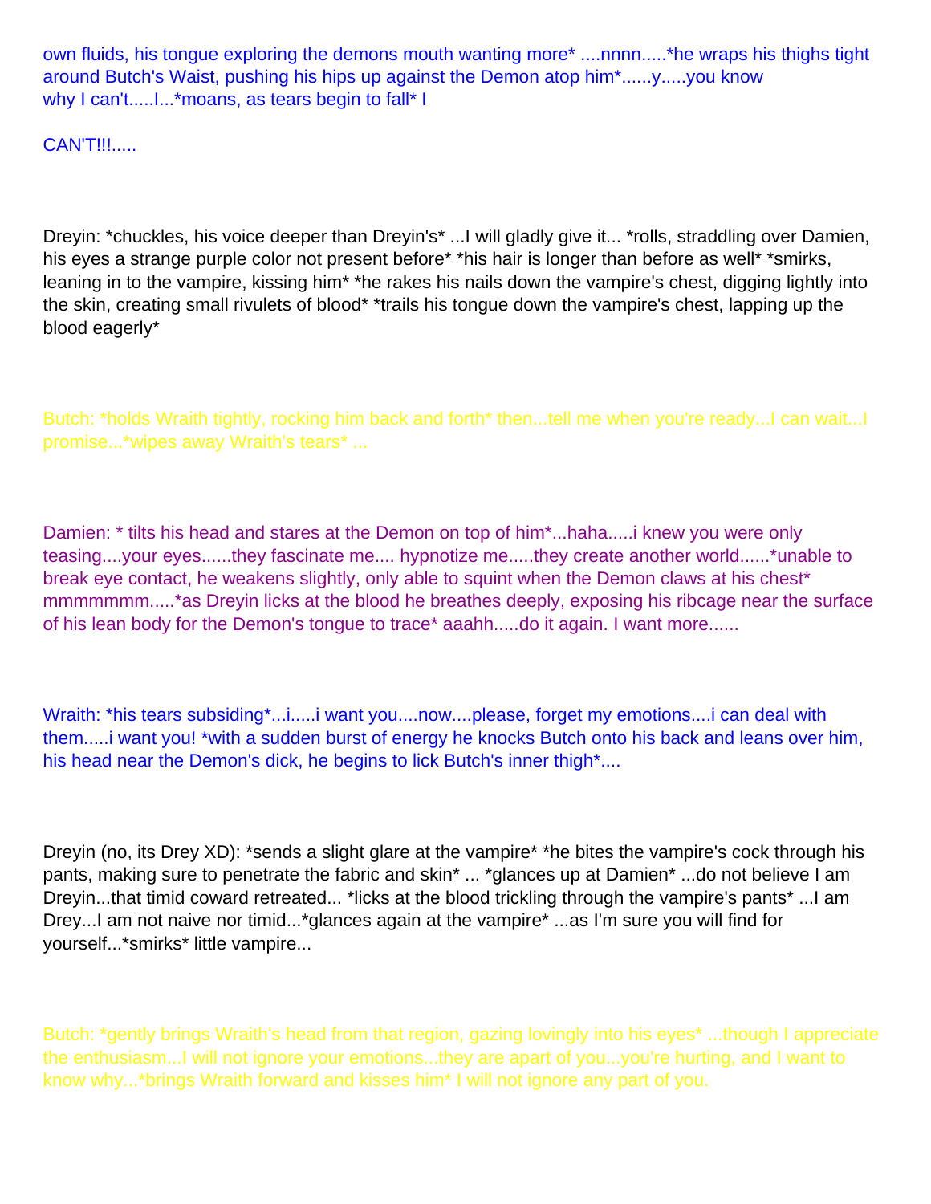own fluids, his tongue exploring the demons mouth wanting more* ....nnnn.....*he wraps his thighs tight around Butch's Waist, pushing his hips up against the Demon atop him*......y.....you know why I can't.....I...*moans, as tears begin to fall* I

CAN'T!!!.....

Dreyin: *chuckles, his voice deeper than Dreyin's* ...I will gladly give it... *rolls, straddling over Damien, his eyes a strange purple color not present before* *his hair is longer than before as well* *smirks, leaning in to the vampire, kissing him* *he rakes his nails down the vampire's chest, digging lightly into the skin, creating small rivulets of blood* *trails his tongue down the vampire's chest, lapping up the blood eagerly*

Butch: *holds Wraith tightly, rocking him back and forth* then...tell me when you're ready...I can wait...I promise...*wipes away Wraith's tears* ...

Damien: * tilts his head and stares at the Demon on top of him*...haha.....i knew you were only teasing....your eyes......they fascinate me.... hypnotize me.....they create another world......*unable to break eye contact, he weakens slightly, only able to squint when the Demon claws at his chest* mmmmmmm.....*as Dreyin licks at the blood he breathes deeply, exposing his ribcage near the surface of his lean body for the Demon's tongue to trace* aaahh.....do it again. I want more......

Wraith: *his tears subsiding*...i.....i want you....now....please, forget my emotions....i can deal with them.....i want you! *with a sudden burst of energy he knocks Butch onto his back and leans over him, his head near the Demon's dick, he begins to lick Butch's inner thigh*....

Dreyin (no, its Drey XD): *sends a slight glare at the vampire* *he bites the vampire's cock through his pants, making sure to penetrate the fabric and skin* ... *glances up at Damien* ...do not believe I am Dreyin...that timid coward retreated... *licks at the blood trickling through the vampire's pants* ...I am Drey...I am not naive nor timid...*glances again at the vampire* ...as I'm sure you will find for yourself...*smirks* little vampire...

Butch: *gently brings Wraith's head from that region, gazing lovingly into his eyes* ...though I appreciate the enthusiasm...I will not ignore your emotions...they are apart of you...you're hurting, and I want to know why...*brings Wraith forward and kisses him* I will not ignore any part of you.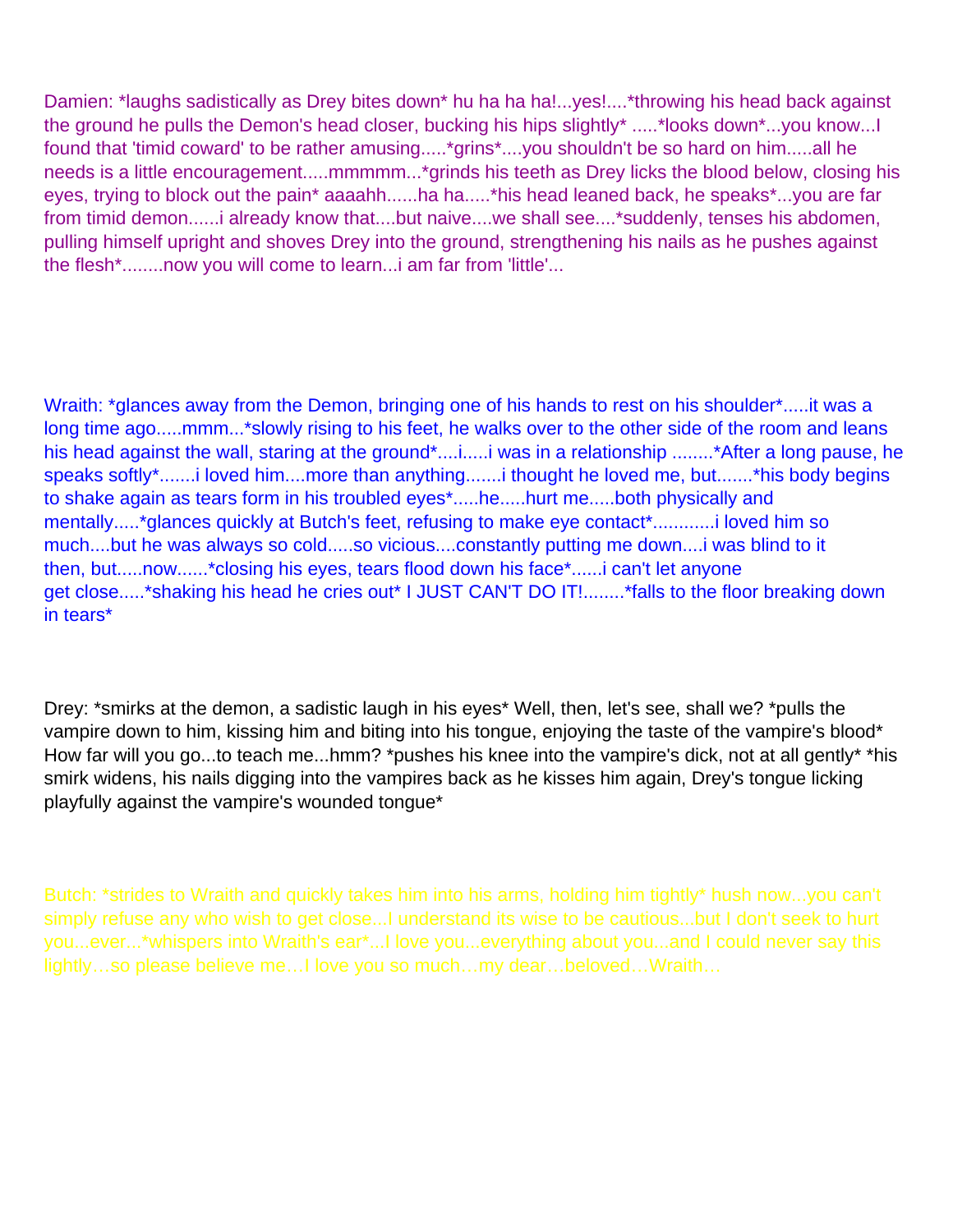Damien: *laughs sadistically as Drey bites down* hu ha ha ha!...yes!....*throwing his head back against the ground he pulls the Demon's head closer, bucking his hips slightly* .....*looks down*...you know...I found that 'timid coward' to be rather amusing.....*grins*....you shouldn't be so hard on him.....all he needs is a little encouragement.....mmmmm...*grinds his teeth as Drey licks the blood below, closing his eyes, trying to block out the pain* aaaahh......ha ha.....*his head leaned back, he speaks*...you are far from timid demon......i already know that....but naive....we shall see....*suddenly, tenses his abdomen, pulling himself upright and shoves Drey into the ground, strengthening his nails as he pushes against the flesh*........now you will come to learn...i am far from 'little'...

Wraith: *glances away from the Demon, bringing one of his hands to rest on his shoulder*.....it was a long time ago.....mmm...*slowly rising to his feet, he walks over to the other side of the room and leans his head against the wall, staring at the ground*....i.....i was in a relationship ........*After a long pause, he speaks softly*.......i loved him....more than anything.......i thought he loved me, but.......*his body begins to shake again as tears form in his troubled eyes*.....he.....hurt me.....both physically and mentally.....*glances quickly at Butch's feet, refusing to make eye contact*............i loved him so much....but he was always so cold.....so vicious....constantly putting me down....i was blind to it then, but.....now......*closing his eyes, tears flood down his face*......i can't let anyone get close.....*shaking his head he cries out* I JUST CAN'T DO IT!........*falls to the floor breaking down in tears*

Drey: *smirks at the demon, a sadistic laugh in his eyes* Well, then, let's see, shall we? *pulls the vampire down to him, kissing him and biting into his tongue, enjoying the taste of the vampire's blood* How far will you go...to teach me...hmm? *pushes his knee into the vampire's dick, not at all gently* *his smirk widens, his nails digging into the vampires back as he kisses him again, Drey's tongue licking playfully against the vampire's wounded tongue*

Butch: *strides to Wraith and quickly takes him into his arms, holding him tightly* hush now...you can't simply refuse any who wish to get close...I understand its wise to be cautious...but I don't seek to hurt you...ever...*whispers into Wraith's ear*...I love you...everything about you...and I could never say this lightly…so please believe me…I love you so much…my dear…beloved…Wraith…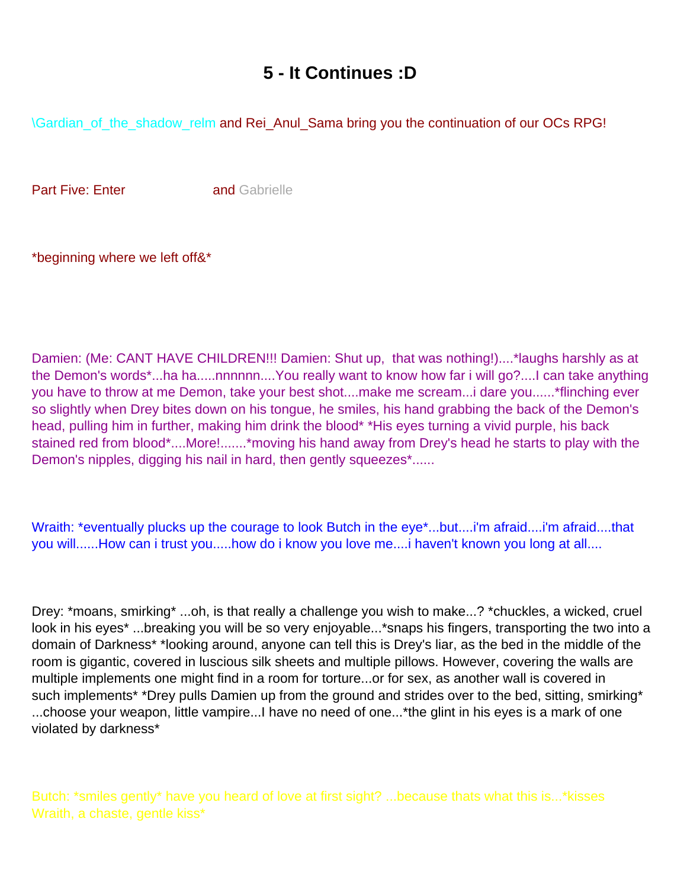# 5 - It Continues :D

\Gardian_of_the_shadow_relm and Rei_Anul_Sama bring you the continuation of our OCs RPG!

Part Five: Enter and Gabrielle

*beginning where we left off&*

Damien: (Me: CANT HAVE CHILDREN!!! Damien: Shut up, that was nothing!)....*laughs harshly as at the Demon's words*...ha ha.....nnnnnn....You really want to know how far i will go?....I can take anything you have to throw at me Demon, take your best shot....make me scream...i dare you......*flinching ever so slightly when Drey bites down on his tongue, he smiles, his hand grabbing the back of the Demon's head, pulling him in further, making him drink the blood* *His eyes turning a vivid purple, his back stained red from blood*....More!.......*moving his hand away from Drey's head he starts to play with the Demon's nipples, digging his nail in hard, then gently squeezes*......

Wraith: *eventually plucks up the courage to look Butch in the eye*...but....i'm afraid....i'm afraid....that you will......How can i trust you.....how do i know you love me....i haven't known you long at all....

Drey: *moans, smirking* ...oh, is that really a challenge you wish to make...? *chuckles, a wicked, cruel look in his eyes* ...breaking you will be so very enjoyable...*snaps his fingers, transporting the two into a domain of Darkness* *looking around, anyone can tell this is Drey's liar, as the bed in the middle of the room is gigantic, covered in luscious silk sheets and multiple pillows. However, covering the walls are multiple implements one might find in a room for torture...or for sex, as another wall is covered in such implements* *Drey pulls Damien up from the ground and strides over to the bed, sitting, smirking* ...choose your weapon, little vampire...I have no need of one...*the glint in his eyes is a mark of one violated by darkness*

Butch: *smiles gently* have you heard of love at first sight? ...because thats what this is...*kisses Wraith, a chaste, gentle kiss*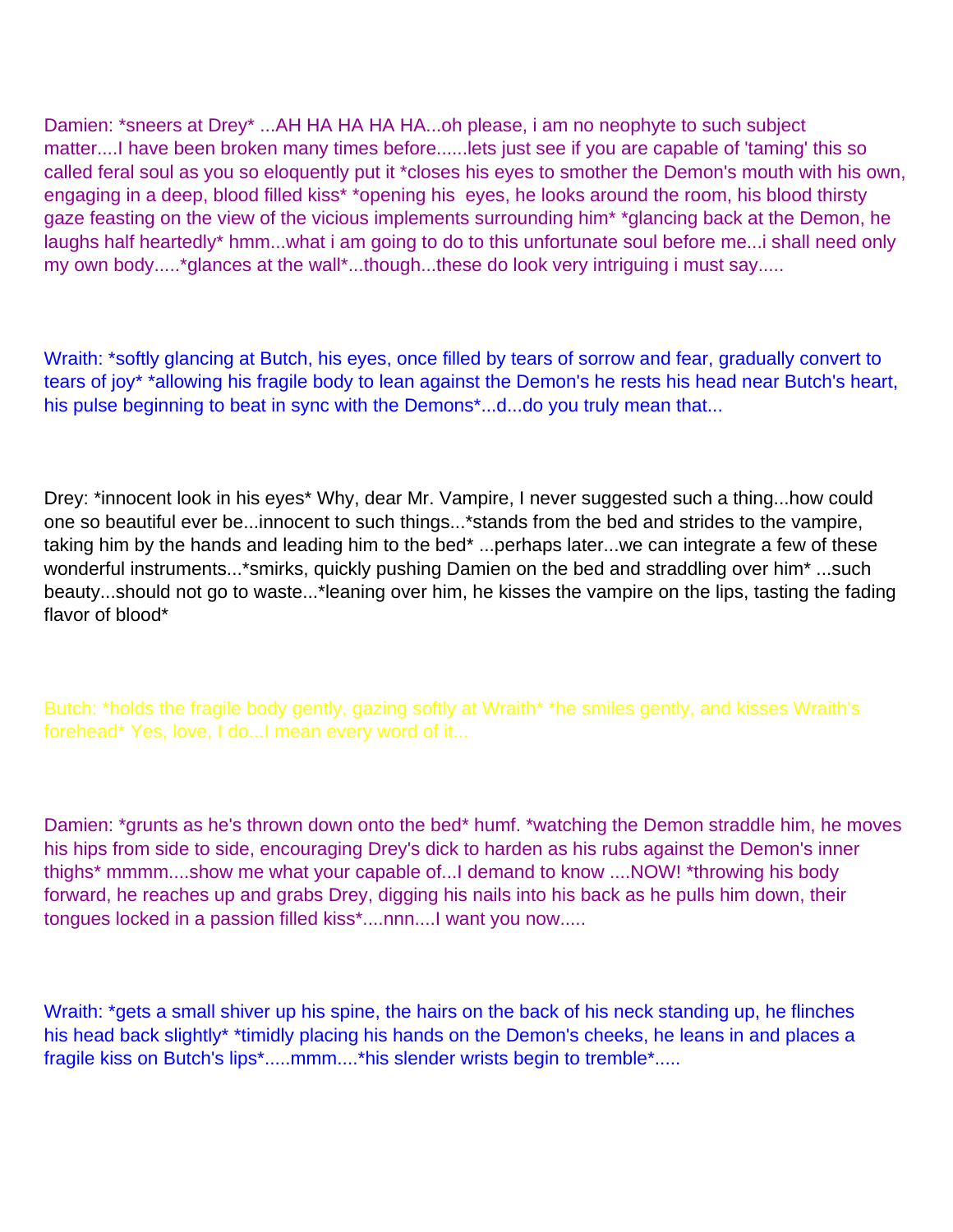Damien: *sneers at Drey* ...AH HA HA HA HA...oh please, i am no neophyte to such subject matter....I have been broken many times before......lets just see if you are capable of 'taming' this so called feral soul as you so eloquently put it *closes his eyes to smother the Demon's mouth with his own, engaging in a deep, blood filled kiss* *opening his  eyes, he looks around the room, his blood thirsty gaze feasting on the view of the vicious implements surrounding him* *glancing back at the Demon, he laughs half heartedly* hmm...what i am going to do to this unfortunate soul before me...i shall need only my own body.....*glances at the wall*...though...these do look very intriguing i must say.....

Wraith: *softly glancing at Butch, his eyes, once filled by tears of sorrow and fear, gradually convert to tears of joy* *allowing his fragile body to lean against the Demon's he rests his head near Butch's heart, his pulse beginning to beat in sync with the Demons*...d...do you truly mean that...

Drey: *innocent look in his eyes* Why, dear Mr. Vampire, I never suggested such a thing...how could one so beautiful ever be...innocent to such things...*stands from the bed and strides to the vampire, taking him by the hands and leading him to the bed* ...perhaps later...we can integrate a few of these wonderful instruments...*smirks, quickly pushing Damien on the bed and straddling over him* ...such beauty...should not go to waste...*leaning over him, he kisses the vampire on the lips, tasting the fading flavor of blood*

Butch: *holds the fragile body gently, gazing softly at Wraith* *he smiles gently, and kisses Wraith's forehead* Yes, love, I do...I mean every word of it...

Damien: *grunts as he's thrown down onto the bed* humf. *watching the Demon straddle him, he moves his hips from side to side, encouraging Drey's dick to harden as his rubs against the Demon's inner thighs* mmmm....show me what your capable of...I demand to know ....NOW! *throwing his body forward, he reaches up and grabs Drey, digging his nails into his back as he pulls him down, their tongues locked in a passion filled kiss*....nnn....I want you now.....

Wraith: *gets a small shiver up his spine, the hairs on the back of his neck standing up, he flinches his head back slightly* *timidly placing his hands on the Demon's cheeks, he leans in and places a fragile kiss on Butch's lips*.....mmm....*his slender wrists begin to tremble*.....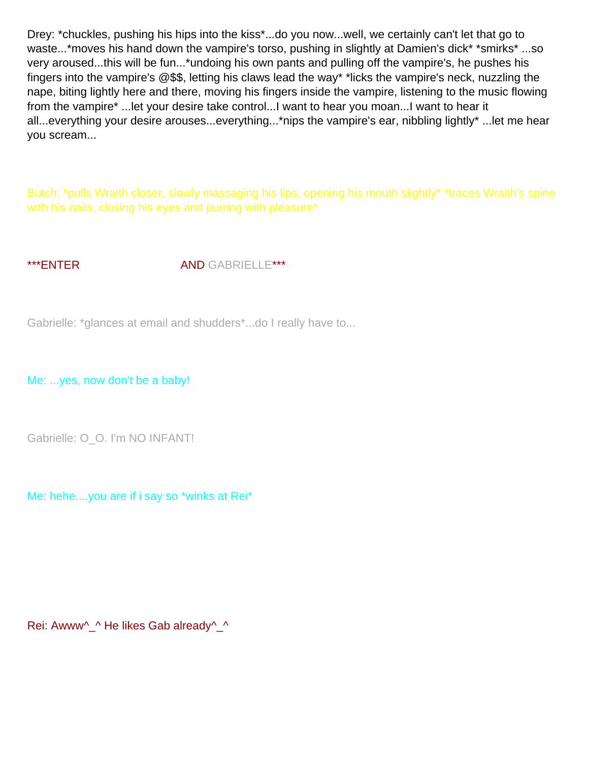Drey: *chuckles, pushing his hips into the kiss*...do you now...well, we certainly can't let that go to waste...*moves his hand down the vampire's torso, pushing in slightly at Damien's dick* *smirks* ...so very aroused...this will be fun...*undoing his own pants and pulling off the vampire's, he pushes his fingers into the vampire's @$$, letting his claws lead the way* *licks the vampire's neck, nuzzling the nape, biting lightly here and there, moving his fingers inside the vampire, listening to the music flowing from the vampire* ...let your desire take control...I want to hear you moan...I want to hear it all...everything your desire arouses...everything...*nips the vampire's ear, nibbling lightly* ...let me hear you scream...

Butch: *pulls Wraith closer, slowly massaging his lips, opening his mouth slightly* *traces Wraith's spine with his nails, closing his eyes and purring with pleasure*

***ENTER AND GABRIELLE***

Gabrielle: *glances at email and shudders*...do I really have to...

Me: ...yes, now don't be a baby!

Gabrielle: O_O. I'm NO INFANT!

Me: hehe....you are if i say so *winks at Rei*

Rei: Awww^_^ He likes Gab already^_^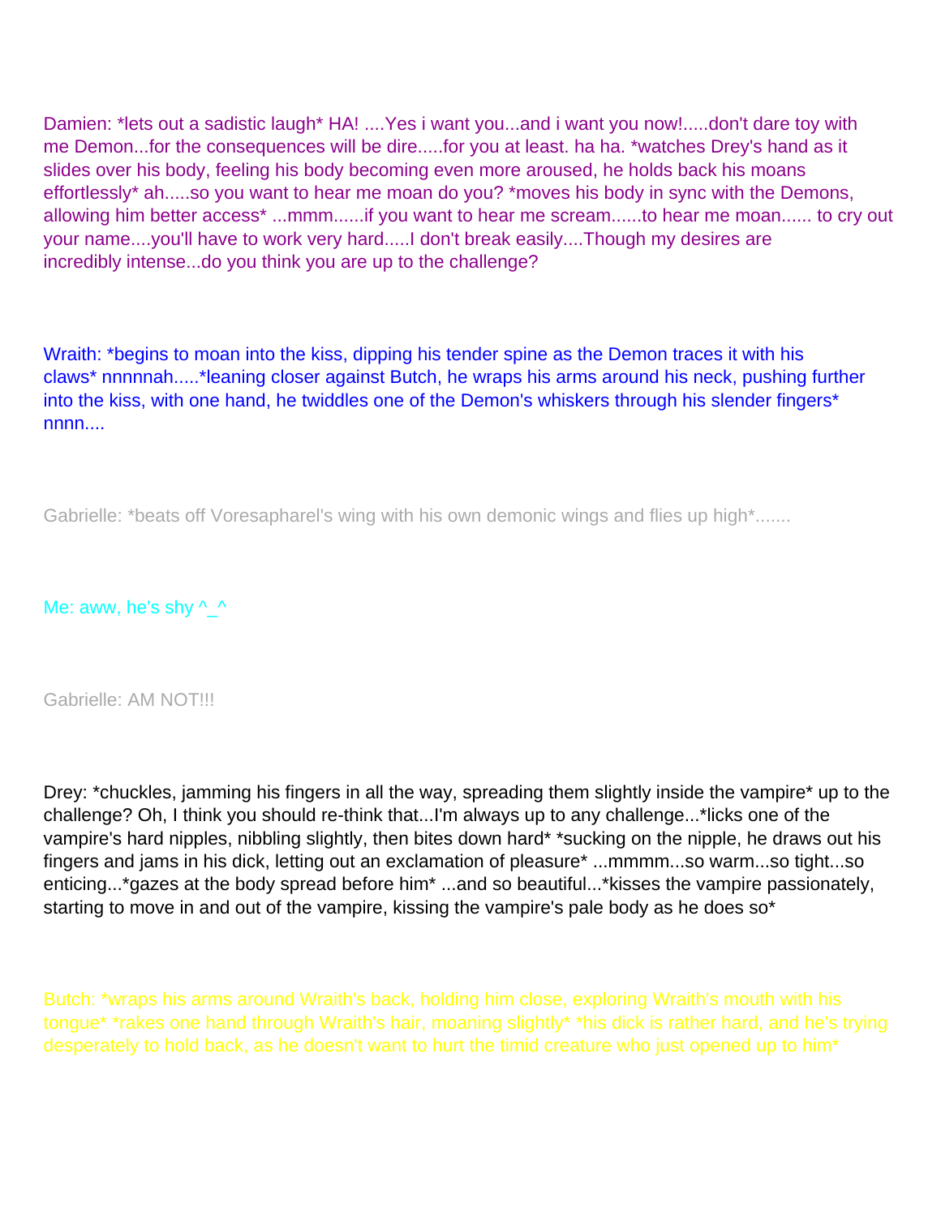Damien: *lets out a sadistic laugh* HA! ....Yes i want you...and i want you now!.....don't dare toy with me Demon...for the consequences will be dire.....for you at least. ha ha. *watches Drey's hand as it slides over his body, feeling his body becoming even more aroused, he holds back his moans effortlessly* ah.....so you want to hear me moan do you? *moves his body in sync with the Demons, allowing him better access* ...mmm......if you want to hear me scream......to hear me moan...... to cry out your name....you'll have to work very hard.....I don't break easily....Though my desires are incredibly intense...do you think you are up to the challenge?

Wraith: *begins to moan into the kiss, dipping his tender spine as the Demon traces it with his claws* nnnnnah.....*leaning closer against Butch, he wraps his arms around his neck, pushing further into the kiss, with one hand, he twiddles one of the Demon's whiskers through his slender fingers* nnnn....

Gabrielle: *beats off Voresapharel's wing with his own demonic wings and flies up high*.......

Me: aww, he's shy ^_^

Gabrielle: AM NOT!!!

Drey: *chuckles, jamming his fingers in all the way, spreading them slightly inside the vampire* up to the challenge? Oh, I think you should re-think that...I'm always up to any challenge...*licks one of the vampire's hard nipples, nibbling slightly, then bites down hard* *sucking on the nipple, he draws out his fingers and jams in his dick, letting out an exclamation of pleasure* ...mmmm...so warm...so tight...so enticing...*gazes at the body spread before him* ...and so beautiful...*kisses the vampire passionately, starting to move in and out of the vampire, kissing the vampire's pale body as he does so*

Butch: *wraps his arms around Wraith's back, holding him close, exploring Wraith's mouth with his tongue* *rakes one hand through Wraith's hair, moaning slightly* *his dick is rather hard, and he's trying desperately to hold back, as he doesn't want to hurt the timid creature who just opened up to him*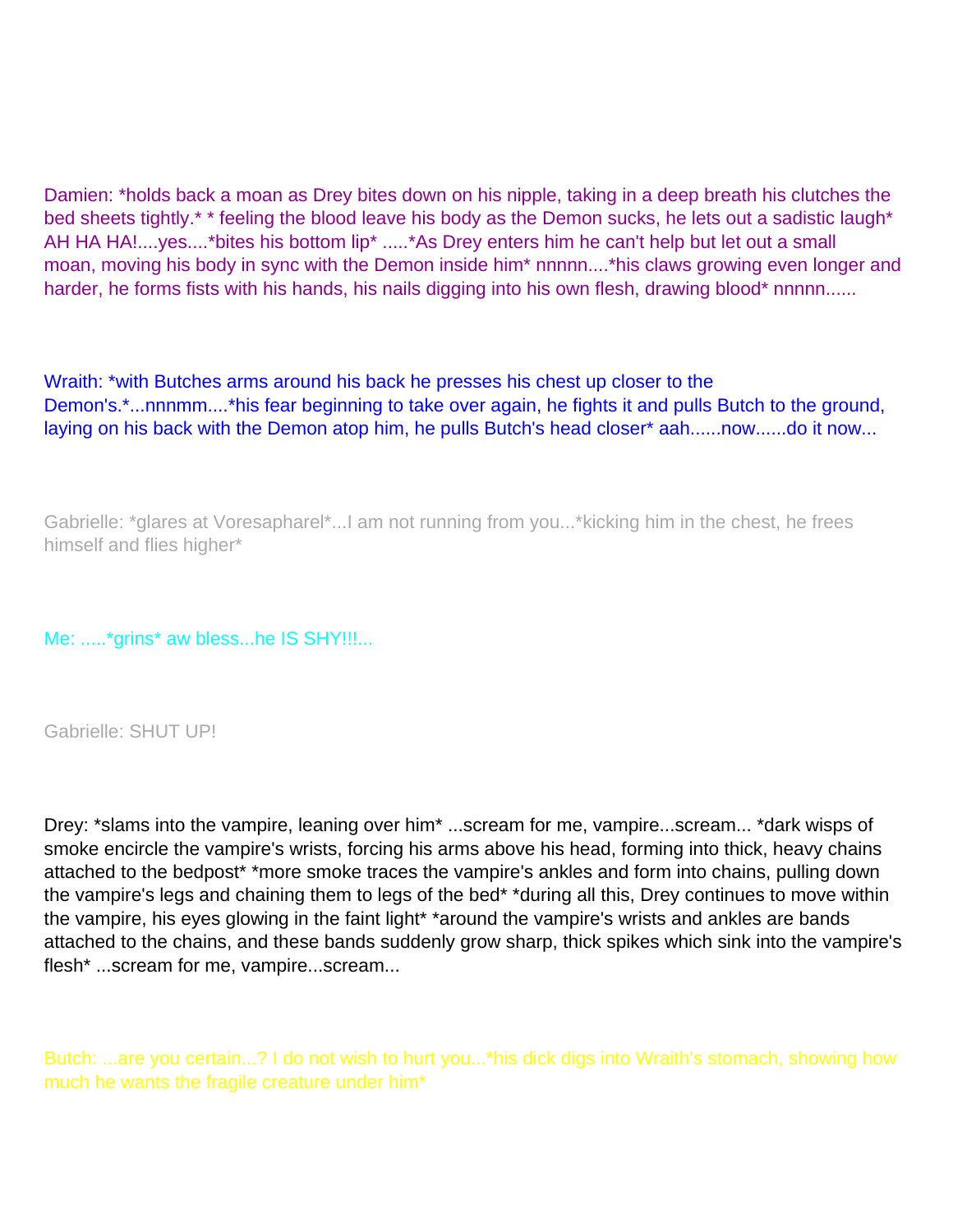Damien: *holds back a moan as Drey bites down on his nipple, taking in a deep breath his clutches the bed sheets tightly.* * feeling the blood leave his body as the Demon sucks, he lets out a sadistic laugh* AH HA HA!....yes....*bites his bottom lip* .....*As Drey enters him he can't help but let out a small moan, moving his body in sync with the Demon inside him* nnnnn....*his claws growing even longer and harder, he forms fists with his hands, his nails digging into his own flesh, drawing blood* nnnnn......

Wraith: *with Butches arms around his back he presses his chest up closer to the Demon's.*...nnnmm....*his fear beginning to take over again, he fights it and pulls Butch to the ground, laying on his back with the Demon atop him, he pulls Butch's head closer* aah......now......do it now...

Gabrielle: *glares at Voresapharel*...I am not running from you...*kicking him in the chest, he frees himself and flies higher*

Me: .....*grins* aw bless...he IS SHY!!!...

Gabrielle: SHUT UP!

Drey: *slams into the vampire, leaning over him* ...scream for me, vampire...scream... *dark wisps of smoke encircle the vampire's wrists, forcing his arms above his head, forming into thick, heavy chains attached to the bedpost* *more smoke traces the vampire's ankles and form into chains, pulling down the vampire's legs and chaining them to legs of the bed* *during all this, Drey continues to move within the vampire, his eyes glowing in the faint light* *around the vampire's wrists and ankles are bands attached to the chains, and these bands suddenly grow sharp, thick spikes which sink into the vampire's flesh* ...scream for me, vampire...scream...

Butch: ...are you certain...? I do not wish to hurt you...*his dick digs into Wraith's stomach, showing how much he wants the fragile creature under him*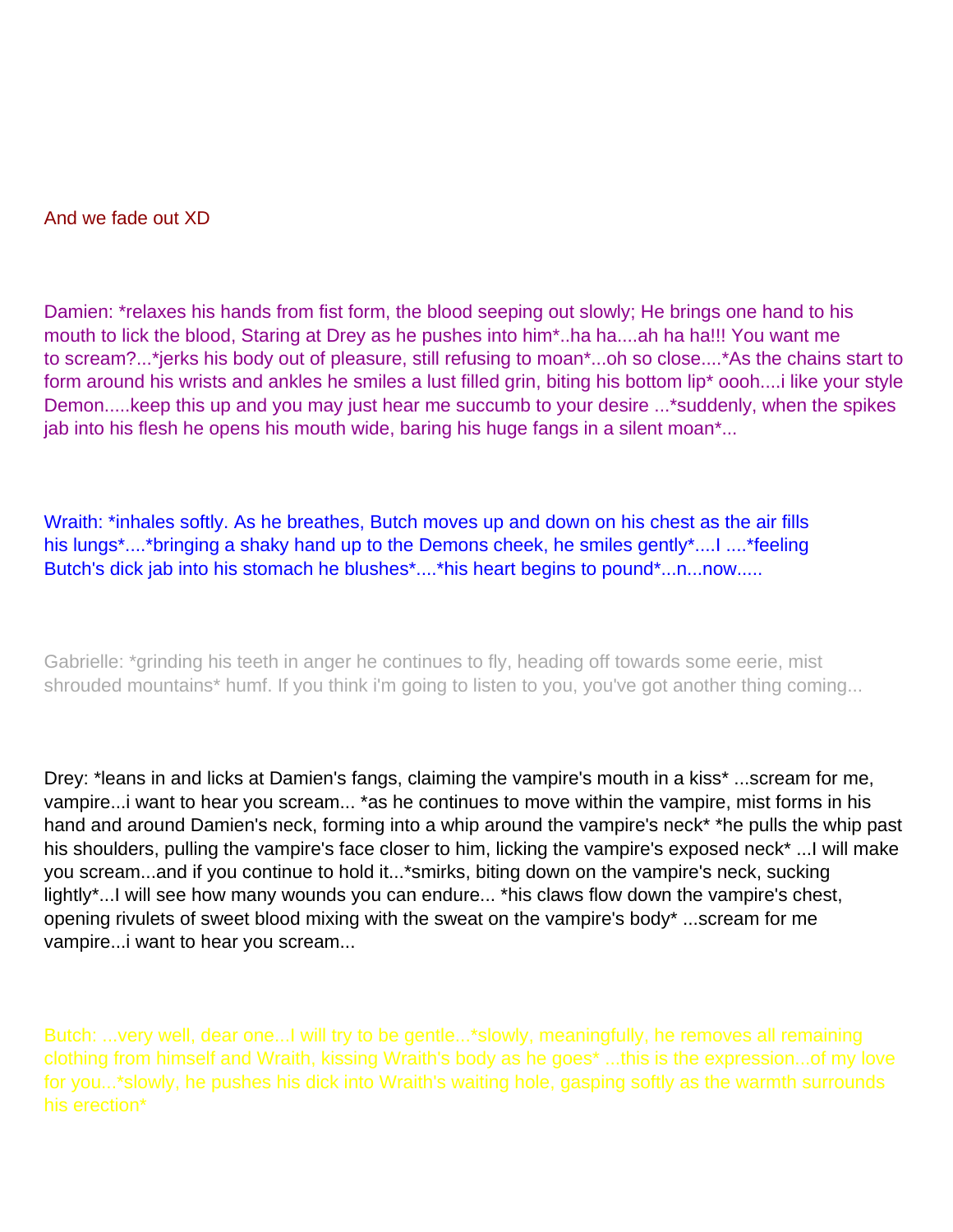And we fade out XD

Damien: *relaxes his hands from fist form, the blood seeping out slowly; He brings one hand to his mouth to lick the blood, Staring at Drey as he pushes into him*..ha ha....ah ha ha!!! You want me to scream?...*jerks his body out of pleasure, still refusing to moan*...oh so close....*As the chains start to form around his wrists and ankles he smiles a lust filled grin, biting his bottom lip* oooh....i like your style Demon.....keep this up and you may just hear me succumb to your desire ...*suddenly, when the spikes jab into his flesh he opens his mouth wide, baring his huge fangs in a silent moan*...

Wraith: *inhales softly. As he breathes, Butch moves up and down on his chest as the air fills his lungs*....*bringing a shaky hand up to the Demons cheek, he smiles gently*....I ....*feeling Butch's dick jab into his stomach he blushes*....*his heart begins to pound*...n...now.....

Gabrielle: *grinding his teeth in anger he continues to fly, heading off towards some eerie, mist shrouded mountains* humf. If you think i'm going to listen to you, you've got another thing coming...

Drey: *leans in and licks at Damien's fangs, claiming the vampire's mouth in a kiss* ...scream for me, vampire...i want to hear you scream... *as he continues to move within the vampire, mist forms in his hand and around Damien's neck, forming into a whip around the vampire's neck* *he pulls the whip past his shoulders, pulling the vampire's face closer to him, licking the vampire's exposed neck* ...I will make you scream...and if you continue to hold it...*smirks, biting down on the vampire's neck, sucking lightly*...I will see how many wounds you can endure... *his claws flow down the vampire's chest, opening rivulets of sweet blood mixing with the sweat on the vampire's body* ...scream for me vampire...i want to hear you scream...

Butch: ...very well, dear one...I will try to be gentle...*slowly, meaningfully, he removes all remaining clothing from himself and Wraith, kissing Wraith's body as he goes* ...this is the expression...of my love for you...*slowly, he pushes his dick into Wraith's waiting hole, gasping softly as the warmth surrounds his erection*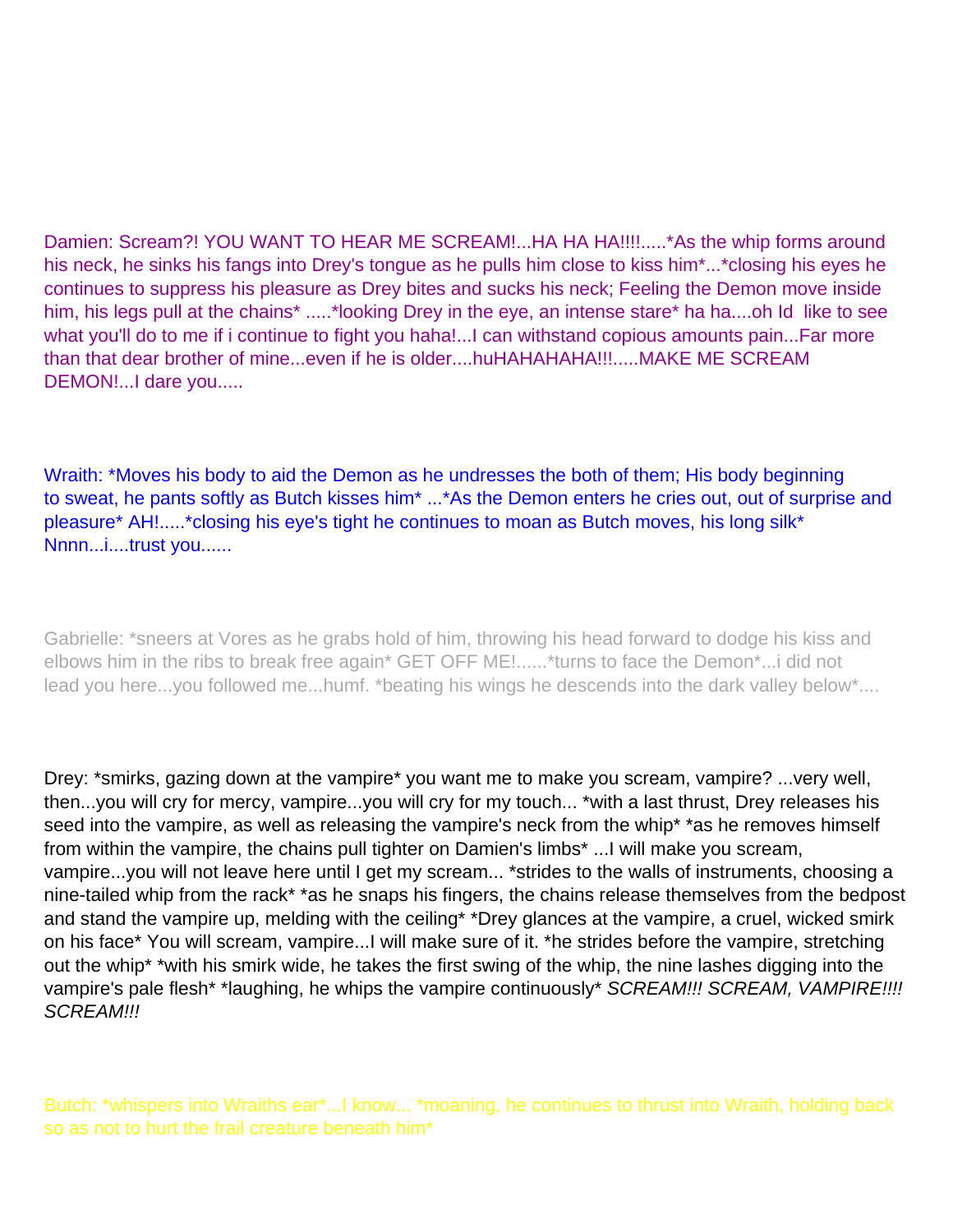Damien: Scream?! YOU WANT TO HEAR ME SCREAM!...HA HA HA!!!!.....*As the whip forms around his neck, he sinks his fangs into Drey's tongue as he pulls him close to kiss him*...*closing his eyes he continues to suppress his pleasure as Drey bites and sucks his neck; Feeling the Demon move inside him, his legs pull at the chains* .....*looking Drey in the eye, an intense stare* ha ha....oh Id like to see what you'll do to me if i continue to fight you haha!...I can withstand copious amounts pain...Far more than that dear brother of mine...even if he is older....huHAHAHAHA!!!.....MAKE ME SCREAM DEMON!...I dare you.....

Wraith: *Moves his body to aid the Demon as he undresses the both of them; His body beginning to sweat, he pants softly as Butch kisses him* ...*As the Demon enters he cries out, out of surprise and pleasure* AH!.....*closing his eye's tight he continues to moan as Butch moves, his long silk* Nnnn...i....trust you......

Gabrielle: *sneers at Vores as he grabs hold of him, throwing his head forward to dodge his kiss and elbows him in the ribs to break free again* GET OFF ME!......*turns to face the Demon*...i did not lead you here...you followed me...humf. *beating his wings he descends into the dark valley below*....

Drey: *smirks, gazing down at the vampire* you want me to make you scream, vampire? ...very well, then...you will cry for mercy, vampire...you will cry for my touch... *with a last thrust, Drey releases his seed into the vampire, as well as releasing the vampire's neck from the whip* *as he removes himself from within the vampire, the chains pull tighter on Damien's limbs* ...I will make you scream, vampire...you will not leave here until I get my scream... *strides to the walls of instruments, choosing a nine-tailed whip from the rack* *as he snaps his fingers, the chains release themselves from the bedpost and stand the vampire up, melding with the ceiling* *Drey glances at the vampire, a cruel, wicked smirk on his face* You will scream, vampire...I will make sure of it. *he strides before the vampire, stretching out the whip* *with his smirk wide, he takes the first swing of the whip, the nine lashes digging into the vampire's pale flesh* *laughing, he whips the vampire continuously* *SCREAM!!! SCREAM, VAMPIRE!!!! SCREAM!!!*

Butch: *whispers into Wraiths ear*...I know... *moaning, he continues to thrust into Wraith, holding back so as not to hurt the frail creature beneath him*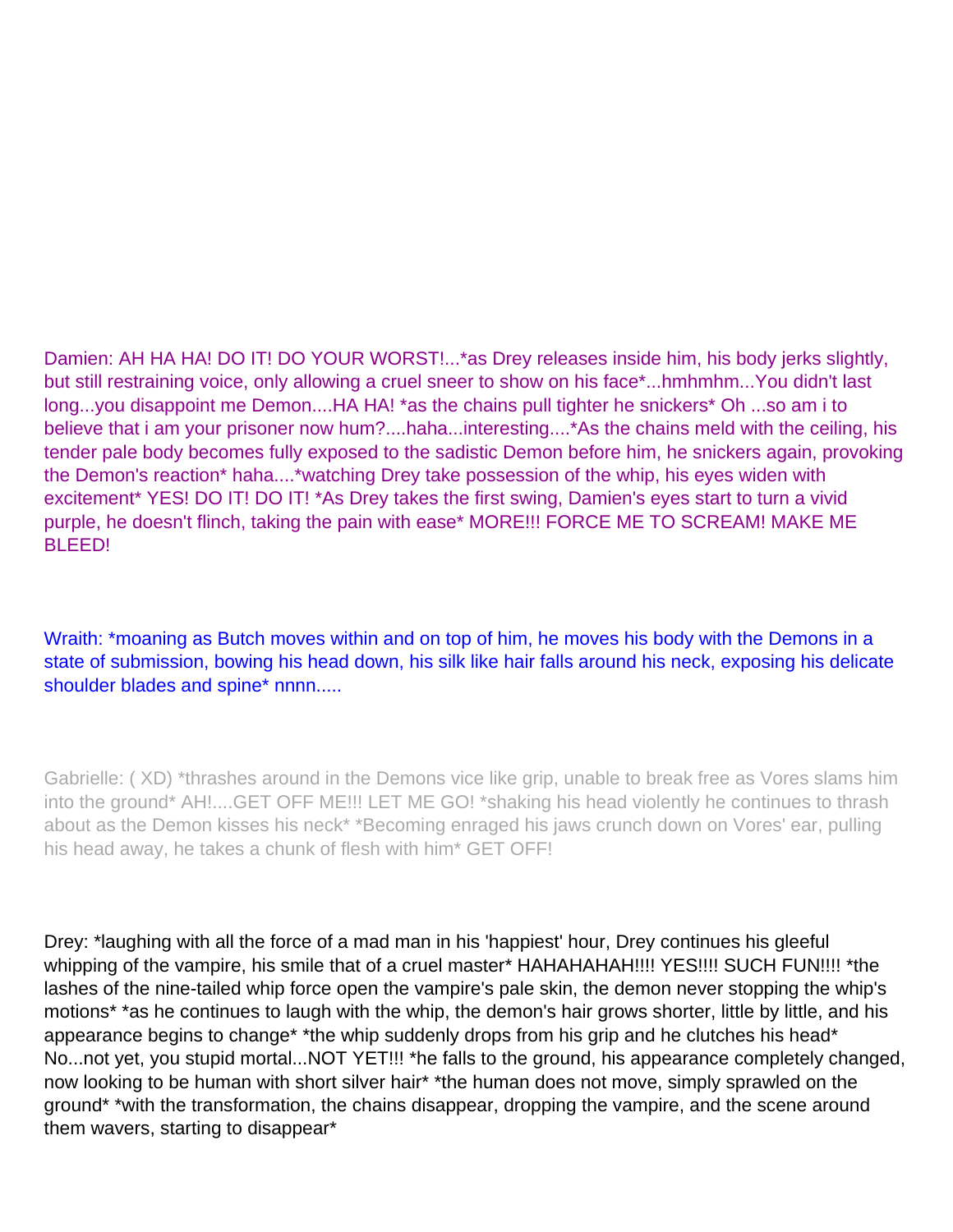Damien: AH HA HA! DO IT! DO YOUR WORST!...*as Drey releases inside him, his body jerks slightly, but still restraining voice, only allowing a cruel sneer to show on his face*...hmhmhm...You didn't last long...you disappoint me Demon....HA HA! *as the chains pull tighter he snickers* Oh ...so am i to believe that i am your prisoner now hum?....haha...interesting....*As the chains meld with the ceiling, his tender pale body becomes fully exposed to the sadistic Demon before him, he snickers again, provoking the Demon's reaction* haha....*watching Drey take possession of the whip, his eyes widen with excitement* YES! DO IT! DO IT! *As Drey takes the first swing, Damien's eyes start to turn a vivid purple, he doesn't flinch, taking the pain with ease* MORE!!! FORCE ME TO SCREAM! MAKE ME BLEED!

Wraith: *moaning as Butch moves within and on top of him, he moves his body with the Demons in a state of submission, bowing his head down, his silk like hair falls around his neck, exposing his delicate shoulder blades and spine* nnnn.....

Gabrielle: ( XD) *thrashes around in the Demons vice like grip, unable to break free as Vores slams him into the ground* AH!....GET OFF ME!!! LET ME GO! *shaking his head violently he continues to thrash about as the Demon kisses his neck* *Becoming enraged his jaws crunch down on Vores' ear, pulling his head away, he takes a chunk of flesh with him* GET OFF!

Drey: *laughing with all the force of a mad man in his 'happiest' hour, Drey continues his gleeful whipping of the vampire, his smile that of a cruel master* HAHAHAHAH!!!! YES!!!! SUCH FUN!!!! *the lashes of the nine-tailed whip force open the vampire's pale skin, the demon never stopping the whip's motions* *as he continues to laugh with the whip, the demon's hair grows shorter, little by little, and his appearance begins to change* *the whip suddenly drops from his grip and he clutches his head* No...not yet, you stupid mortal...NOT YET!!! *he falls to the ground, his appearance completely changed, now looking to be human with short silver hair* *the human does not move, simply sprawled on the ground* *with the transformation, the chains disappear, dropping the vampire, and the scene around them wavers, starting to disappear*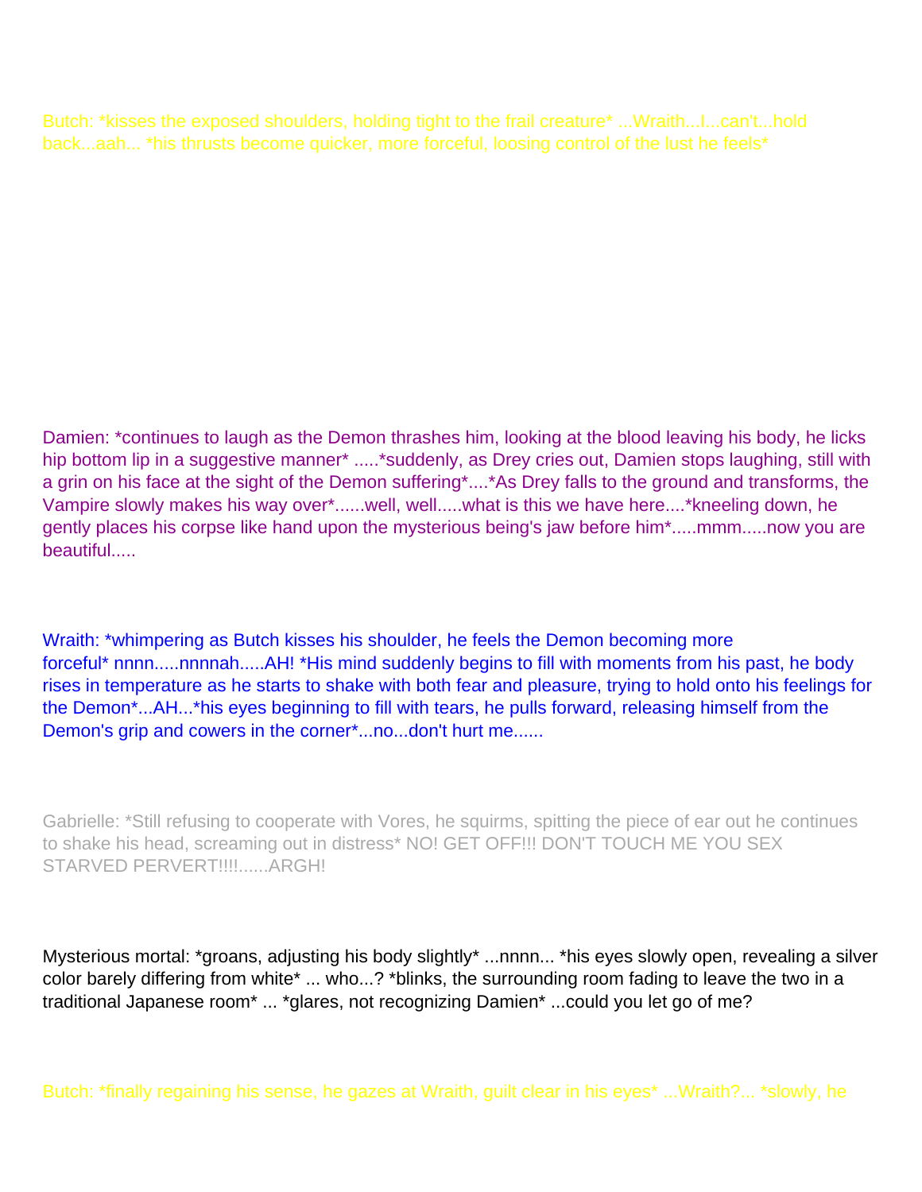Butch: *kisses the exposed shoulders, holding tight to the frail creature* ...Wraith...I...can't...hold back...aah... *his thrusts become quicker, more forceful, loosing control of the lust he feels*

Damien: *continues to laugh as the Demon thrashes him, looking at the blood leaving his body, he licks hip bottom lip in a suggestive manner* .....*suddenly, as Drey cries out, Damien stops laughing, still with a grin on his face at the sight of the Demon suffering*....*As Drey falls to the ground and transforms, the Vampire slowly makes his way over*......well, well.....what is this we have here....*kneeling down, he gently places his corpse like hand upon the mysterious being's jaw before him*.....mmm.....now you are beautiful.....

Wraith: *whimpering as Butch kisses his shoulder, he feels the Demon becoming more forceful* nnnn.....nnnnah.....AH! *His mind suddenly begins to fill with moments from his past, he body rises in temperature as he starts to shake with both fear and pleasure, trying to hold onto his feelings for the Demon*...AH...*his eyes beginning to fill with tears, he pulls forward, releasing himself from the Demon's grip and cowers in the corner*...no...don't hurt me......

Gabrielle: *Still refusing to cooperate with Vores, he squirms, spitting the piece of ear out he continues to shake his head, screaming out in distress* NO! GET OFF!!! DON'T TOUCH ME YOU SEX STARVED PERVERT!!!!......ARGH!

Mysterious mortal: *groans, adjusting his body slightly* ...nnnn... *his eyes slowly open, revealing a silver color barely differing from white* ... who...? *blinks, the surrounding room fading to leave the two in a traditional Japanese room* ... *glares, not recognizing Damien* ...could you let go of me?

Butch: *finally regaining his sense, he gazes at Wraith, guilt clear in his eyes* ...Wraith?... *slowly, he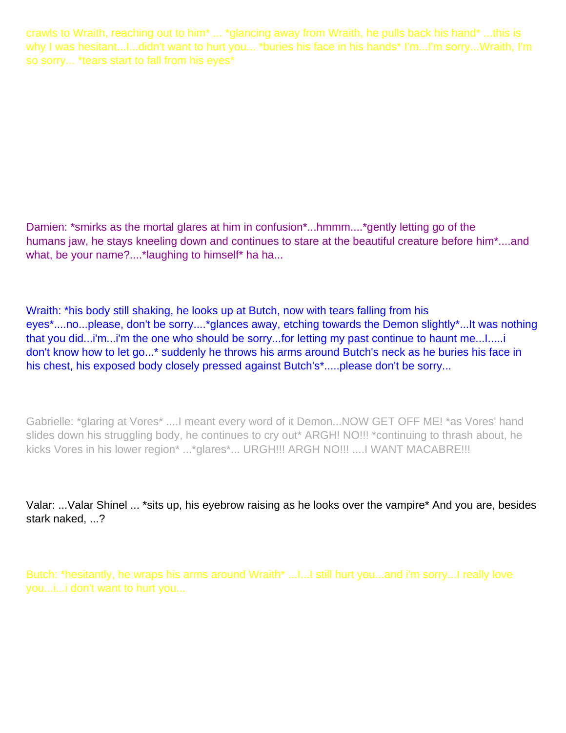crawls to Wraith, reaching out to him* ... *glancing away from Wraith, he pulls back his hand* ...this is why I was hesitant...I...didn't want to hurt you... *buries his face in his hands* I'm...I'm sorry...Wraith, I'm so sorry... *tears start to fall from his eyes*

Damien: *smirks as the mortal glares at him in confusion*...hmmm....*gently letting go of the humans jaw, he stays kneeling down and continues to stare at the beautiful creature before him*....and what, be your name?....*laughing to himself* ha ha...

Wraith: *his body still shaking, he looks up at Butch, now with tears falling from his eyes*....no...please, don't be sorry....*glances away, etching towards the Demon slightly*...It was nothing that you did...i'm...i'm the one who should be sorry...for letting my past continue to haunt me...I.....i don't know how to let go...* suddenly he throws his arms around Butch's neck as he buries his face in his chest, his exposed body closely pressed against Butch's*.....please don't be sorry...

Gabrielle: *glaring at Vores* ....I meant every word of it Demon...NOW GET OFF ME! *as Vores' hand slides down his struggling body, he continues to cry out* ARGH! NO!!! *continuing to thrash about, he kicks Vores in his lower region* ...*glares*... URGH!!! ARGH NO!!! ....I WANT MACABRE!!!

Valar: ...Valar Shinel ... *sits up, his eyebrow raising as he looks over the vampire* And you are, besides stark naked, ...?

Butch: *hesitantly, he wraps his arms around Wraith* ...I...I still hurt you...and i'm sorry...I really love you...i...i don't want to hurt you...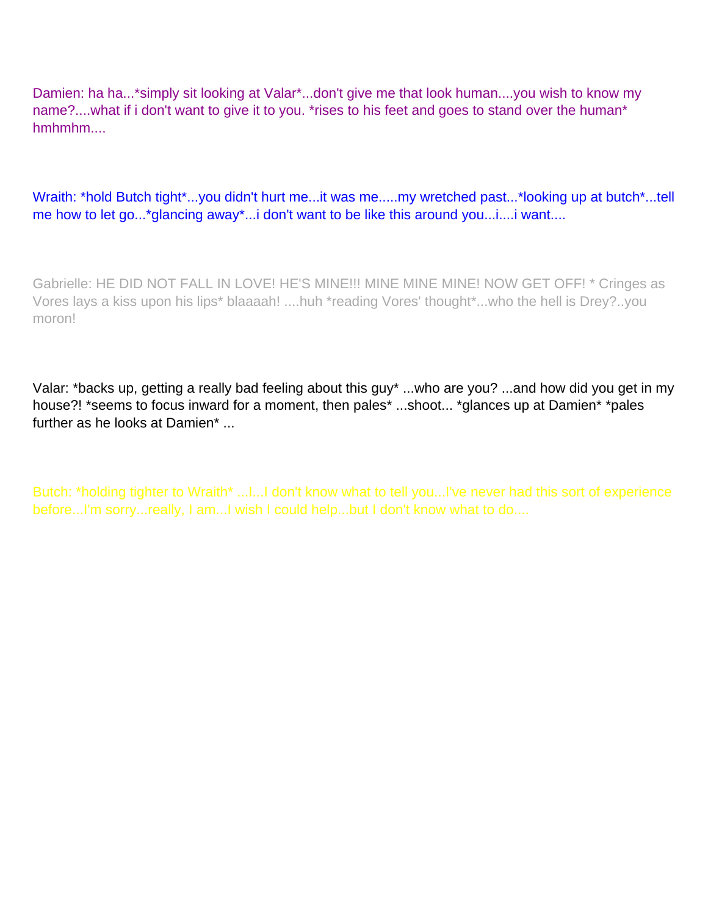Damien: ha ha...*simply sit looking at Valar*...don't give me that look human....you wish to know my name?....what if i don't want to give it to you. *rises to his feet and goes to stand over the human* hmhmhm....

Wraith: *hold Butch tight*...you didn't hurt me...it was me.....my wretched past...*looking up at butch*...tell me how to let go...*glancing away*...i don't want to be like this around you...i....i want....

Gabrielle: HE DID NOT FALL IN LOVE! HE'S MINE!!! MINE MINE MINE! NOW GET OFF! * Cringes as Vores lays a kiss upon his lips* blaaaah! ....huh *reading Vores' thought*...who the hell is Drey?..you moron!

Valar: *backs up, getting a really bad feeling about this guy* ...who are you? ...and how did you get in my house?! *seems to focus inward for a moment, then pales* ...shoot... *glances up at Damien* *pales further as he looks at Damien* ...

Butch: *holding tighter to Wraith* ...I...I don't know what to tell you...I've never had this sort of experience before...I'm sorry...really, I am...I wish I could help...but I don't know what to do....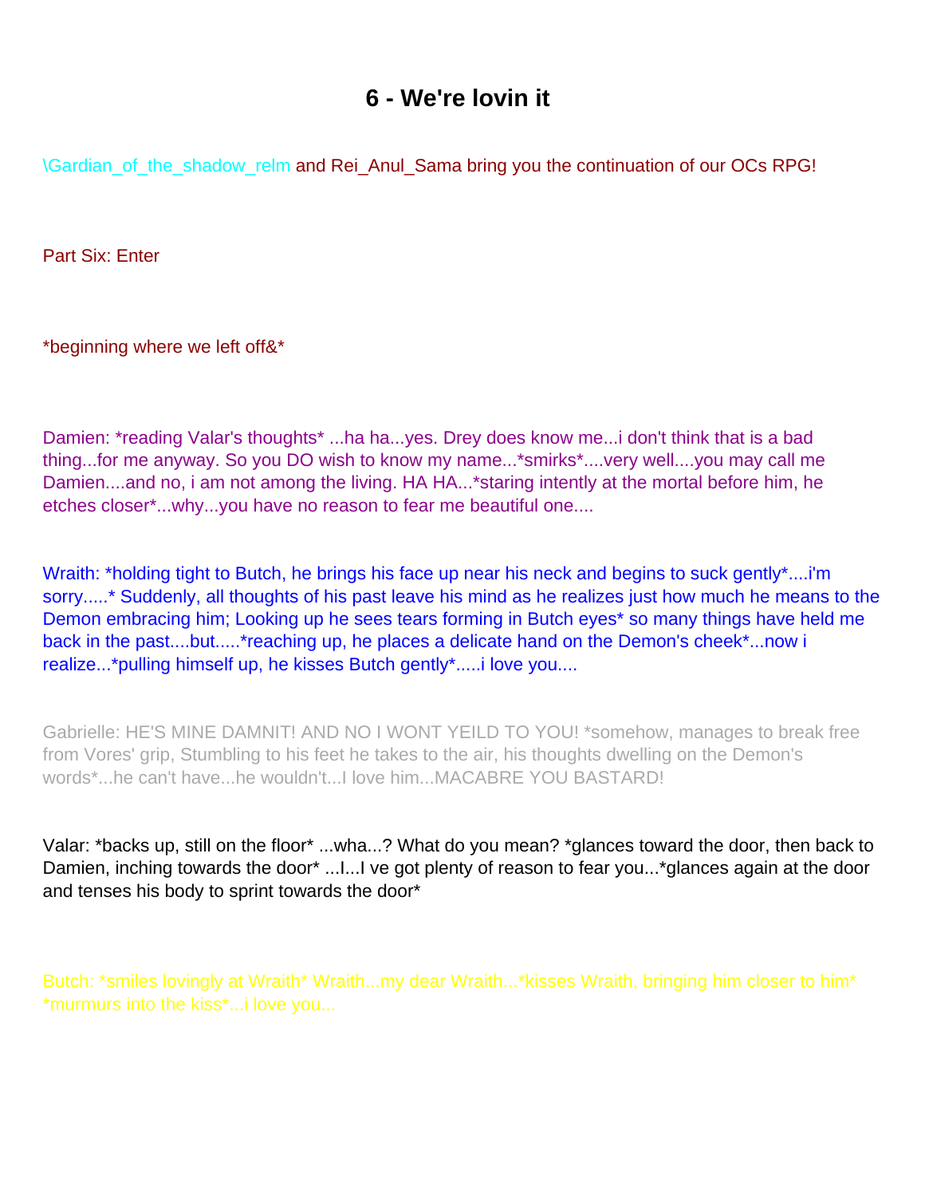# 6 - We're lovin it

\Gardian_of_the_shadow_relm and Rei_Anul_Sama bring you the continuation of our OCs RPG!

Part Six: Enter

*beginning where we left off&*

Damien: *reading Valar's thoughts* ...ha ha...yes. Drey does know me...i don't think that is a bad thing...for me anyway. So you DO wish to know my name...*smirks*....very well....you may call me Damien....and no, i am not among the living. HA HA...*staring intently at the mortal before him, he etches closer*...why...you have no reason to fear me beautiful one....

Wraith: *holding tight to Butch, he brings his face up near his neck and begins to suck gently*....i'm sorry.....* Suddenly, all thoughts of his past leave his mind as he realizes just how much he means to the Demon embracing him; Looking up he sees tears forming in Butch eyes* so many things have held me back in the past....but.....*reaching up, he places a delicate hand on the Demon's cheek*...now i realize...*pulling himself up, he kisses Butch gently*.....i love you....

Gabrielle: HE'S MINE DAMNIT! AND NO I WONT YEILD TO YOU! *somehow, manages to break free from Vores' grip, Stumbling to his feet he takes to the air, his thoughts dwelling on the Demon's words*...he can't have...he wouldn't...I love him...MACABRE YOU BASTARD!

Valar: *backs up, still on the floor* ...wha...? What do you mean? *glances toward the door, then back to Damien, inching towards the door* ...I...I ve got plenty of reason to fear you...*glances again at the door and tenses his body to sprint towards the door*

Butch: *smiles lovingly at Wraith* Wraith...my dear Wraith...*kisses Wraith, bringing him closer to him* *murmurs into the kiss*...i love you...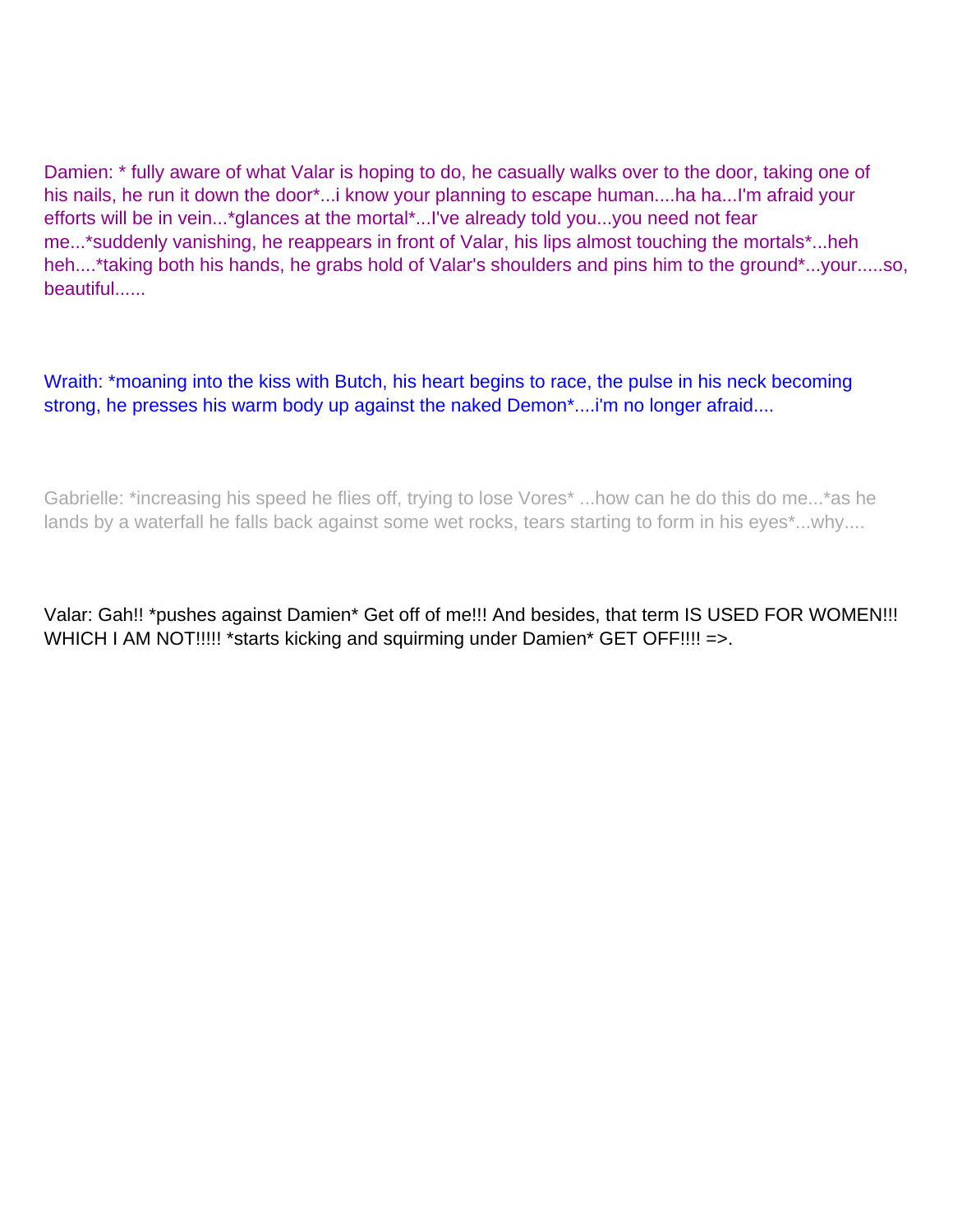Damien: * fully aware of what Valar is hoping to do, he casually walks over to the door, taking one of his nails, he run it down the door*...i know your planning to escape human....ha ha...I'm afraid your efforts will be in vein...*glances at the mortal*...I've already told you...you need not fear me...*suddenly vanishing, he reappears in front of Valar, his lips almost touching the mortals*...heh heh....*taking both his hands, he grabs hold of Valar's shoulders and pins him to the ground*...your.....so, beautiful......

Wraith: *moaning into the kiss with Butch, his heart begins to race, the pulse in his neck becoming strong, he presses his warm body up against the naked Demon*....i'm no longer afraid....

Gabrielle: *increasing his speed he flies off, trying to lose Vores* ...how can he do this do me...*as he lands by a waterfall he falls back against some wet rocks, tears starting to form in his eyes*...why....

Valar: Gah!! *pushes against Damien* Get off of me!!! And besides, that term IS USED FOR WOMEN!!! WHICH I AM NOT!!!!! *starts kicking and squirming under Damien* GET OFF!!!! =>.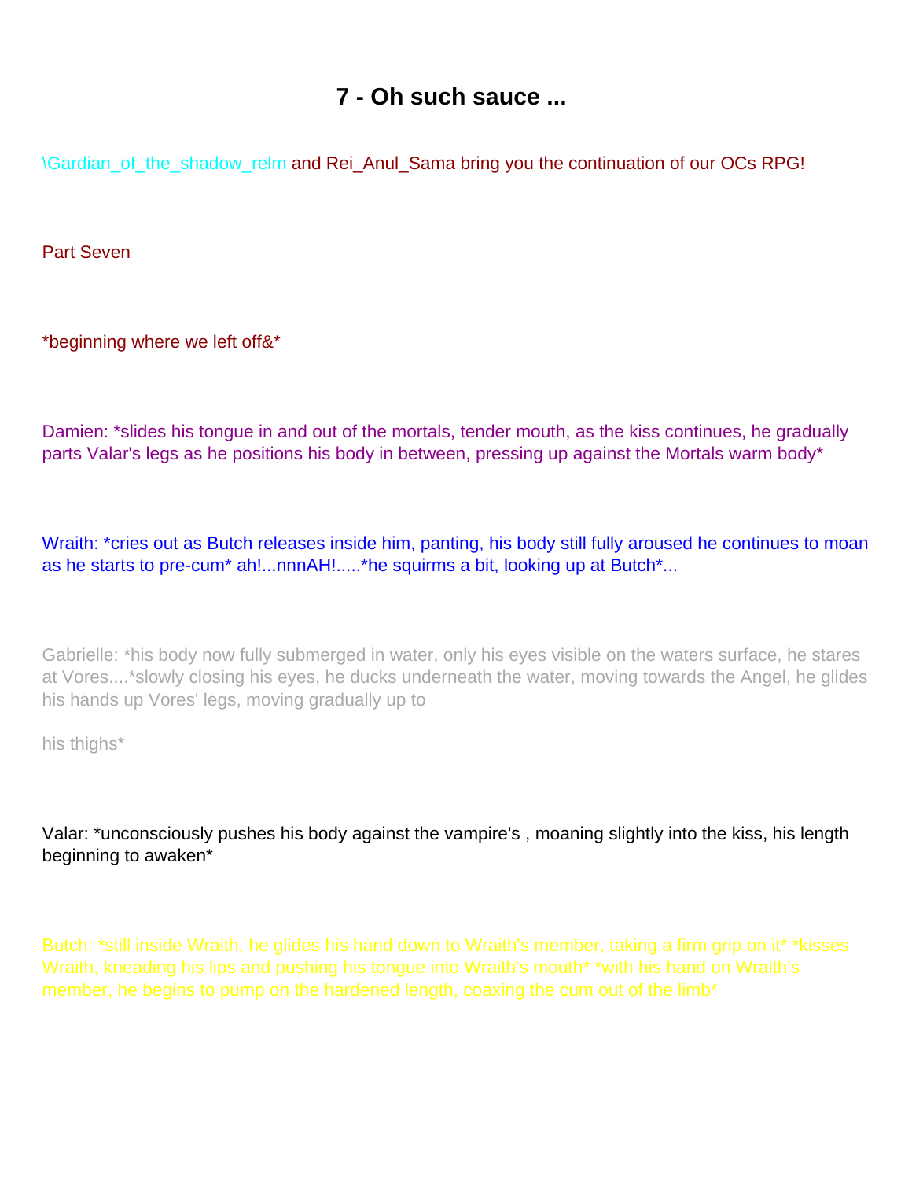# 7 - Oh such sauce ...

\Gardian_of_the_shadow_relm and Rei_Anul_Sama bring you the continuation of our OCs RPG!

Part Seven

*beginning where we left off&*

Damien: *slides his tongue in and out of the mortals, tender mouth, as the kiss continues, he gradually parts Valar's legs as he positions his body in between, pressing up against the Mortals warm body*

Wraith: *cries out as Butch releases inside him, panting, his body still fully aroused he continues to moan as he starts to pre-cum* ah!...nnnAH!.....*he squirms a bit, looking up at Butch*...

Gabrielle: *his body now fully submerged in water, only his eyes visible on the waters surface, he stares at Vores....*slowly closing his eyes, he ducks underneath the water, moving towards the Angel, he glides his hands up Vores' legs, moving gradually up to

his thighs*

Valar: *unconsciously pushes his body against the vampire's , moaning slightly into the kiss, his length beginning to awaken*

Butch: *still inside Wraith, he glides his hand down to Wraith's member, taking a firm grip on it* *kisses Wraith, kneading his lips and pushing his tongue into Wraith's mouth* *with his hand on Wraith's member, he begins to pump on the hardened length, coaxing the cum out of the limb*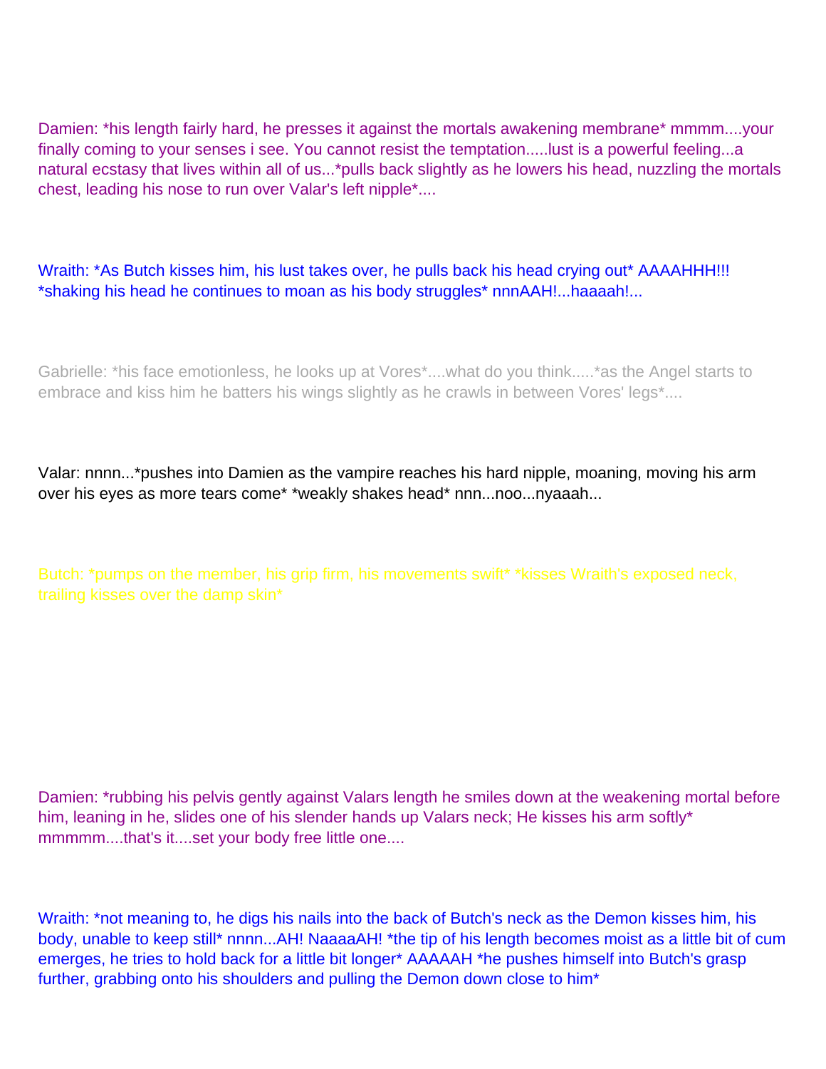Damien: *his length fairly hard, he presses it against the mortals awakening membrane* mmmm....your finally coming to your senses i see. You cannot resist the temptation.....lust is a powerful feeling...a natural ecstasy that lives within all of us...*pulls back slightly as he lowers his head, nuzzling the mortals chest, leading his nose to run over Valar's left nipple*....

Wraith: *As Butch kisses him, his lust takes over, he pulls back his head crying out* AAAAHHH!!! *shaking his head he continues to moan as his body struggles* nnnAAH!...haaaah!...

Gabrielle: *his face emotionless, he looks up at Vores*....what do you think.....*as the Angel starts to embrace and kiss him he batters his wings slightly as he crawls in between Vores' legs*....

Valar: nnnn...*pushes into Damien as the vampire reaches his hard nipple, moaning, moving his arm over his eyes as more tears come* *weakly shakes head* nnn...noo...nyaaah...

Butch: *pumps on the member, his grip firm, his movements swift* *kisses Wraith's exposed neck, trailing kisses over the damp skin*

Damien: *rubbing his pelvis gently against Valars length he smiles down at the weakening mortal before him, leaning in he, slides one of his slender hands up Valars neck; He kisses his arm softly* mmmmm....that's it....set your body free little one....

Wraith: *not meaning to, he digs his nails into the back of Butch's neck as the Demon kisses him, his body, unable to keep still* nnnn...AH! NaaaaAH! *the tip of his length becomes moist as a little bit of cum emerges, he tries to hold back for a little bit longer* AAAAAH *he pushes himself into Butch's grasp further, grabbing onto his shoulders and pulling the Demon down close to him*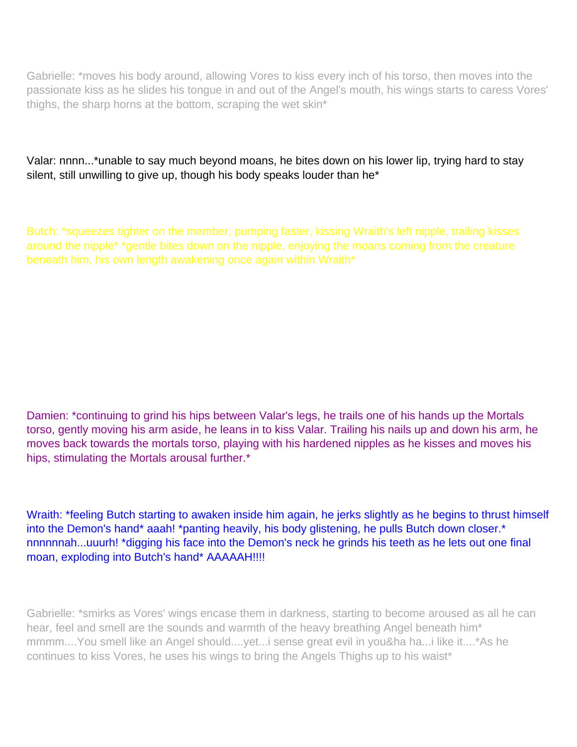Gabrielle: *moves his body around, allowing Vores to kiss every inch of his torso, then moves into the passionate kiss as he slides his tongue in and out of the Angel's mouth, his wings starts to caress Vores' thighs, the sharp horns at the bottom, scraping the wet skin*

Valar: nnnn...*unable to say much beyond moans, he bites down on his lower lip, trying hard to stay silent, still unwilling to give up, though his body speaks louder than he*

Butch: *squeezes tighter on the member, pumping faster, kissing Wraith's left nipple, trailing kisses around the nipple* *gentle bites down on the nipple, enjoying the moans coming from the creature beneath him, his own length awakening once again within Wraith*

Damien: *continuing to grind his hips between Valar's legs, he trails one of his hands up the Mortals torso, gently moving his arm aside, he leans in to kiss Valar. Trailing his nails up and down his arm, he moves back towards the mortals torso, playing with his hardened nipples as he kisses and moves his hips, stimulating the Mortals arousal further.*

Wraith: *feeling Butch starting to awaken inside him again, he jerks slightly as he begins to thrust himself into the Demon's hand* aaah! *panting heavily, his body glistening, he pulls Butch down closer.* nnnnnnah...uuurh! *digging his face into the Demon's neck he grinds his teeth as he lets out one final moan, exploding into Butch's hand* AAAAAH!!!!

Gabrielle: *smirks as Vores' wings encase them in darkness, starting to become aroused as all he can hear, feel and smell are the sounds and warmth of the heavy breathing Angel beneath him* mmmm....You smell like an Angel should....yet...i sense great evil in you&ha ha...i like it....*As he continues to kiss Vores, he uses his wings to bring the Angels Thighs up to his waist*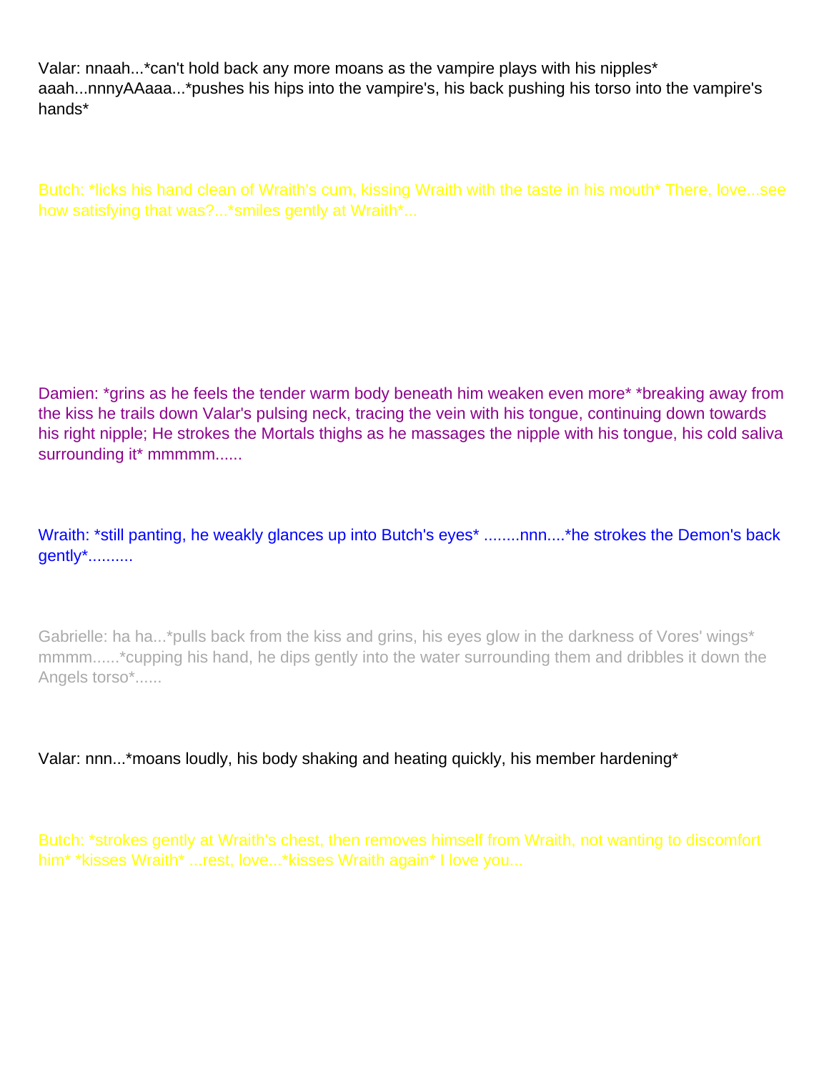Valar: nnaah...*can't hold back any more moans as the vampire plays with his nipples* aaah...nnnyAAaaa...*pushes his hips into the vampire's, his back pushing his torso into the vampire's hands*

Butch: *licks his hand clean of Wraith's cum, kissing Wraith with the taste in his mouth* There, love...see how satisfying that was?...*smiles gently at Wraith*...

Damien: *grins as he feels the tender warm body beneath him weaken even more* *breaking away from the kiss he trails down Valar's pulsing neck, tracing the vein with his tongue, continuing down towards his right nipple; He strokes the Mortals thighs as he massages the nipple with his tongue, his cold saliva surrounding it* mmmmm......

Wraith: *still panting, he weakly glances up into Butch's eyes* ........nnn....*he strokes the Demon's back gently*..........

Gabrielle: ha ha...*pulls back from the kiss and grins, his eyes glow in the darkness of Vores' wings* mmmm......*cupping his hand, he dips gently into the water surrounding them and dribbles it down the Angels torso*......

Valar: nnn...*moans loudly, his body shaking and heating quickly, his member hardening*

Butch: *strokes gently at Wraith's chest, then removes himself from Wraith, not wanting to discomfort him* *kisses Wraith* ...rest, love...*kisses Wraith again* I love you...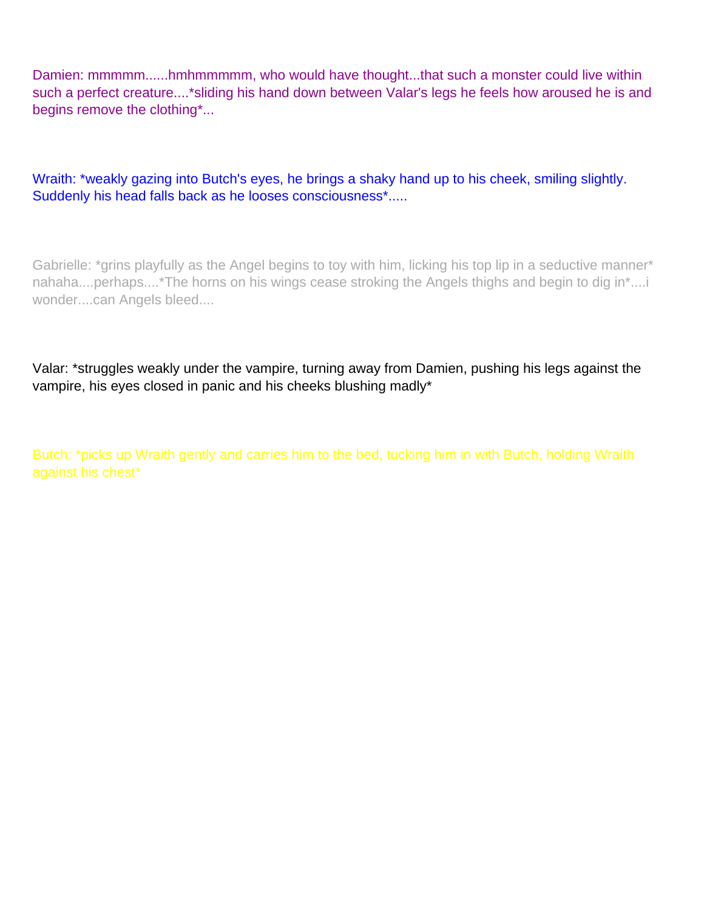Damien: mmmmm......hmhmmmmm, who would have thought...that such a monster could live within such a perfect creature....*sliding his hand down between Valar's legs he feels how aroused he is and begins remove the clothing*...

Wraith: *weakly gazing into Butch's eyes, he brings a shaky hand up to his cheek, smiling slightly. Suddenly his head falls back as he looses consciousness*.....

Gabrielle: *grins playfully as the Angel begins to toy with him, licking his top lip in a seductive manner* nahaha....perhaps....*The horns on his wings cease stroking the Angels thighs and begin to dig in*....i wonder....can Angels bleed....

Valar: *struggles weakly under the vampire, turning away from Damien, pushing his legs against the vampire, his eyes closed in panic and his cheeks blushing madly*

Butch: *picks up Wraith gently and carries him to the bed, tucking him in with Butch, holding Wraith against his chest*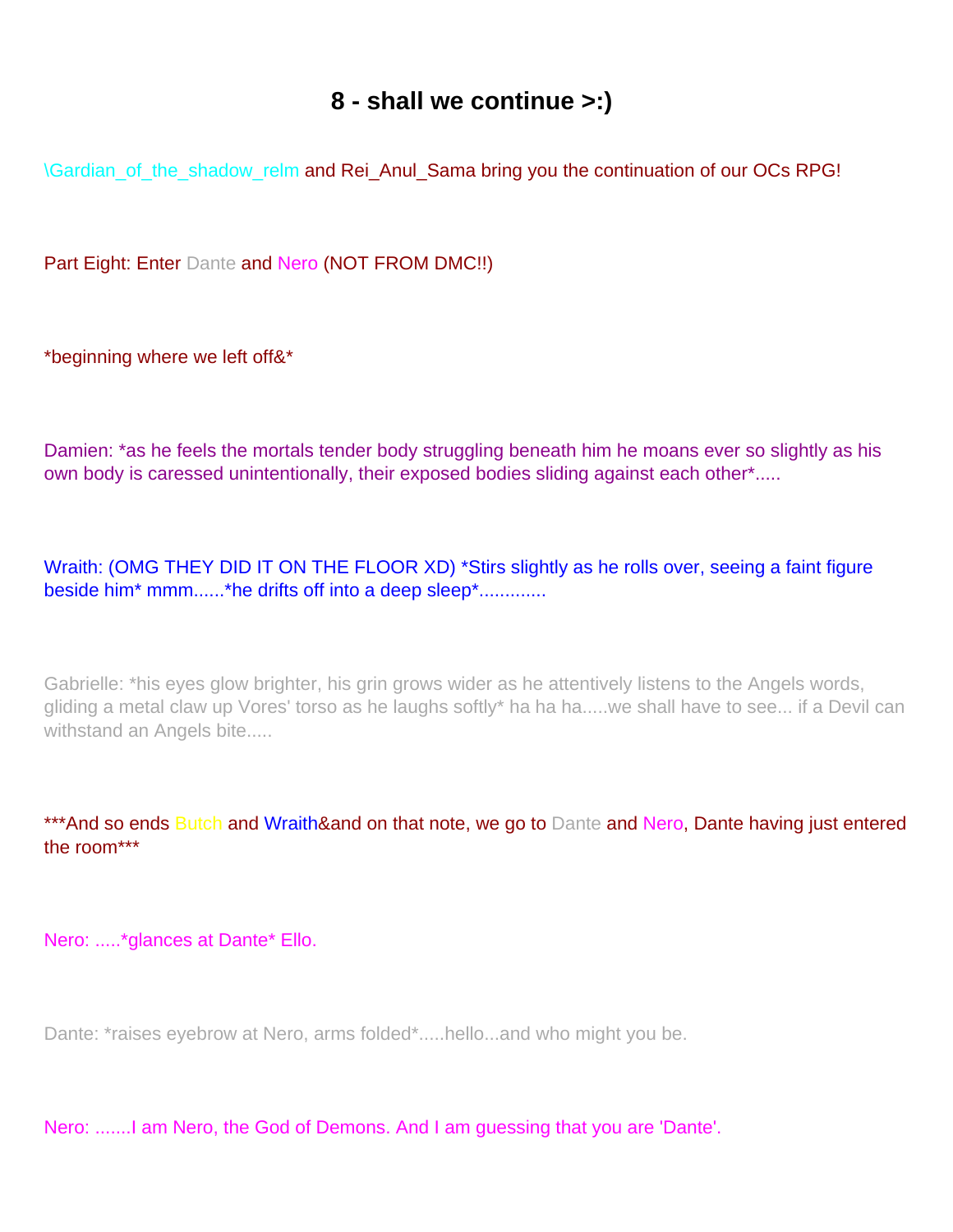# 8 - shall we continue >:)

\Gardian_of_the_shadow_relm and Rei_Anul_Sama bring you the continuation of our OCs RPG!

Part Eight: Enter Dante and Nero (NOT FROM DMC!!)

*beginning where we left off&*

Damien: *as he feels the mortals tender body struggling beneath him he moans ever so slightly as his own body is caressed unintentionally, their exposed bodies sliding against each other*.....

Wraith: (OMG THEY DID IT ON THE FLOOR XD) *Stirs slightly as he rolls over, seeing a faint figure beside him* mmm......*he drifts off into a deep sleep*.............

Gabrielle: *his eyes glow brighter, his grin grows wider as he attentively listens to the Angels words, gliding a metal claw up Vores' torso as he laughs softly* ha ha ha.....we shall have to see... if a Devil can withstand an Angels bite.....

***And so ends Butch and Wraith&and on that note, we go to Dante and Nero, Dante having just entered the room***

Nero: .....*glances at Dante* Ello.

Dante: *raises eyebrow at Nero, arms folded*.....hello...and who might you be.

Nero: .......I am Nero, the God of Demons. And I am guessing that you are 'Dante'.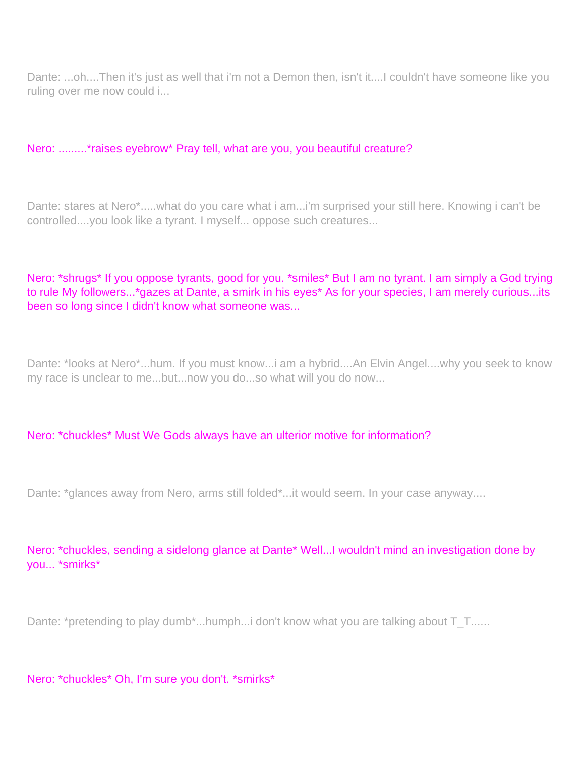Dante: ...oh....Then it's just as well that i'm not a Demon then, isn't it....I couldn't have someone like you ruling over me now could i...

Nero: .........*raises eyebrow* Pray tell, what are you, you beautiful creature?

Dante: stares at Nero*.....what do you care what i am...i'm surprised your still here. Knowing i can't be controlled....you look like a tyrant. I myself... oppose such creatures...

Nero: *shrugs* If you oppose tyrants, good for you. *smiles* But I am no tyrant. I am simply a God trying to rule My followers...*gazes at Dante, a smirk in his eyes* As for your species, I am merely curious...its been so long since I didn't know what someone was...

Dante: *looks at Nero*...hum. If you must know...i am a hybrid....An Elvin Angel....why you seek to know my race is unclear to me...but...now you do...so what will you do now...

Nero: *chuckles* Must We Gods always have an ulterior motive for information?

Dante: *glances away from Nero, arms still folded*...it would seem. In your case anyway....

Nero: *chuckles, sending a sidelong glance at Dante* Well...I wouldn't mind an investigation done by you... *smirks*

Dante: *pretending to play dumb*...humph...i don't know what you are talking about T_T......

Nero: *chuckles* Oh, I'm sure you don't. *smirks*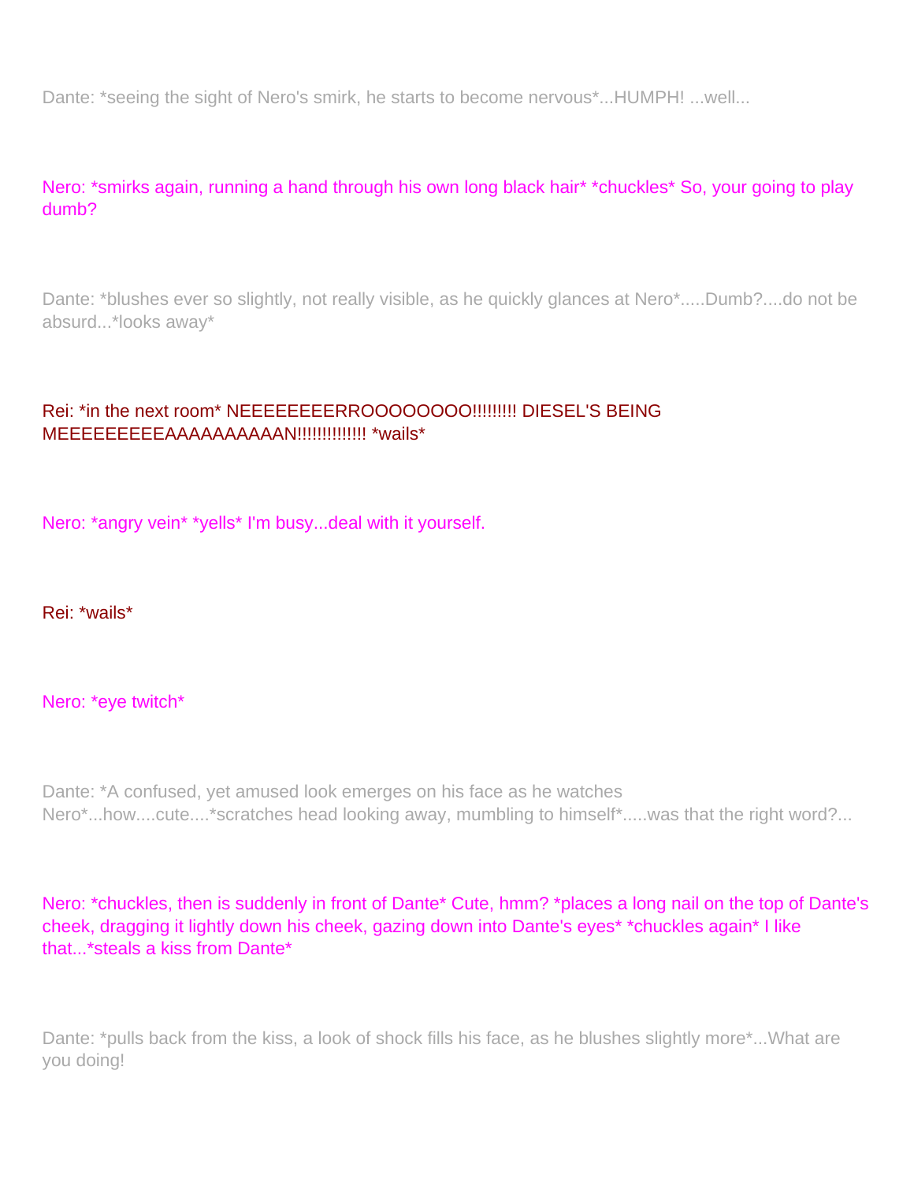Dante: *seeing the sight of Nero's smirk, he starts to become nervous*...HUMPH! ...well...

Nero: *smirks again, running a hand through his own long black hair* *chuckles* So, your going to play dumb?

Dante: *blushes ever so slightly, not really visible, as he quickly glances at Nero*.....Dumb?....do not be absurd...*looks away*

Rei: *in the next room* NEEEEEEEERROOOOOOOO!!!!!!!!! DIESEL'S BEING MEEEEEEEEEAAAAAAAAAN!!!!!!!!!!!!! *wails*

Nero: *angry vein* *yells* I'm busy...deal with it yourself.

Rei: *wails*

Nero: *eye twitch*

Dante: *A confused, yet amused look emerges on his face as he watches Nero*...how....cute....*scratches head looking away, mumbling to himself*.....was that the right word?...

Nero: *chuckles, then is suddenly in front of Dante* Cute, hmm? *places a long nail on the top of Dante's cheek, dragging it lightly down his cheek, gazing down into Dante's eyes* *chuckles again* I like that...*steals a kiss from Dante*

Dante: *pulls back from the kiss, a look of shock fills his face, as he blushes slightly more*...What are you doing!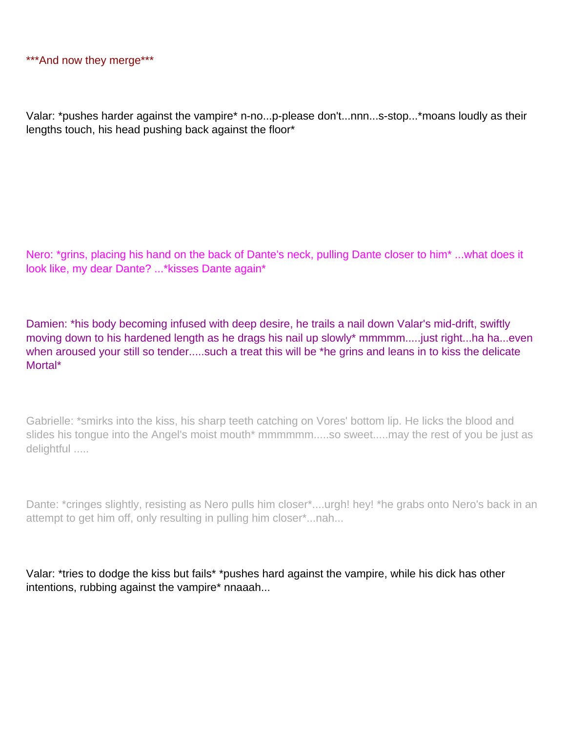***And now they merge***

Valar: *pushes harder against the vampire* n-no...p-please don't...nnn...s-stop...*moans loudly as their lengths touch, his head pushing back against the floor*

Nero: *grins, placing his hand on the back of Dante's neck, pulling Dante closer to him* ...what does it look like, my dear Dante? ...*kisses Dante again*

Damien: *his body becoming infused with deep desire, he trails a nail down Valar's mid-drift, swiftly moving down to his hardened length as he drags his nail up slowly* mmmmm.....just right...ha ha...even when aroused your still so tender.....such a treat this will be *he grins and leans in to kiss the delicate Mortal*

Gabrielle: *smirks into the kiss, his sharp teeth catching on Vores' bottom lip. He licks the blood and slides his tongue into the Angel's moist mouth* mmmmmm.....so sweet.....may the rest of you be just as delightful .....

Dante: *cringes slightly, resisting as Nero pulls him closer*....urgh! hey! *he grabs onto Nero's back in an attempt to get him off, only resulting in pulling him closer*...nah...

Valar: *tries to dodge the kiss but fails* *pushes hard against the vampire, while his dick has other intentions, rubbing against the vampire* nnaaah...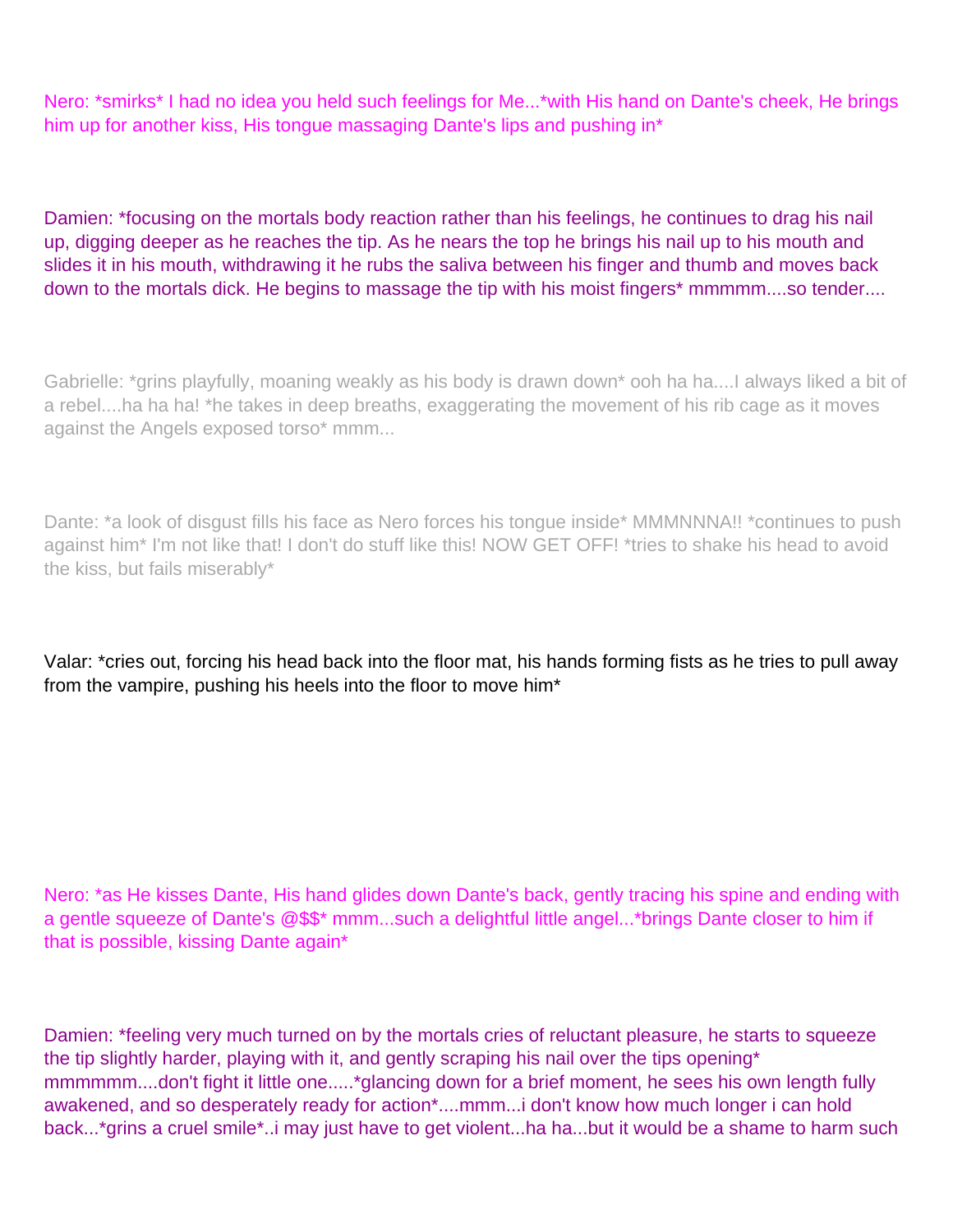Nero: *smirks* I had no idea you held such feelings for Me...*with His hand on Dante's cheek, He brings him up for another kiss, His tongue massaging Dante's lips and pushing in*

Damien: *focusing on the mortals body reaction rather than his feelings, he continues to drag his nail up, digging deeper as he reaches the tip. As he nears the top he brings his nail up to his mouth and slides it in his mouth, withdrawing it he rubs the saliva between his finger and thumb and moves back down to the mortals dick. He begins to massage the tip with his moist fingers* mmmmm....so tender....

Gabrielle: *grins playfully, moaning weakly as his body is drawn down* ooh ha ha....I always liked a bit of a rebel....ha ha ha! *he takes in deep breaths, exaggerating the movement of his rib cage as it moves against the Angels exposed torso* mmm...

Dante: *a look of disgust fills his face as Nero forces his tongue inside* MMMNNNA!! *continues to push against him* I'm not like that! I don't do stuff like this! NOW GET OFF! *tries to shake his head to avoid the kiss, but fails miserably*

Valar: *cries out, forcing his head back into the floor mat, his hands forming fists as he tries to pull away from the vampire, pushing his heels into the floor to move him*

Nero: *as He kisses Dante, His hand glides down Dante's back, gently tracing his spine and ending with a gentle squeeze of Dante's @$$* mmm...such a delightful little angel...*brings Dante closer to him if that is possible, kissing Dante again*

Damien: *feeling very much turned on by the mortals cries of reluctant pleasure, he starts to squeeze the tip slightly harder, playing with it, and gently scraping his nail over the tips opening* mmmmmm....don't fight it little one.....*glancing down for a brief moment, he sees his own length fully awakened, and so desperately ready for action*....mmm...i don't know how much longer i can hold back...*grins a cruel smile*..i may just have to get violent...ha ha...but it would be a shame to harm such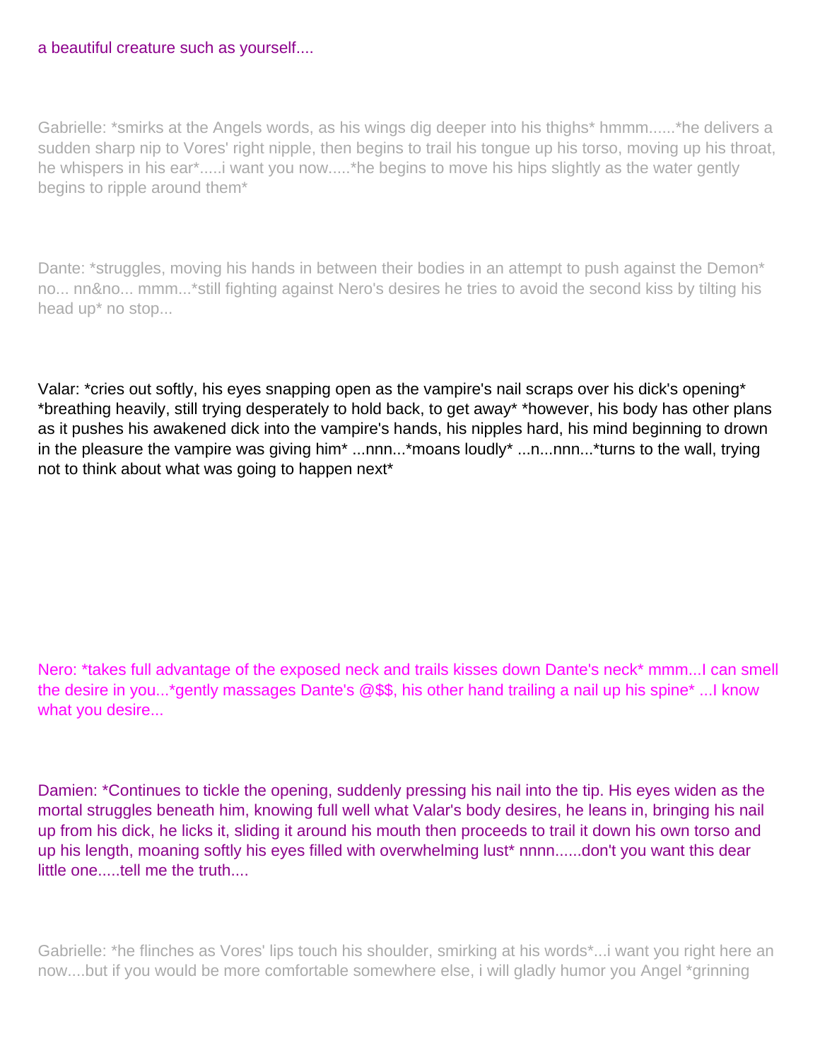a beautiful creature such as yourself....

Gabrielle: *smirks at the Angels words, as his wings dig deeper into his thighs* hmmm......*he delivers a sudden sharp nip to Vores' right nipple, then begins to trail his tongue up his torso, moving up his throat, he whispers in his ear*.....i want you now.....*he begins to move his hips slightly as the water gently begins to ripple around them*

Dante: *struggles, moving his hands in between their bodies in an attempt to push against the Demon* no... nn&no... mmm...*still fighting against Nero's desires he tries to avoid the second kiss by tilting his head up* no stop...

Valar: *cries out softly, his eyes snapping open as the vampire's nail scraps over his dick's opening* *breathing heavily, still trying desperately to hold back, to get away* *however, his body has other plans as it pushes his awakened dick into the vampire's hands, his nipples hard, his mind beginning to drown in the pleasure the vampire was giving him* ...nnn...*moans loudly* ...n...nnn...*turns to the wall, trying not to think about what was going to happen next*

Nero: *takes full advantage of the exposed neck and trails kisses down Dante's neck* mmm...I can smell the desire in you...*gently massages Dante's @$$, his other hand trailing a nail up his spine* ...I know what you desire...

Damien: *Continues to tickle the opening, suddenly pressing his nail into the tip. His eyes widen as the mortal struggles beneath him, knowing full well what Valar's body desires, he leans in, bringing his nail up from his dick, he licks it, sliding it around his mouth then proceeds to trail it down his own torso and up his length, moaning softly his eyes filled with overwhelming lust* nnnn......don't you want this dear little one.....tell me the truth....

Gabrielle: *he flinches as Vores' lips touch his shoulder, smirking at his words*...i want you right here an now....but if you would be more comfortable somewhere else, i will gladly humor you Angel *grinning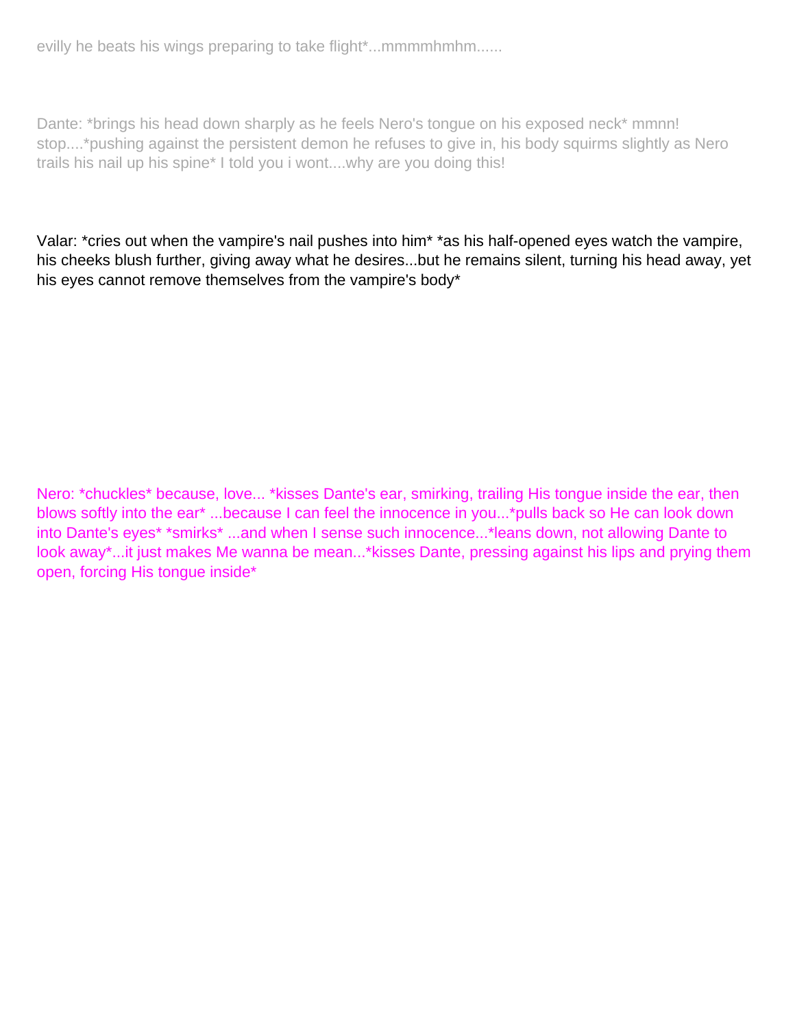evilly he beats his wings preparing to take flight*...mmmmhmhm......

Dante: *brings his head down sharply as he feels Nero's tongue on his exposed neck* mmnn! stop....*pushing against the persistent demon he refuses to give in, his body squirms slightly as Nero trails his nail up his spine* I told you i wont....why are you doing this!

Valar: *cries out when the vampire's nail pushes into him* *as his half-opened eyes watch the vampire, his cheeks blush further, giving away what he desires...but he remains silent, turning his head away, yet his eyes cannot remove themselves from the vampire's body*

Nero: *chuckles* because, love... *kisses Dante's ear, smirking, trailing His tongue inside the ear, then blows softly into the ear* ...because I can feel the innocence in you...*pulls back so He can look down into Dante's eyes* *smirks* ...and when I sense such innocence...*leans down, not allowing Dante to look away*...it just makes Me wanna be mean...*kisses Dante, pressing against his lips and prying them open, forcing His tongue inside*